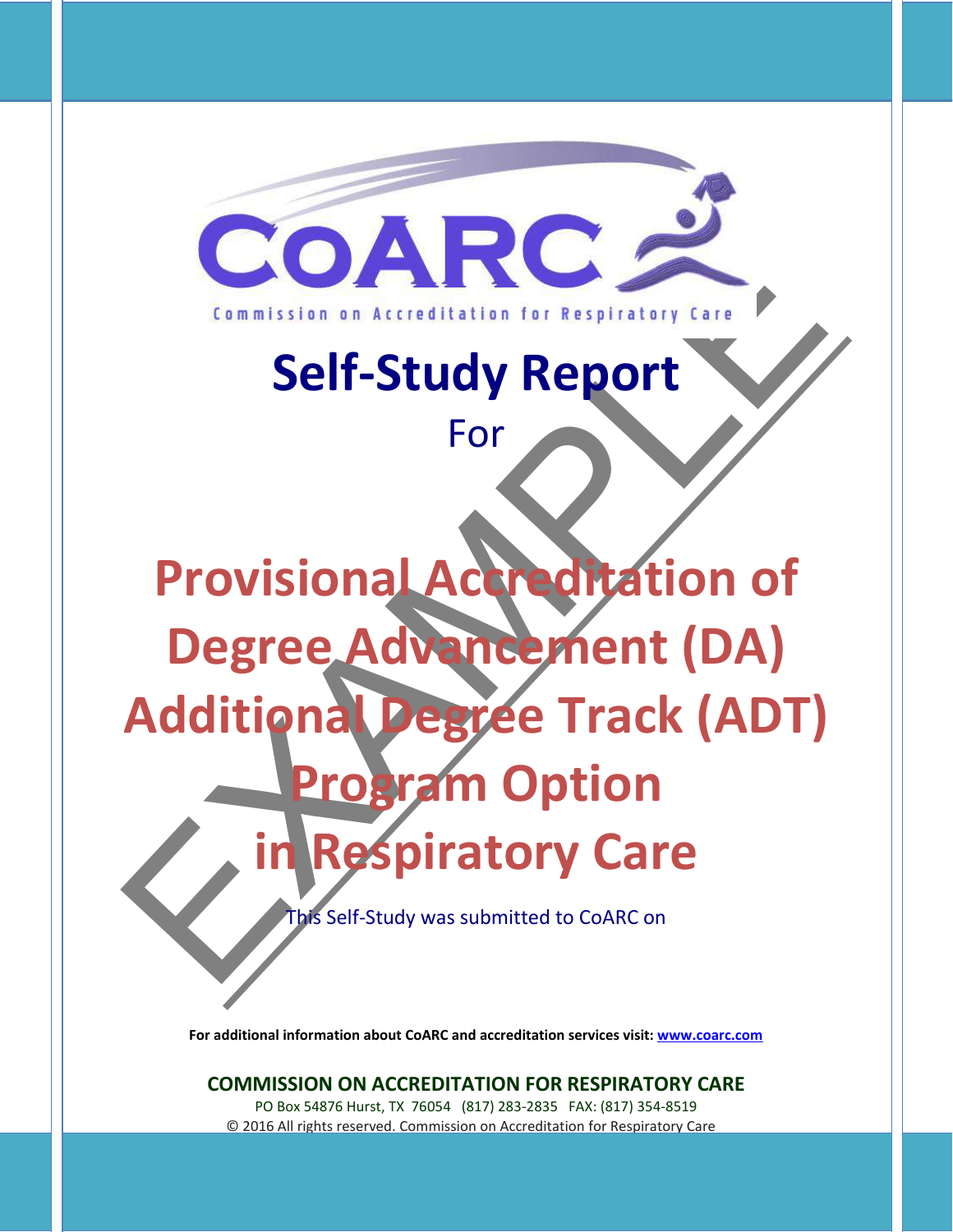# CoARC

Commission on Accreditation for Respiratory Care

# Self-Study Report

For

# Provisional Accreditation of Degree Advancement (DA) Additional Degree Track (ADT) Program Option in Respiratory Care

This Self-Study was submitted to CoARC on

EXAMPLE

**For additional information about CoARC and accreditation services visit: www.coarc.com**

**COMMISSION ON ACCREDITATION FOR RESPIRATORY CARE**

PO Box 54876 Hurst, TX 76054 (817) 283-2835 FAX: (817) 354-8519

© 2016 All rights reserved. Commission on Accreditation for Respiratory Care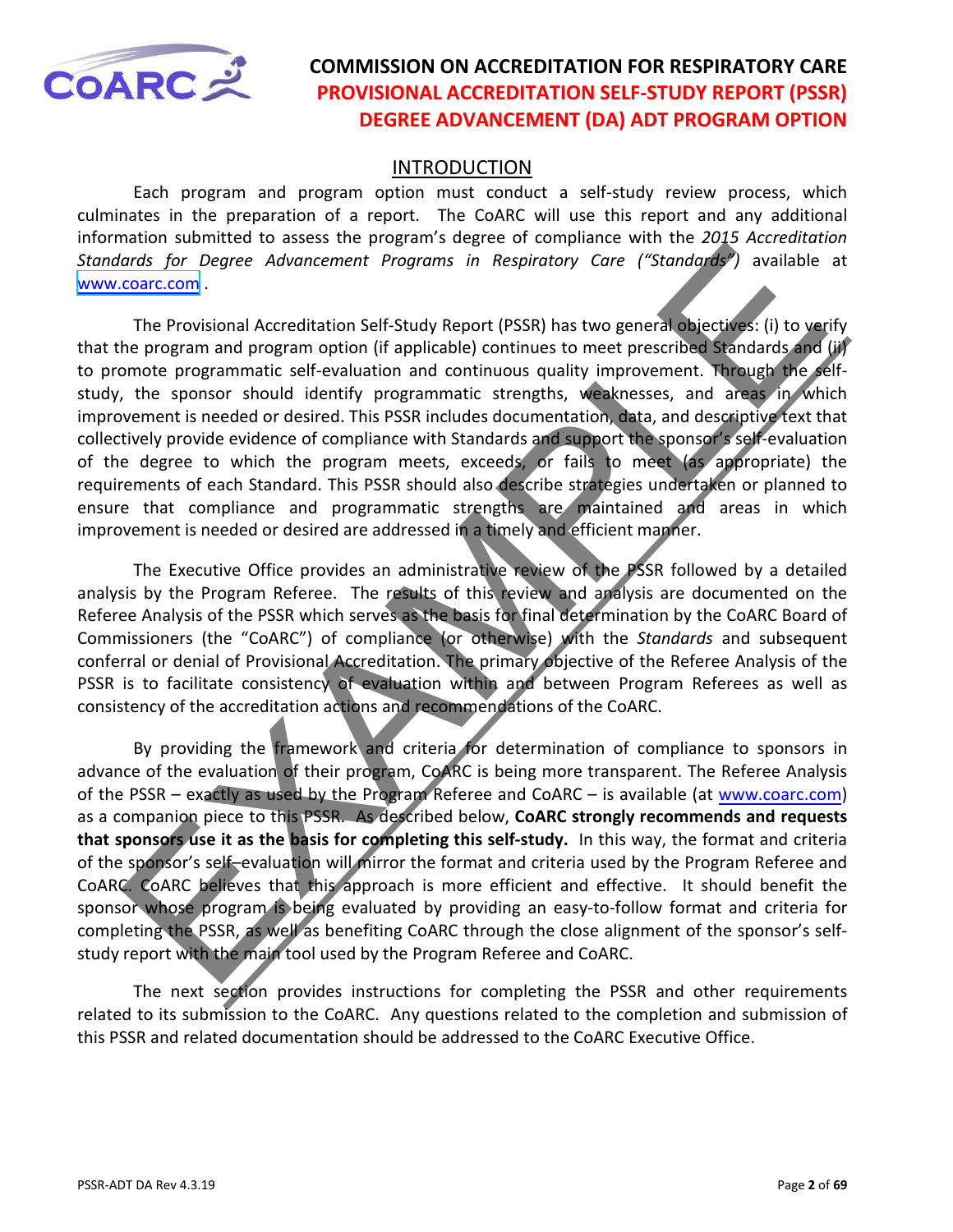# COMMISSION ON ACCREDITATION FOR RESPIRATORY CARE
## PROVISIONAL ACCREDITATION SELF-STUDY REPORT (PSSR)
## DEGREE ADVANCEMENT (DA) ADT PROGRAM OPTION

## INTRODUCTION

Each program and program option must conduct a self-study review process, which culminates in the preparation of a report. The CoARC will use this report and any additional information submitted to assess the program's degree of compliance with the *2015 Accreditation Standards for Degree Advancement Programs in Respiratory Care ("Standards")* available at www.coarc.com .

The Provisional Accreditation Self-Study Report (PSSR) has two general objectives: (i) to verify that the program and program option (if applicable) continues to meet prescribed Standards and (ii) to promote programmatic self-evaluation and continuous quality improvement. Through the self-study, the sponsor should identify programmatic strengths, weaknesses, and areas in which improvement is needed or desired. This PSSR includes documentation, data, and descriptive text that collectively provide evidence of compliance with Standards and support the sponsor's self-evaluation of the degree to which the program meets, exceeds, or fails to meet (as appropriate) the requirements of each Standard. This PSSR should also describe strategies undertaken or planned to ensure that compliance and programmatic strengths are maintained and areas in which improvement is needed or desired are addressed in a timely and efficient manner.

The Executive Office provides an administrative review of the PSSR followed by a detailed analysis by the Program Referee. The results of this review and analysis are documented on the Referee Analysis of the PSSR which serves as the basis for final determination by the CoARC Board of Commissioners (the "CoARC") of compliance (or otherwise) with the *Standards* and subsequent conferral or denial of Provisional Accreditation. The primary objective of the Referee Analysis of the PSSR is to facilitate consistency of evaluation within and between Program Referees as well as consistency of the accreditation actions and recommendations of the CoARC.

By providing the framework and criteria for determination of compliance to sponsors in advance of the evaluation of their program, CoARC is being more transparent. The Referee Analysis of the PSSR – exactly as used by the Program Referee and CoARC – is available (at www.coarc.com) as a companion piece to this PSSR. As described below, **CoARC strongly recommends and requests that sponsors use it as the basis for completing this self-study.** In this way, the format and criteria of the sponsor's self–evaluation will mirror the format and criteria used by the Program Referee and CoARC. CoARC believes that this approach is more efficient and effective. It should benefit the sponsor whose program is being evaluated by providing an easy-to-follow format and criteria for completing the PSSR, as well as benefiting CoARC through the close alignment of the sponsor's self-study report with the main tool used by the Program Referee and CoARC.

The next section provides instructions for completing the PSSR and other requirements related to its submission to the CoARC. Any questions related to the completion and submission of this PSSR and related documentation should be addressed to the CoARC Executive Office.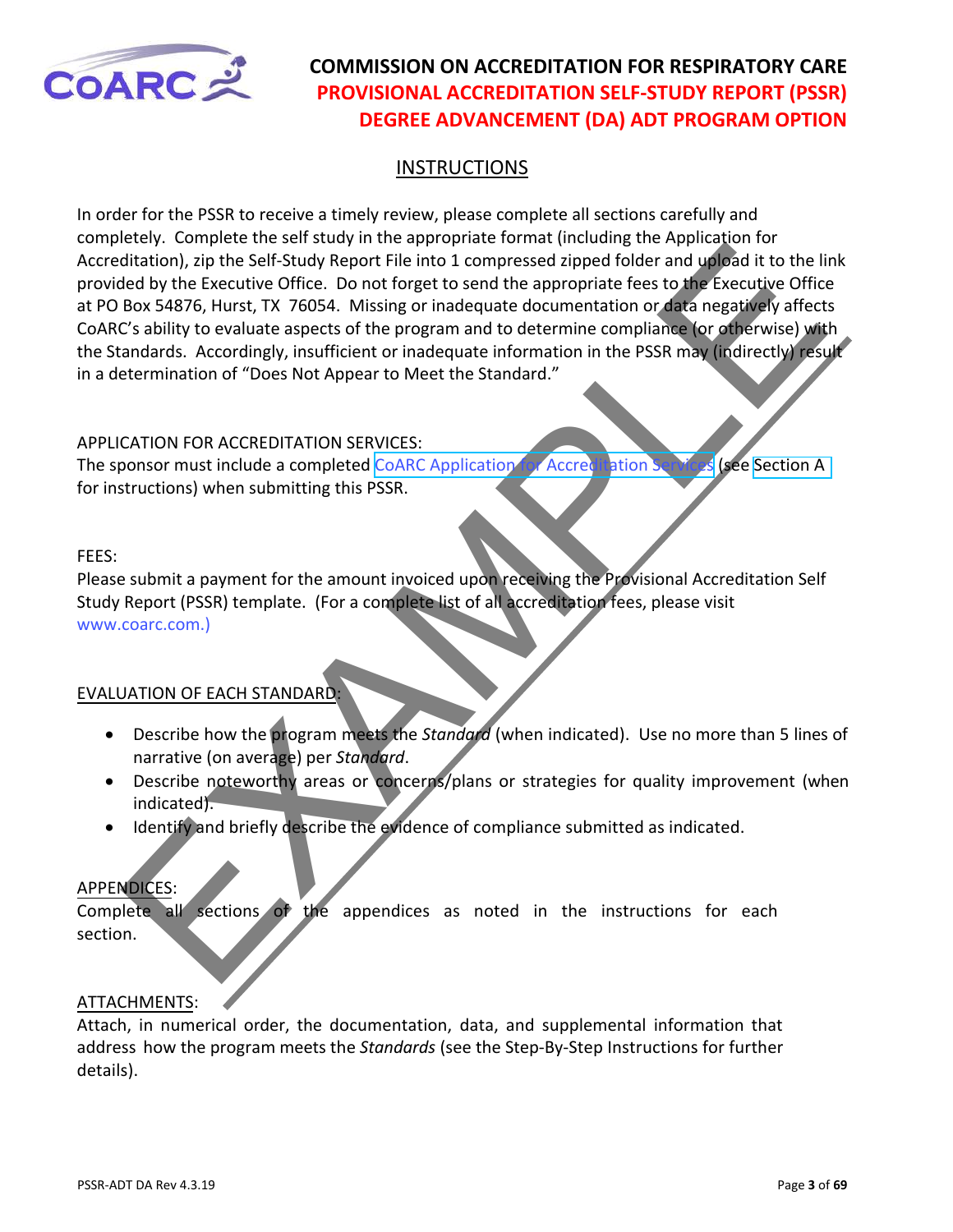# COMMISSION ON ACCREDITATION FOR RESPIRATORY CARE
## PROVISIONAL ACCREDITATION SELF-STUDY REPORT (PSSR)
## DEGREE ADVANCEMENT (DA) ADT PROGRAM OPTION

### INSTRUCTIONS

In order for the PSSR to receive a timely review, please complete all sections carefully and completely. Complete the self study in the appropriate format (including the Application for Accreditation), zip the Self-Study Report File into 1 compressed zipped folder and upload it to the link provided by the Executive Office. Do not forget to send the appropriate fees to the Executive Office at PO Box 54876, Hurst, TX 76054. Missing or inadequate documentation or data negatively affects CoARC's ability to evaluate aspects of the program and to determine compliance (or otherwise) with the Standards. Accordingly, insufficient or inadequate information in the PSSR may (indirectly) result in a determination of "Does Not Appear to Meet the Standard."

APPLICATION FOR ACCREDITATION SERVICES:
The sponsor must include a completed CoARC Application for Accreditation Services (see Section A for instructions) when submitting this PSSR.

FEES:
Please submit a payment for the amount invoiced upon receiving the Provisional Accreditation Self Study Report (PSSR) template. (For a complete list of all accreditation fees, please visit www.coarc.com.)

EVALUATION OF EACH STANDARD:

- Describe how the program meets the *Standard* (when indicated). Use no more than 5 lines of narrative (on average) per *Standard*.
- Describe noteworthy areas or concerns/plans or strategies for quality improvement (when indicated).
- Identify and briefly describe the evidence of compliance submitted as indicated.

APPENDICES:
Complete all sections of the appendices as noted in the instructions for each section.

ATTACHMENTS:
Attach, in numerical order, the documentation, data, and supplemental information that address how the program meets the *Standards* (see the Step-By-Step Instructions for further details).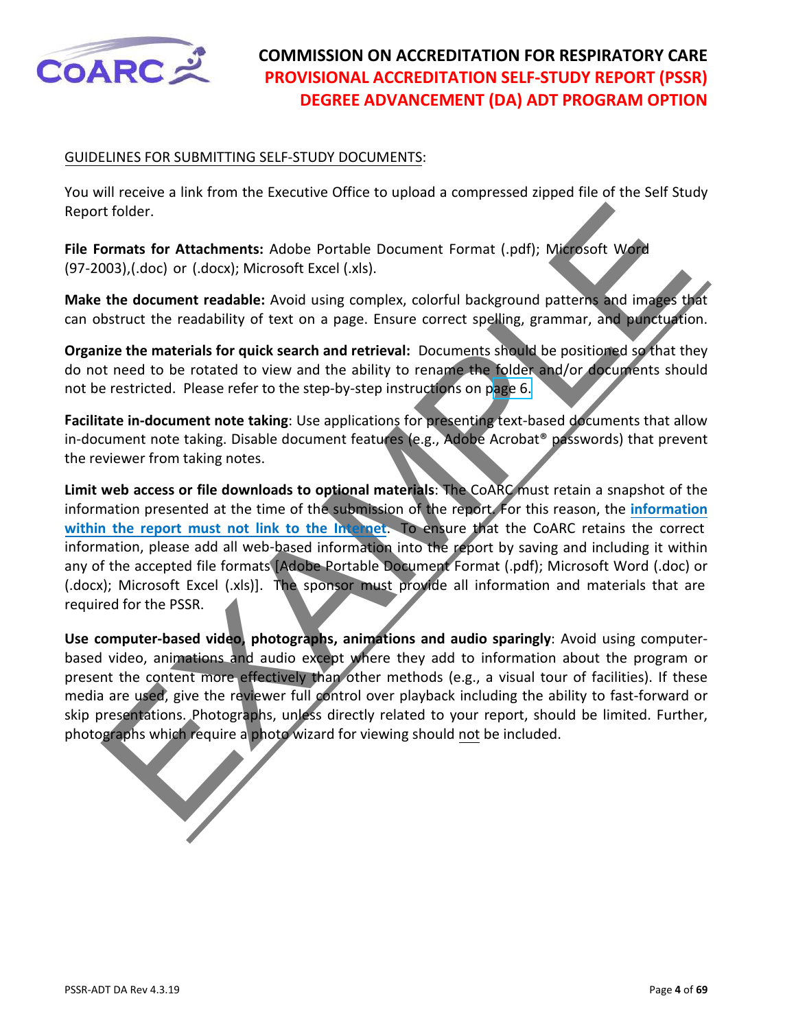# COMMISSION ON ACCREDITATION FOR RESPIRATORY CARE
## PROVISIONAL ACCREDITATION SELF-STUDY REPORT (PSSR)
## DEGREE ADVANCEMENT (DA) ADT PROGRAM OPTION

GUIDELINES FOR SUBMITTING SELF-STUDY DOCUMENTS:

You will receive a link from the Executive Office to upload a compressed zipped file of the Self Study Report folder.

**File Formats for Attachments:** Adobe Portable Document Format (.pdf); Microsoft Word (97-2003),(.doc) or (.docx); Microsoft Excel (.xls).

**Make the document readable:** Avoid using complex, colorful background patterns and images that can obstruct the readability of text on a page. Ensure correct spelling, grammar, and punctuation.

**Organize the materials for quick search and retrieval:** Documents should be positioned so that they do not need to be rotated to view and the ability to rename the folder and/or documents should not be restricted. Please refer to the step-by-step instructions on page 6.

**Facilitate in-document note taking**: Use applications for presenting text-based documents that allow in-document note taking. Disable document features (e.g., Adobe Acrobat® passwords) that prevent the reviewer from taking notes.

**Limit web access or file downloads to optional materials**: The CoARC must retain a snapshot of the information presented at the time of the submission of the report. For this reason, the **information within the report must not link to the Internet**. To ensure that the CoARC retains the correct information, please add all web-based information into the report by saving and including it within any of the accepted file formats [Adobe Portable Document Format (.pdf); Microsoft Word (.doc) or (.docx); Microsoft Excel (.xls)]. The sponsor must provide all information and materials that are required for the PSSR.

**Use computer-based video, photographs, animations and audio sparingly**: Avoid using computer-based video, animations and audio except where they add to information about the program or present the content more effectively than other methods (e.g., a visual tour of facilities). If these media are used, give the reviewer full control over playback including the ability to fast-forward or skip presentations. Photographs, unless directly related to your report, should be limited. Further, photographs which require a photo wizard for viewing should not be included.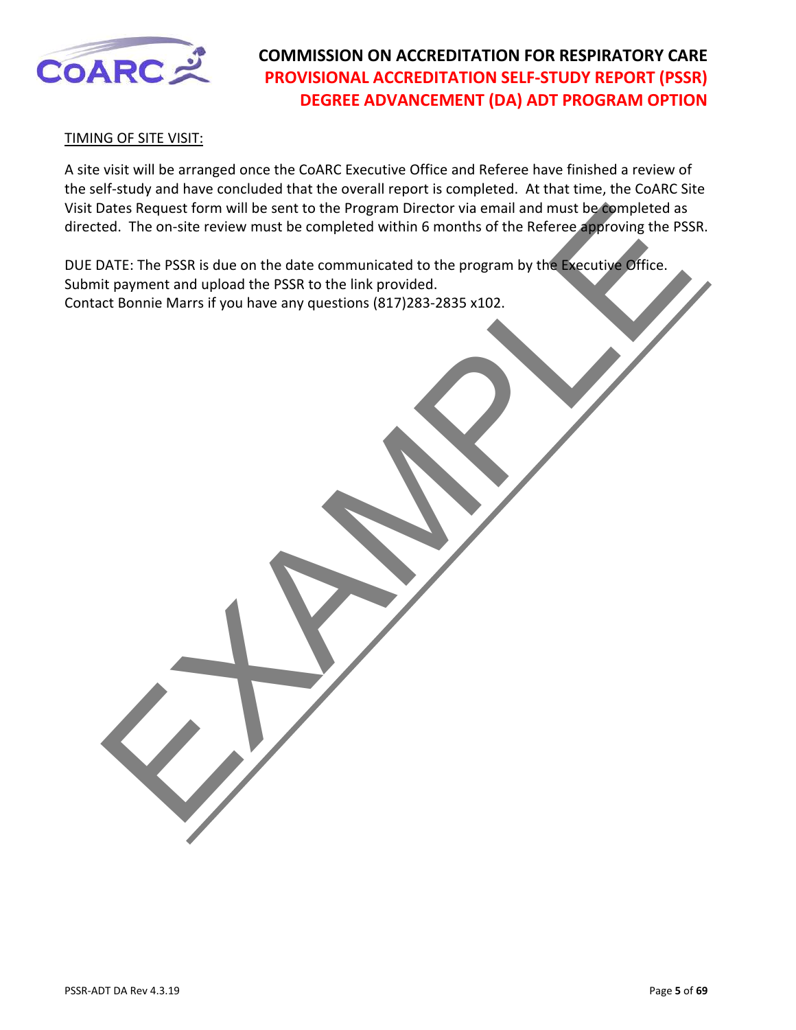TIMING OF SITE VISIT:

A site visit will be arranged once the CoARC Executive Office and Referee have finished a review of the self-study and have concluded that the overall report is completed. At that time, the CoARC Site Visit Dates Request form will be sent to the Program Director via email and must be completed as directed. The on-site review must be completed within 6 months of the Referee approving the PSSR.

DUE DATE: The PSSR is due on the date communicated to the program by the Executive Office.
Submit payment and upload the PSSR to the link provided.
Contact Bonnie Marrs if you have any questions (817)283-2835 x102.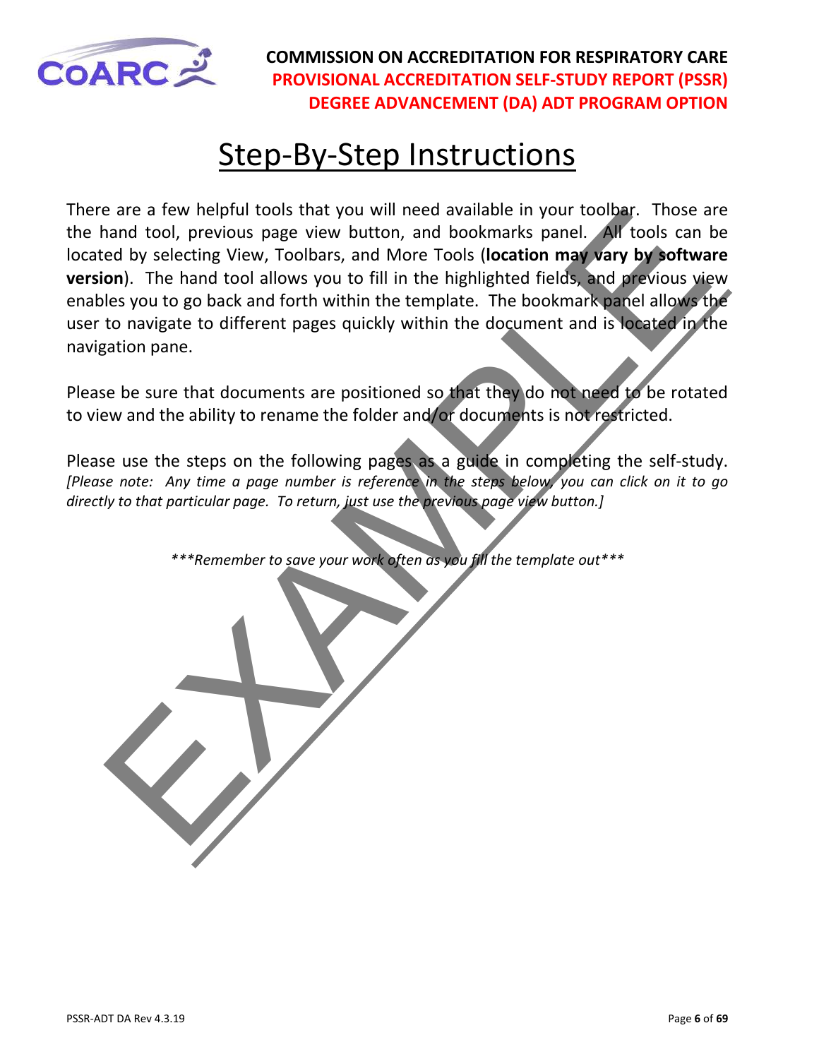# Step-By-Step Instructions

There are a few helpful tools that you will need available in your toolbar. Those are the hand tool, previous page view button, and bookmarks panel. All tools can be located by selecting View, Toolbars, and More Tools (**location may vary by software version**). The hand tool allows you to fill in the highlighted fields, and previous view enables you to go back and forth within the template. The bookmark panel allows the user to navigate to different pages quickly within the document and is located in the navigation pane.

Please be sure that documents are positioned so that they do not need to be rotated to view and the ability to rename the folder and/or documents is not restricted.

Please use the steps on the following pages as a guide in completing the self-study. *[Please note: Any time a page number is reference in the steps below, you can click on it to go directly to that particular page. To return, just use the previous page view button.]*

*\*\*\*Remember to save your work often as you fill the template out\*\*\**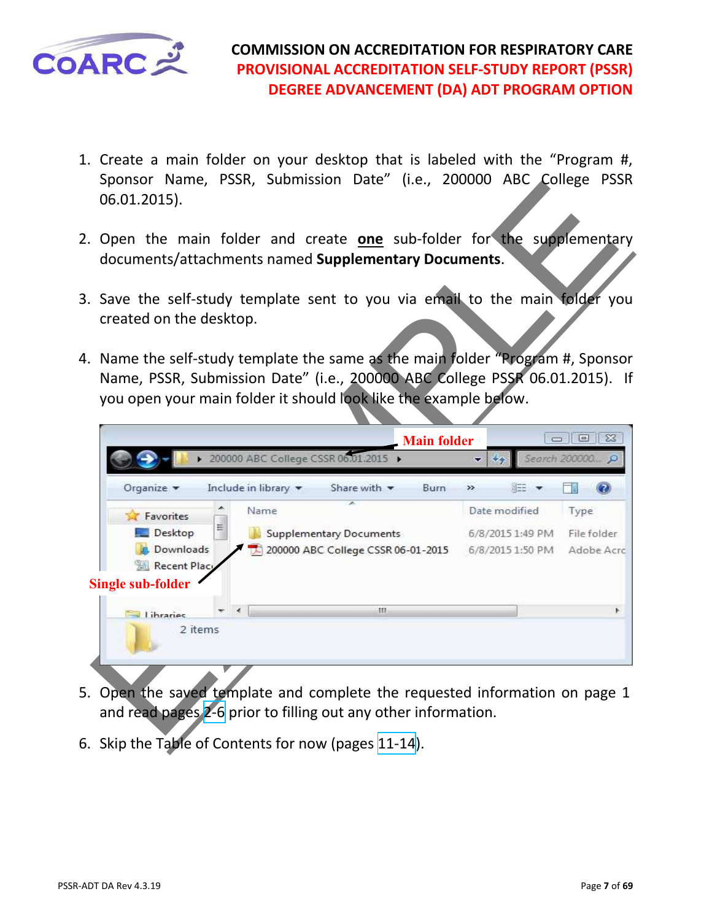1. Create a main folder on your desktop that is labeled with the “Program #, Sponsor Name, PSSR, Submission Date” (i.e., 200000 ABC College PSSR 06.01.2015).

2. Open the main folder and create **one** sub-folder for the supplementary documents/attachments named **Supplementary Documents**.

3. Save the self-study template sent to you via email to the main folder you created on the desktop.

4. Name the self-study template the same as the main folder “Program #, Sponsor Name, PSSR, Submission Date” (i.e., 200000 ABC College PSSR 06.01.2015). If you open your main folder it should look like the example below.

5. Open the saved template and complete the requested information on page 1 and read pages 2-6 prior to filling out any other information.

6. Skip the Table of Contents for now (pages 11-14).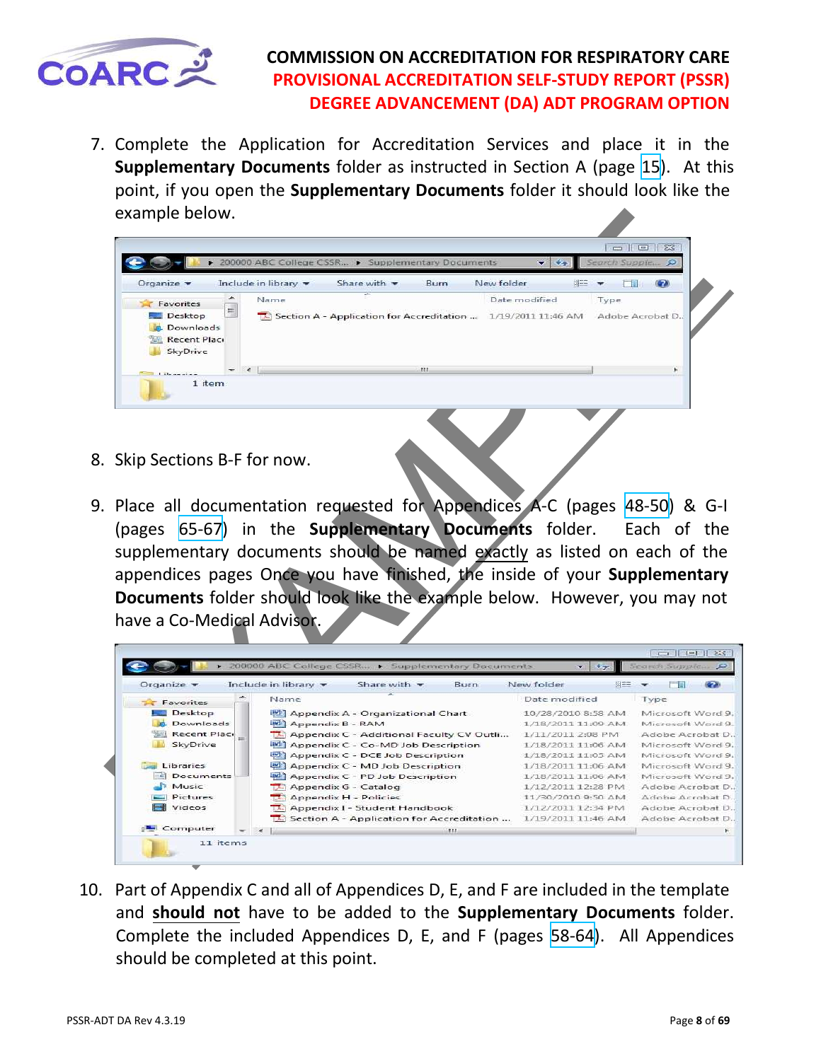7. Complete the Application for Accreditation Services and place it in the **Supplementary Documents** folder as instructed in Section A (page 15). At this point, if you open the **Supplementary Documents** folder it should look like the example below.

8. Skip Sections B-F for now.

9. Place all documentation requested for Appendices A-C (pages 48-50) & G-I (pages 65-67) in the **Supplementary Documents** folder. Each of the supplementary documents should be named exactly as listed on each of the appendices pages Once you have finished, the inside of your **Supplementary Documents** folder should look like the example below. However, you may not have a Co-Medical Advisor.

10. Part of Appendix C and all of Appendices D, E, and F are included in the template and **should not** have to be added to the **Supplementary Documents** folder. Complete the included Appendices D, E, and F (pages 58-64). All Appendices should be completed at this point.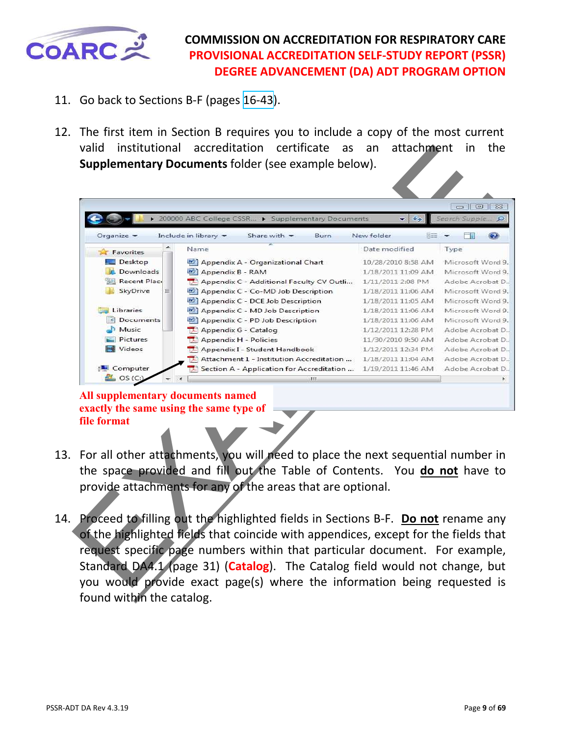11. Go back to Sections B-F (pages 16-43).

12. The first item in Section B requires you to include a copy of the most current valid institutional accreditation certificate as an attachment in the **Supplementary Documents** folder (see example below).

| Name | Date modified | Type |
|---|---|---|
| Appendix A - Organizational Chart | 10/28/2010 8:58 AM | Microsoft Word 9... |
| Appendix B - RAM | 1/18/2011 11:09 AM | Microsoft Word 9... |
| Appendix C - Additional Faculty CV Outli... | 1/11/2011 2:08 PM | Adobe Acrobat D... |
| Appendix C - Co-MD Job Description | 1/18/2011 11:06 AM | Microsoft Word 9... |
| Appendix C - DCE Job Description | 1/18/2011 11:05 AM | Microsoft Word 9... |
| Appendix C - MD Job Description | 1/18/2011 11:06 AM | Microsoft Word 9... |
| Appendix C - PD Job Description | 1/18/2011 11:06 AM | Microsoft Word 9... |
| Appendix G - Catalog | 1/12/2011 12:28 PM | Adobe Acrobat D... |
| Appendix H - Policies | 11/30/2010 9:50 AM | Adobe Acrobat D... |
| Appendix I - Student Handbook | 1/12/2011 12:34 PM | Adobe Acrobat D... |
| Attachment 1 - Institution Accreditation ... | 1/18/2011 11:04 AM | Adobe Acrobat D... |
| Section A - Application for Accreditation ... | 1/19/2011 11:46 AM | Adobe Acrobat D... |

**All supplementary documents named exactly the same using the same type of file format**

13. For all other attachments, you will need to place the next sequential number in the space provided and fill out the Table of Contents. You **do not** have to provide attachments for any of the areas that are optional.

14. Proceed to filling out the highlighted fields in Sections B-F. **Do not** rename any of the highlighted fields that coincide with appendices, except for the fields that request specific page numbers within that particular document. For example, Standard DA4.1 (page 31) (**Catalog**). The Catalog field would not change, but you would provide exact page(s) where the information being requested is found within the catalog.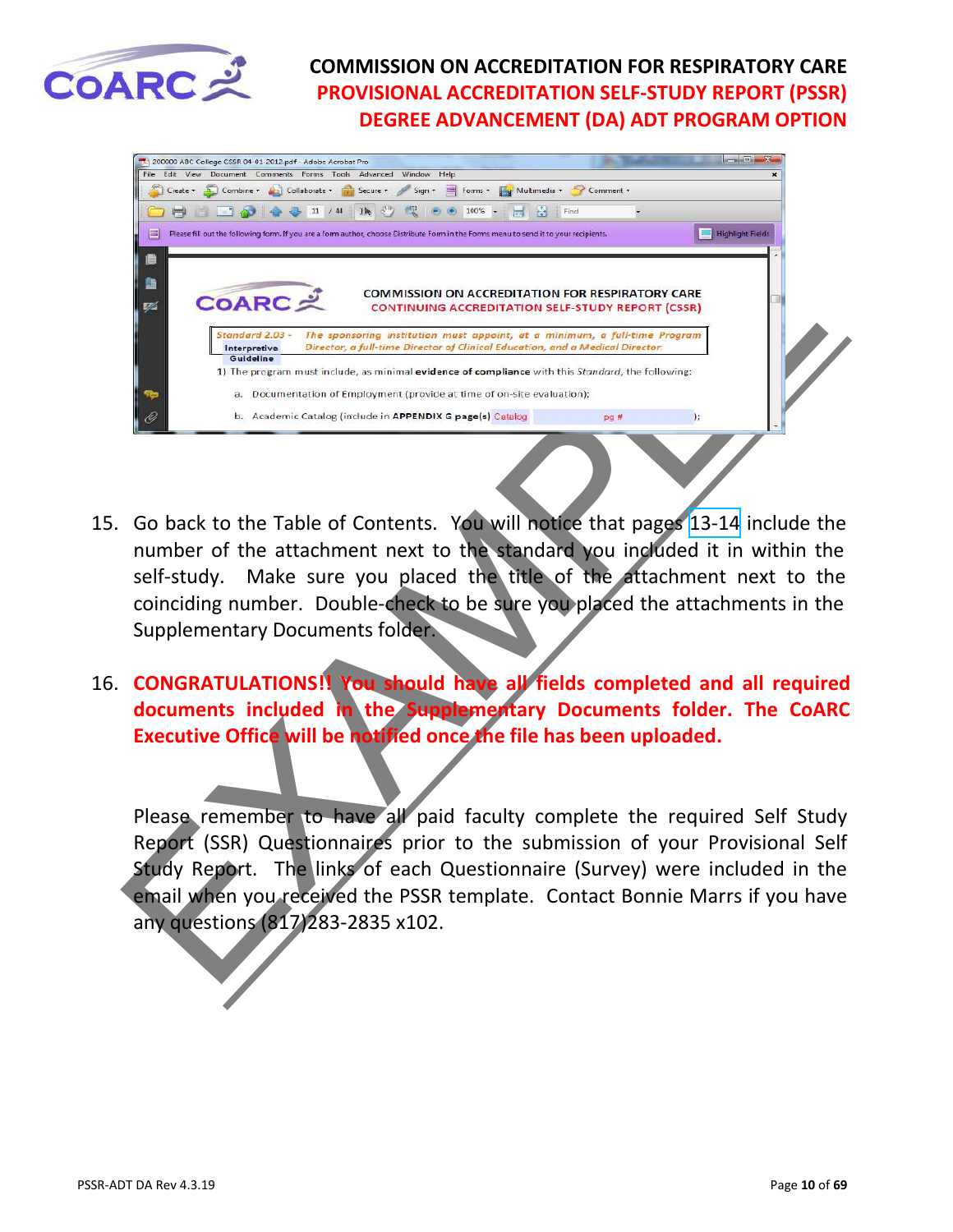15. Go back to the Table of Contents. You will notice that pages 13-14 include the number of the attachment next to the standard you included it in within the self-study. Make sure you placed the title of the attachment next to the coinciding number. Double-check to be sure you placed the attachments in the Supplementary Documents folder.

16. **CONGRATULATIONS!! You should have all fields completed and all required documents included in the Supplementary Documents folder. The CoARC Executive Office will be notified once the file has been uploaded.**

Please remember to have all paid faculty complete the required Self Study Report (SSR) Questionnaires prior to the submission of your Provisional Self Study Report. The links of each Questionnaire (Survey) were included in the email when you received the PSSR template. Contact Bonnie Marrs if you have any questions (817)283-2835 x102.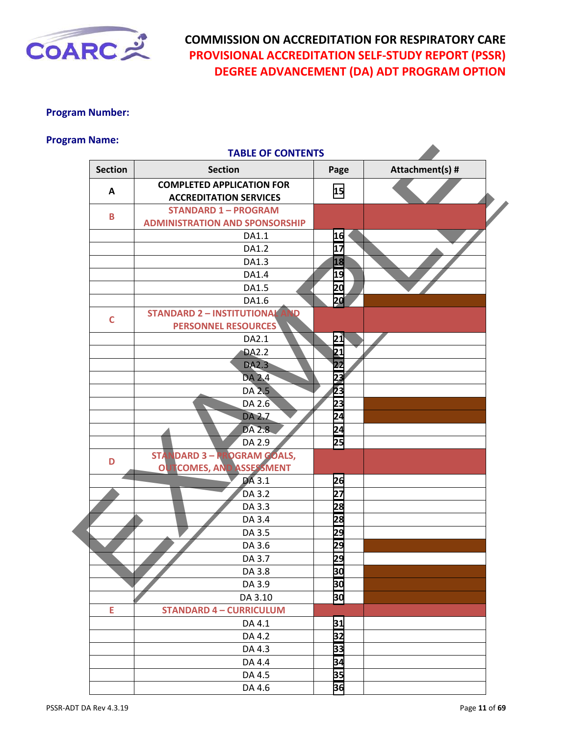# COMMISSION ON ACCREDITATION FOR RESPIRATORY CARE
## PROVISIONAL ACCREDITATION SELF-STUDY REPORT (PSSR)
## DEGREE ADVANCEMENT (DA) ADT PROGRAM OPTION

**Program Number:**

**Program Name:**

### TABLE OF CONTENTS

| Section | Section | Page | Attachment(s) # |
|---|---|---|---|
| A | COMPLETED APPLICATION FOR ACCREDITATION SERVICES | 15 | |
| B | STANDARD 1 – PROGRAM ADMINISTRATION AND SPONSORSHIP | | |
| | DA1.1 | 16 | |
| | DA1.2 | 17 | |
| | DA1.3 | 18 | |
| | DA1.4 | 19 | |
| | DA1.5 | 20 | |
| | DA1.6 | 20 | |
| C | STANDARD 2 – INSTITUTIONAL AND PERSONNEL RESOURCES | | |
| | DA2.1 | 21 | |
| | DA2.2 | 21 | |
| | DA2.3 | 22 | |
| | DA 2.4 | 23 | |
| | DA 2.5 | 23 | |
| | DA 2.6 | 23 | |
| | DA 2.7 | 24 | |
| | DA 2.8 | 24 | |
| | DA 2.9 | 25 | |
| D | STANDARD 3 – PROGRAM GOALS, OUTCOMES, AND ASSESSMENT | | |
| | DA 3.1 | 26 | |
| | DA 3.2 | 27 | |
| | DA 3.3 | 28 | |
| | DA 3.4 | 28 | |
| | DA 3.5 | 29 | |
| | DA 3.6 | 29 | |
| | DA 3.7 | 29 | |
| | DA 3.8 | 30 | |
| | DA 3.9 | 30 | |
| | DA 3.10 | 30 | |
| E | STANDARD 4 – CURRICULUM | | |
| | DA 4.1 | 31 | |
| | DA 4.2 | 32 | |
| | DA 4.3 | 33 | |
| | DA 4.4 | 34 | |
| | DA 4.5 | 35 | |
| | DA 4.6 | 36 | |

PSSR-ADT DA Rev 4.3.19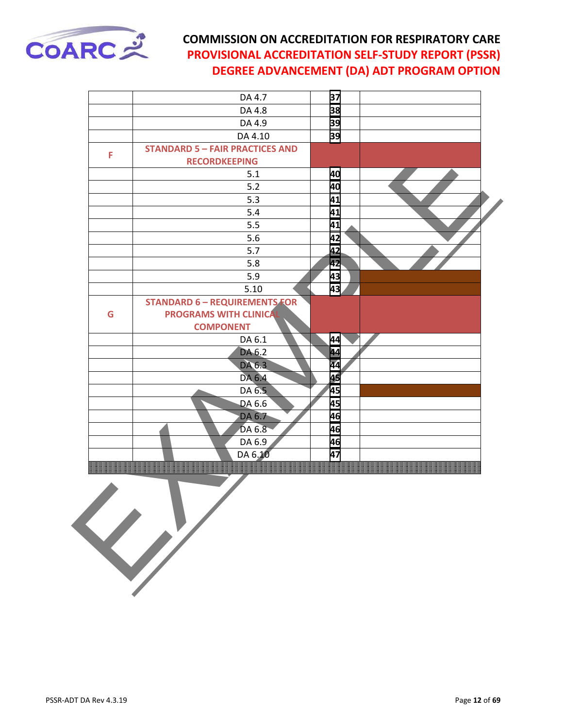| | | | |
|---|---|---|---|
| | DA 4.7 | 37 | |
| | DA 4.8 | 38 | |
| | DA 4.9 | 39 | |
| | DA 4.10 | 39 | |
| F | **STANDARD 5 – FAIR PRACTICES AND RECORDKEEPING** | | |
| | 5.1 | 40 | |
| | 5.2 | 40 | |
| | 5.3 | 41 | |
| | 5.4 | 41 | |
| | 5.5 | 41 | |
| | 5.6 | 42 | |
| | 5.7 | 42 | |
| | 5.8 | 42 | |
| | 5.9 | 43 | |
| | 5.10 | 43 | |
| G | **STANDARD 6 – REQUIREMENTS FOR PROGRAMS WITH CLINICAL COMPONENT** | | |
| | DA 6.1 | 44 | |
| | DA 6.2 | 44 | |
| | DA 6.3 | 44 | |
| | DA 6.4 | 45 | |
| | DA 6.5 | 45 | |
| | DA 6.6 | 45 | |
| | DA 6.7 | 46 | |
| | DA 6.8 | 46 | |
| | DA 6.9 | 46 | |
| | DA 6.10 | 47 | |

EXAMPLE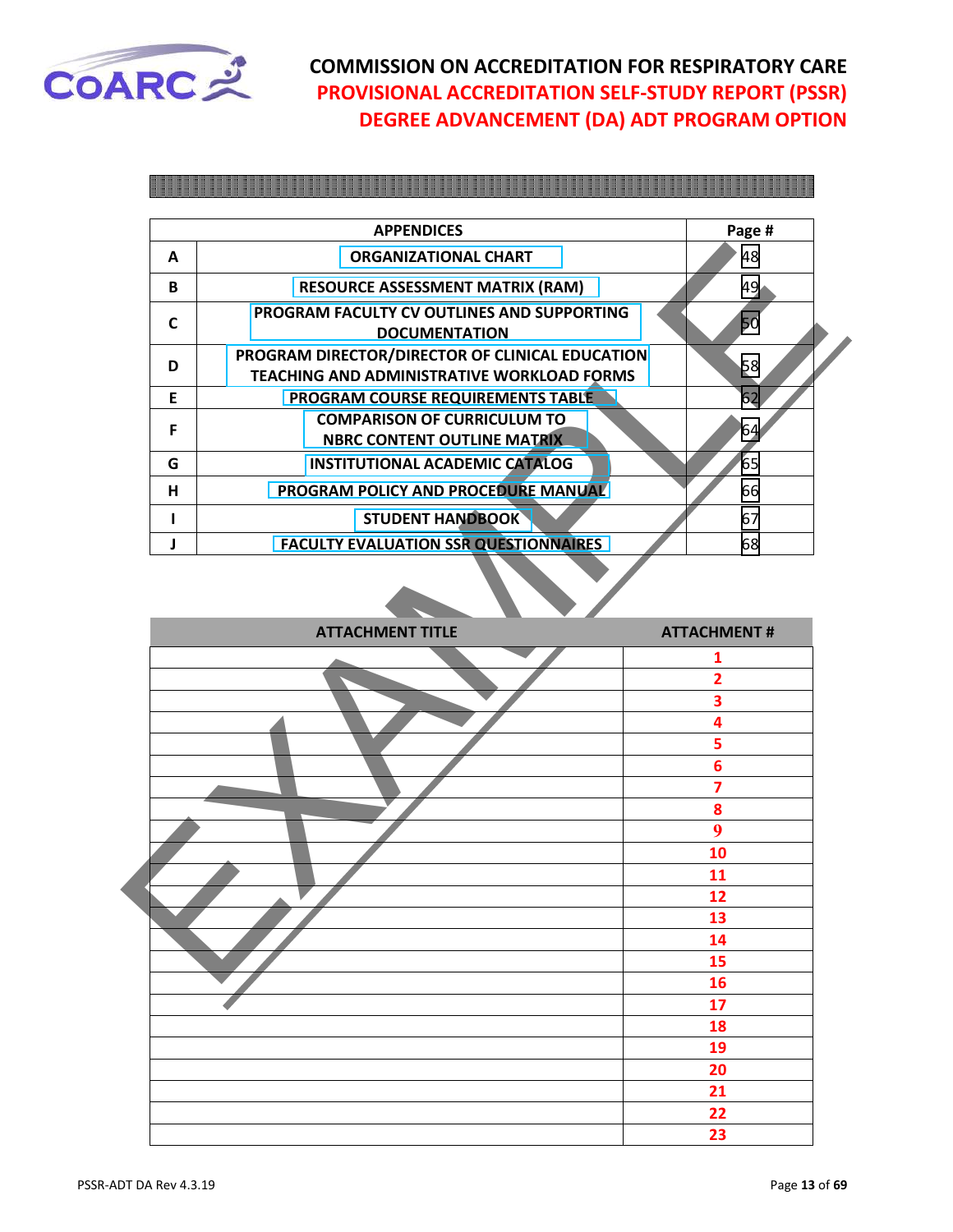| | APPENDICES | Page # |
|---|---|---|
| A | ORGANIZATIONAL CHART | 48 |
| B | RESOURCE ASSESSMENT MATRIX (RAM) | 49 |
| C | PROGRAM FACULTY CV OUTLINES AND SUPPORTING DOCUMENTATION | 50 |
| D | PROGRAM DIRECTOR/DIRECTOR OF CLINICAL EDUCATION TEACHING AND ADMINISTRATIVE WORKLOAD FORMS | 58 |
| E | PROGRAM COURSE REQUIREMENTS TABLE | 62 |
| F | COMPARISON OF CURRICULUM TO NBRC CONTENT OUTLINE MATRIX | 64 |
| G | INSTITUTIONAL ACADEMIC CATALOG | 65 |
| H | PROGRAM POLICY AND PROCEDURE MANUAL | 66 |
| I | STUDENT HANDBOOK | 67 |
| J | FACULTY EVALUATION SSR QUESTIONNAIRES | 68 |

| ATTACHMENT TITLE | ATTACHMENT # |
|---|---|
| | 1 |
| | 2 |
| | 3 |
| | 4 |
| | 5 |
| | 6 |
| | 7 |
| | 8 |
| | 9 |
| | 10 |
| | 11 |
| | 12 |
| | 13 |
| | 14 |
| | 15 |
| | 16 |
| | 17 |
| | 18 |
| | 19 |
| | 20 |
| | 21 |
| | 22 |
| | 23 |

EXAMPLE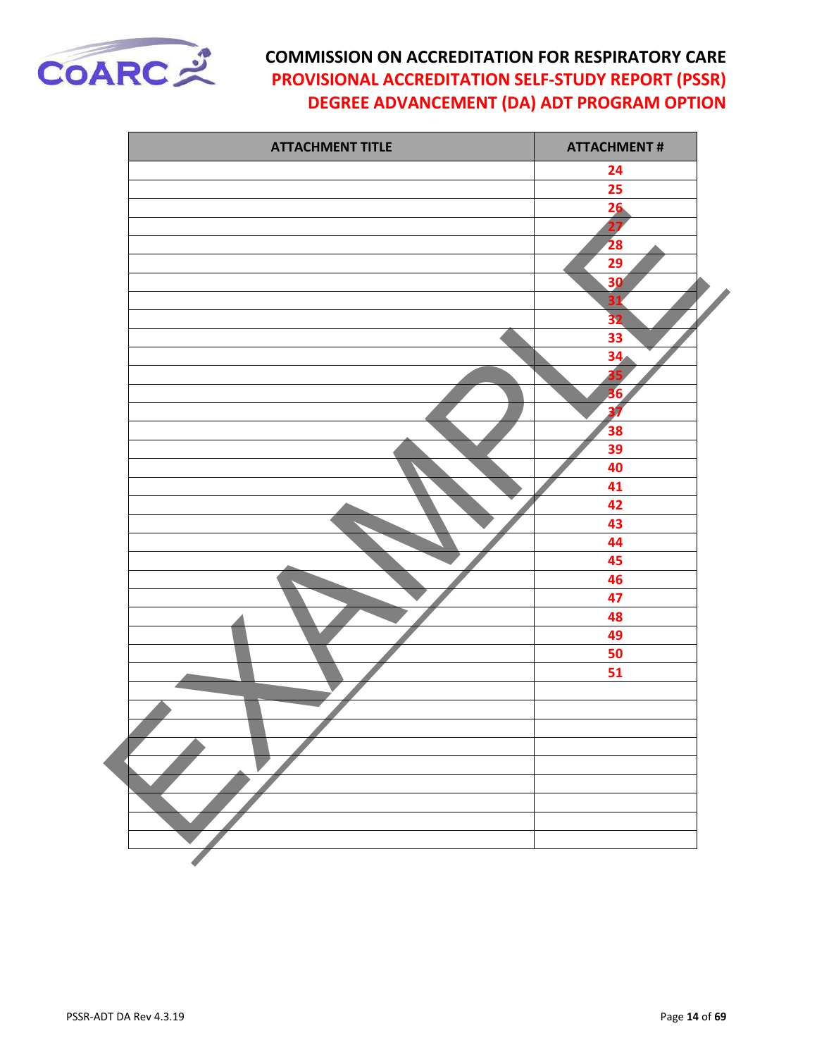| ATTACHMENT TITLE | ATTACHMENT # |
| --- | --- |
| | 24 |
| | 25 |
| | 26 |
| | 27 |
| | 28 |
| | 29 |
| | 30 |
| | 31 |
| | 32 |
| | 33 |
| | 34 |
| | 35 |
| | 36 |
| | 37 |
| | 38 |
| | 39 |
| | 40 |
| | 41 |
| | 42 |
| | 43 |
| | 44 |
| | 45 |
| | 46 |
| | 47 |
| | 48 |
| | 49 |
| | 50 |
| | 51 |
| | |
| | |
| | |
| | |
| | |
| | |
| | |
| | |
| | |

EXAMPLE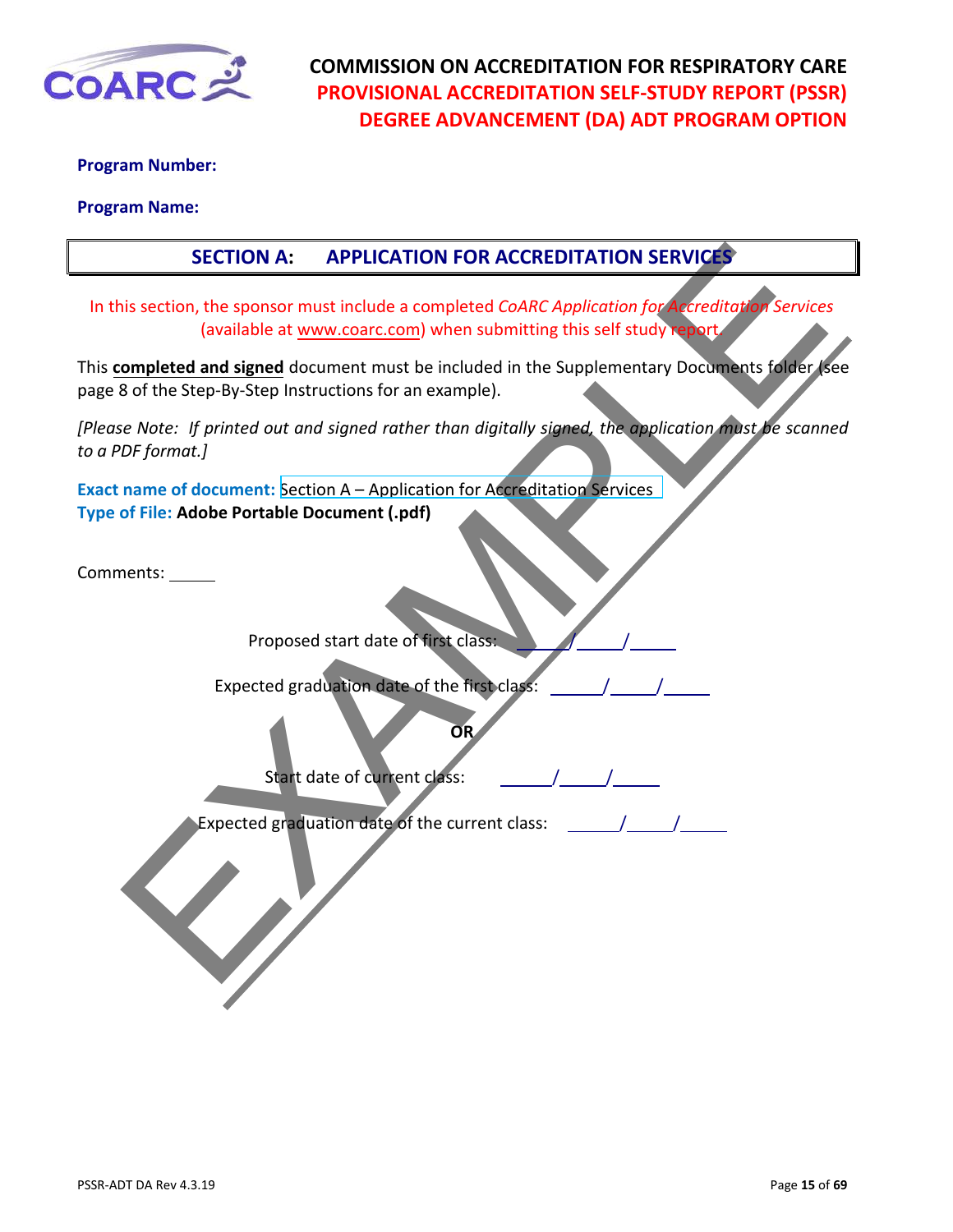**COMMISSION ON ACCREDITATION FOR RESPIRATORY CARE**
**PROVISIONAL ACCREDITATION SELF-STUDY REPORT (PSSR)**
**DEGREE ADVANCEMENT (DA) ADT PROGRAM OPTION**

**Program Number:**

**Program Name:**

## SECTION A: APPLICATION FOR ACCREDITATION SERVICES

In this section, the sponsor must include a completed *CoARC Application for Accreditation Services* (available at www.coarc.com) when submitting this self study report.

This **completed and signed** document must be included in the Supplementary Documents folder (see page 8 of the Step-By-Step Instructions for an example).

*[Please Note: If printed out and signed rather than digitally signed, the application must be scanned to a PDF format.]*

**Exact name of document:** Section A – Application for Accreditation Services
**Type of File:** **Adobe Portable Document (.pdf)**

Comments: _____

Proposed start date of first class: _____/_____/_____

Expected graduation date of the first class: _____/_____/_____

**OR**

Start date of current class: _____/_____/_____

Expected graduation date of the current class: _____/_____/_____

EXAMPLE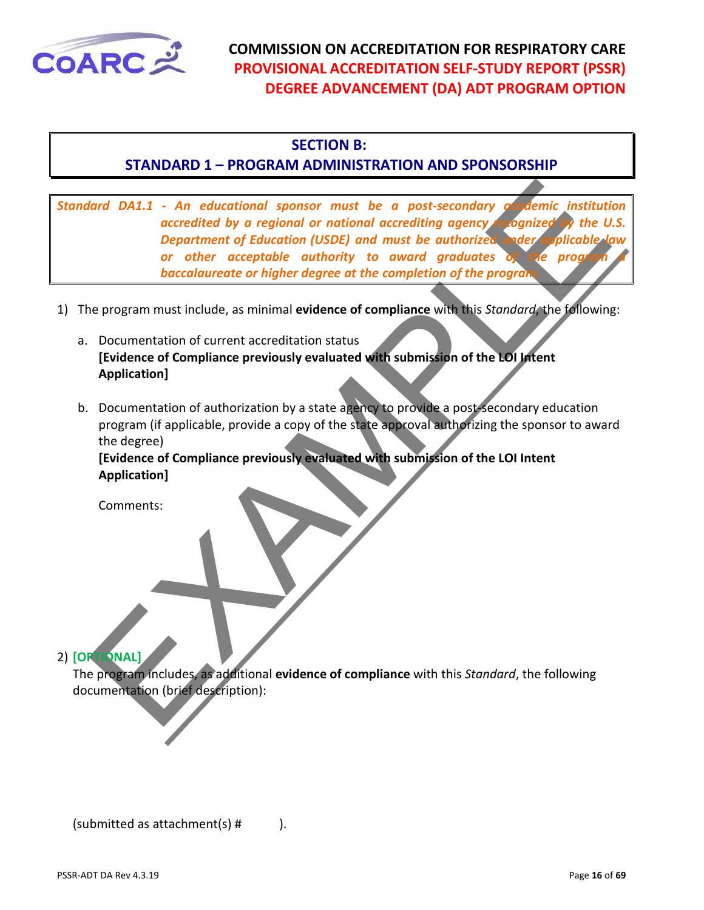## SECTION B:
## STANDARD 1 – PROGRAM ADMINISTRATION AND SPONSORSHIP

*Standard DA1.1 - An educational sponsor must be a post-secondary academic institution accredited by a regional or national accrediting agency recognized by the U.S. Department of Education (USDE) and must be authorized under applicable law or other acceptable authority to award graduates of the program a baccalaureate or higher degree at the completion of the program.*

1) The program must include, as minimal **evidence of compliance** with this *Standard*, the following:

   a. Documentation of current accreditation status
   **[Evidence of Compliance previously evaluated with submission of the LOI Intent Application]**

   b. Documentation of authorization by a state agency to provide a post-secondary education program (if applicable, provide a copy of the state approval authorizing the sponsor to award the degree)
   **[Evidence of Compliance previously evaluated with submission of the LOI Intent Application]**

   Comments:

2) **[OPTIONAL]**
The program includes, as additional **evidence of compliance** with this *Standard*, the following documentation (brief description):

(submitted as attachment(s) # ).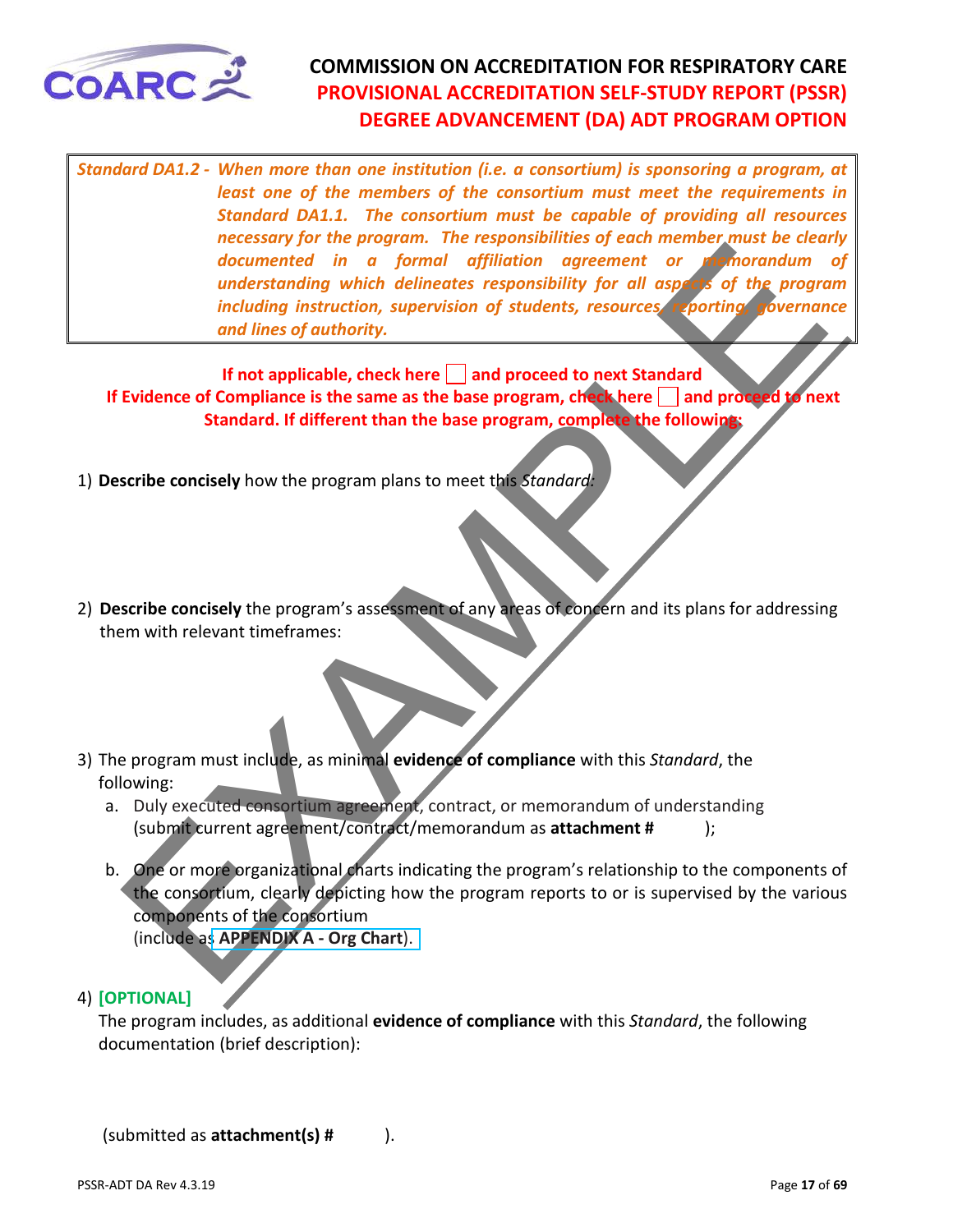**Standard DA1.2 -** *When more than one institution (i.e. a consortium) is sponsoring a program, at least one of the members of the consortium must meet the requirements in Standard DA1.1. The consortium must be capable of providing all resources necessary for the program. The responsibilities of each member must be clearly documented in a formal affiliation agreement or memorandum of understanding which delineates responsibility for all aspects of the program including instruction, supervision of students, resources, reporting, governance and lines of authority.*

**If not applicable, check here ☐ and proceed to next Standard**
**If Evidence of Compliance is the same as the base program, check here ☐ and proceed to next Standard. If different than the base program, complete the following:**

1) **Describe concisely** how the program plans to meet this *Standard:*

2) **Describe concisely** the program's assessment of any areas of concern and its plans for addressing them with relevant timeframes:

3) The program must include, as minimal **evidence of compliance** with this *Standard*, the following:
   a. Duly executed consortium agreement, contract, or memorandum of understanding (submit current agreement/contract/memorandum as **attachment #** );
   b. One or more organizational charts indicating the program's relationship to the components of the consortium, clearly depicting how the program reports to or is supervised by the various components of the consortium (include as **APPENDIX A - Org Chart**).

4) **[OPTIONAL]**
   The program includes, as additional **evidence of compliance** with this *Standard*, the following documentation (brief description):

   (submitted as **attachment(s) #** ).

EXAMPLE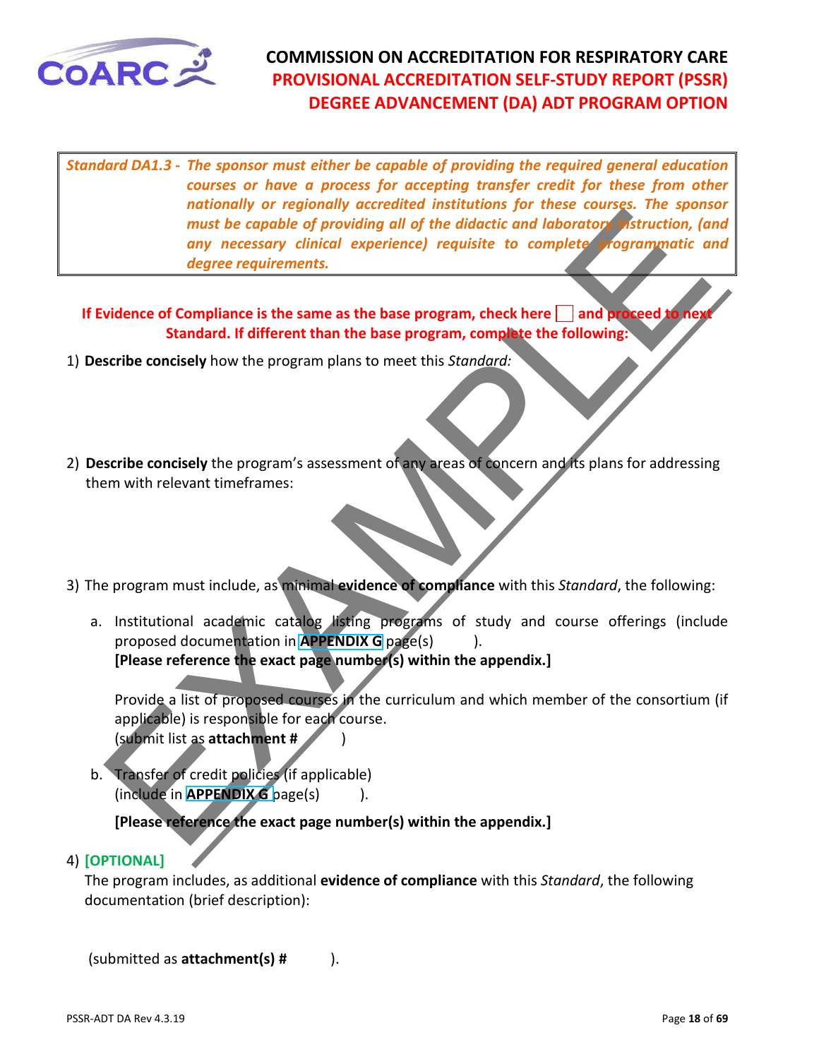**Standard DA1.3 -** ***The sponsor must either be capable of providing the required general education courses or have a process for accepting transfer credit for these from other nationally or regionally accredited institutions for these courses. The sponsor must be capable of providing all of the didactic and laboratory instruction, (and any necessary clinical experience) requisite to complete programmatic and degree requirements.***

**If Evidence of Compliance is the same as the base program, check here ☐ and proceed to next Standard. If different than the base program, complete the following:**

1) **Describe concisely** how the program plans to meet this *Standard:*

2) **Describe concisely** the program's assessment of any areas of concern and its plans for addressing them with relevant timeframes:

3) The program must include, as minimal **evidence of compliance** with this *Standard*, the following:

   a. Institutional academic catalog listing programs of study and course offerings (include proposed documentation in **APPENDIX G** page(s) ).
   **[Please reference the exact page number(s) within the appendix.]**

   Provide a list of proposed courses in the curriculum and which member of the consortium (if applicable) is responsible for each course.
   (submit list as **attachment #** )

   b. Transfer of credit policies (if applicable)
   (include in **APPENDIX G** page(s) ).

   **[Please reference the exact page number(s) within the appendix.]**

4) **[OPTIONAL]**
   The program includes, as additional **evidence of compliance** with this *Standard*, the following documentation (brief description):

   (submitted as **attachment(s) #** ).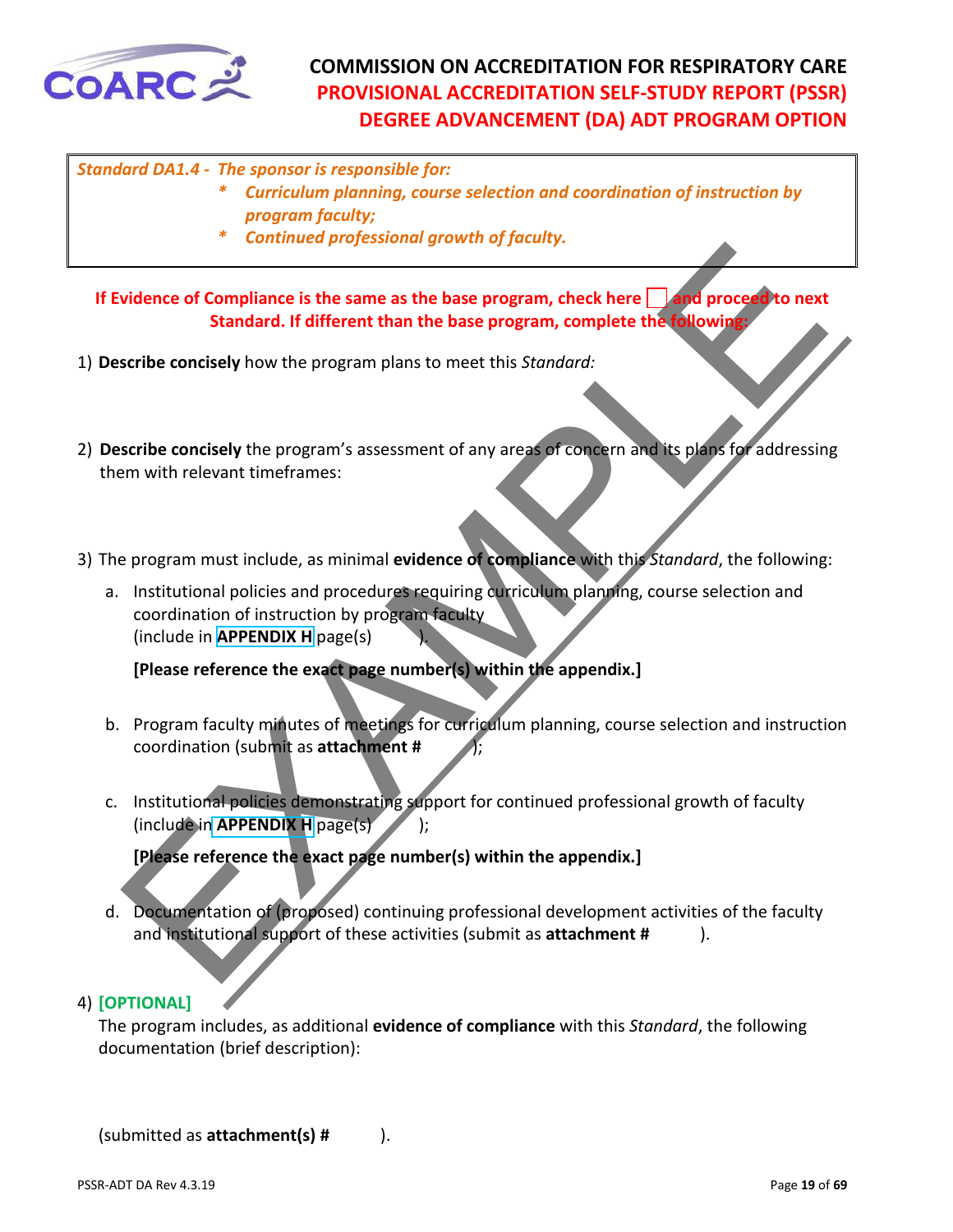*Standard DA1.4 - The sponsor is responsible for:*

- ***Curriculum planning, course selection and coordination of instruction by program faculty;***
- ***Continued professional growth of faculty.***

**If Evidence of Compliance is the same as the base program, check here ☐ and proceed to next Standard. If different than the base program, complete the following:**

1) **Describe concisely** how the program plans to meet this *Standard:*

2) **Describe concisely** the program's assessment of any areas of concern and its plans for addressing them with relevant timeframes:

3) The program must include, as minimal **evidence of compliance** with this *Standard*, the following:

   a. Institutional policies and procedures requiring curriculum planning, course selection and coordination of instruction by program faculty (include in **APPENDIX H** page(s) ).

      **[Please reference the exact page number(s) within the appendix.]**

   b. Program faculty minutes of meetings for curriculum planning, course selection and instruction coordination (submit as **attachment #** );

   c. Institutional policies demonstrating support for continued professional growth of faculty (include in **APPENDIX H** page(s) );

      **[Please reference the exact page number(s) within the appendix.]**

   d. Documentation of (proposed) continuing professional development activities of the faculty and institutional support of these activities (submit as **attachment #** ).

4) **[OPTIONAL]**
   The program includes, as additional **evidence of compliance** with this *Standard*, the following documentation (brief description):

   (submitted as **attachment(s) #** ).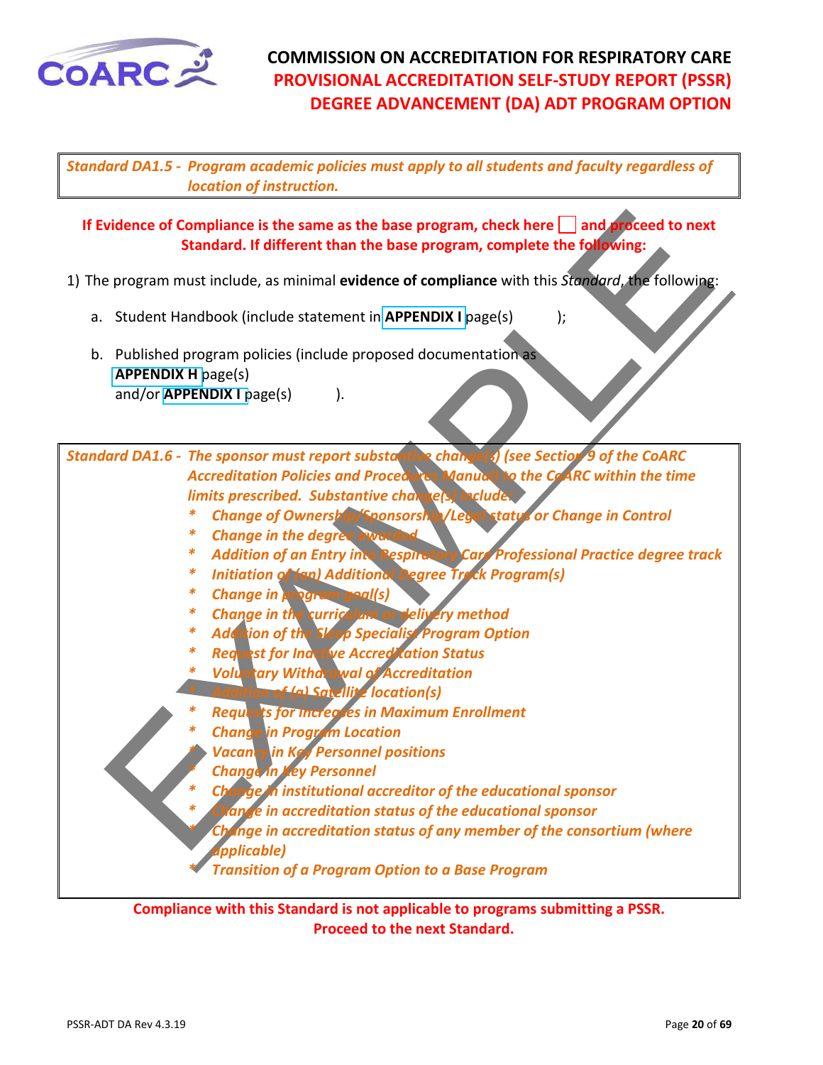*Standard DA1.5 - Program academic policies must apply to all students and faculty regardless of location of instruction.*

**If Evidence of Compliance is the same as the base program, check here ☐ and proceed to next Standard. If different than the base program, complete the following:**

1) The program must include, as minimal **evidence of compliance** with this *Standard*, the following:

   a. Student Handbook (include statement in **APPENDIX I** page(s) );

   b. Published program policies (include proposed documentation as **APPENDIX H** page(s) and/or **APPENDIX I** page(s) ).

*Standard DA1.6 - The sponsor must report substantive change(s) (see Section 9 of the CoARC Accreditation Policies and Procedures Manual) to the CoARC within the time limits prescribed. Substantive change(s) include:*

- *Change of Ownership/Sponsorship/Legal status or Change in Control*
- *Change in the degree awarded*
- *Addition of an Entry into Respiratory Care Professional Practice degree track*
- *Initiation of (an) Additional Degree Track Program(s)*
- *Change in program goal(s)*
- *Change in the curriculum or delivery method*
- *Addition of the Sleep Specialist Program Option*
- *Request for Inactive Accreditation Status*
- *Voluntary Withdrawal of Accreditation*
- *Addition of (a) Satellite location(s)*
- *Requests for increases in Maximum Enrollment*
- *Change in Program Location*
- *Vacancy in Key Personnel positions*
- *Change in Key Personnel*
- *Change in institutional accreditor of the educational sponsor*
- *Change in accreditation status of the educational sponsor*
- *Change in accreditation status of any member of the consortium (where applicable)*
- *Transition of a Program Option to a Base Program*

**Compliance with this Standard is not applicable to programs submitting a PSSR. Proceed to the next Standard.**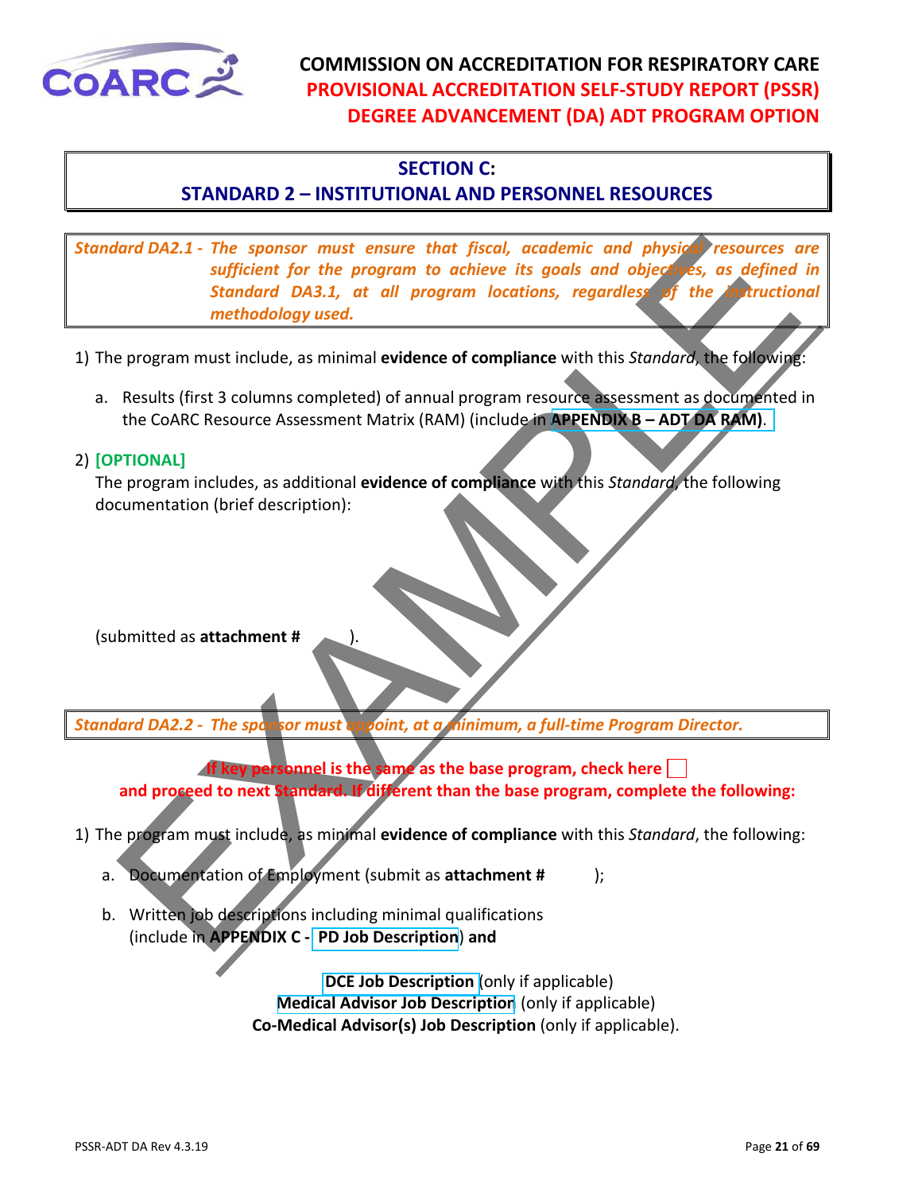## SECTION C:
## STANDARD 2 – INSTITUTIONAL AND PERSONNEL RESOURCES

*Standard DA2.1 - The sponsor must ensure that fiscal, academic and physical resources are sufficient for the program to achieve its goals and objectives, as defined in Standard DA3.1, at all program locations, regardless of the instructional methodology used.*

1) The program must include, as minimal **evidence of compliance** with this *Standard*, the following:

   a. Results (first 3 columns completed) of annual program resource assessment as documented in the CoARC Resource Assessment Matrix (RAM) (include in **APPENDIX B – ADT DA RAM)**.

2) **[OPTIONAL]**
   The program includes, as additional **evidence of compliance** with this *Standard*, the following documentation (brief description):

   (submitted as **attachment #** ).

*Standard DA2.2 - The sponsor must appoint, at a minimum, a full-time Program Director.*

**If key personnel is the same as the base program, check here ☐ and proceed to next Standard. If different than the base program, complete the following:**

1) The program must include, as minimal **evidence of compliance** with this *Standard*, the following:

   a. Documentation of Employment (submit as **attachment #** );

   b. Written job descriptions including minimal qualifications (include in **APPENDIX C - PD Job Description**) and

   **DCE Job Description** (only if applicable)
   **Medical Advisor Job Description** (only if applicable)
   **Co-Medical Advisor(s) Job Description** (only if applicable).

EXAMPLE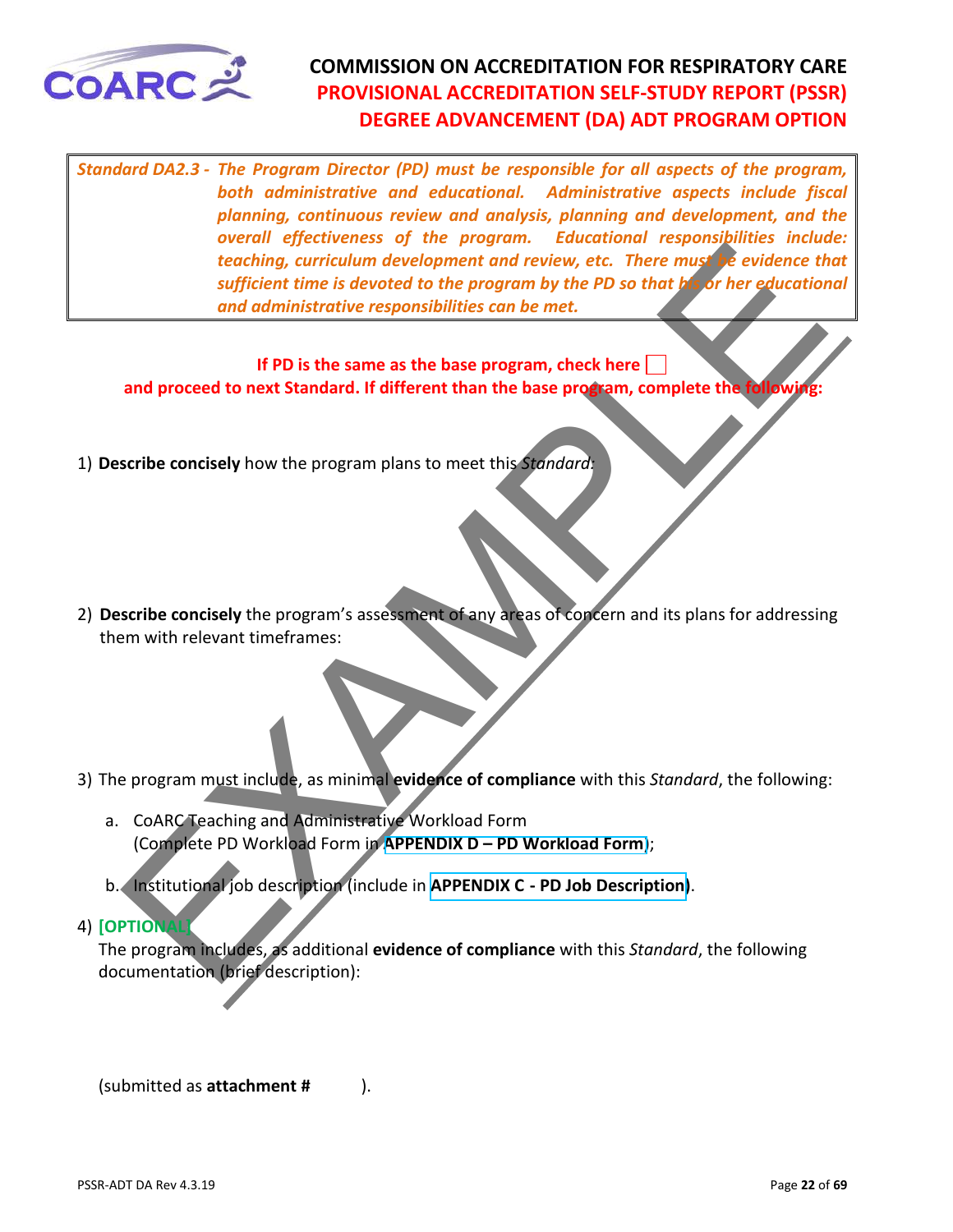# COMMISSION ON ACCREDITATION FOR RESPIRATORY CARE
## PROVISIONAL ACCREDITATION SELF-STUDY REPORT (PSSR)
## DEGREE ADVANCEMENT (DA) ADT PROGRAM OPTION

| *Standard DA2.3 -* | *The Program Director (PD) must be responsible for all aspects of the program, both administrative and educational. Administrative aspects include fiscal planning, continuous review and analysis, planning and development, and the overall effectiveness of the program. Educational responsibilities include: teaching, curriculum development and review, etc. There must be evidence that sufficient time is devoted to the program by the PD so that his or her educational and administrative responsibilities can be met.* |
|---|---|

**If PD is the same as the base program, check here ☐ and proceed to next Standard. If different than the base program, complete the following:**

1) **Describe concisely** how the program plans to meet this *Standard*:

2) **Describe concisely** the program's assessment of any areas of concern and its plans for addressing them with relevant timeframes:

3) The program must include, as minimal **evidence of compliance** with this *Standard*, the following:

   a. CoARC Teaching and Administrative Workload Form (Complete PD Workload Form in **APPENDIX D – PD Workload Form**);

   b. Institutional job description (include in **APPENDIX C - PD Job Description**).

4) **[OPTIONAL]**
   The program includes, as additional **evidence of compliance** with this *Standard*, the following documentation (brief description):

   (submitted as **attachment #** ).

EXAMPLE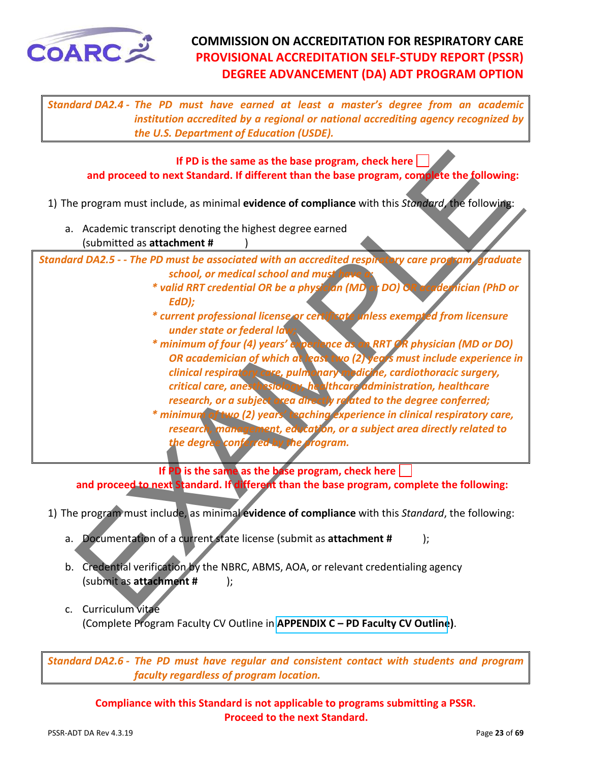**Standard DA2.4 -** *The PD must have earned at least a master's degree from an academic institution accredited by a regional or national accrediting agency recognized by the U.S. Department of Education (USDE).*

**If PD is the same as the base program, check here ☐**
**and proceed to next Standard. If different than the base program, complete the following:**

1) The program must include, as minimal **evidence of compliance** with this *Standard*, the following:

   a. Academic transcript denoting the highest degree earned (submitted as **attachment #** )

**Standard DA2.5 -** *- The PD must be associated with an accredited respiratory care program, graduate school, or medical school and must have a:*

- *valid RRT credential OR be a physician (MD or DO) OR academician (PhD or EdD);*
- *current professional license or certificate unless exempted from licensure under state or federal law;*
- *minimum of four (4) years' experience as an RRT OR physician (MD or DO) OR academician of which at least two (2) years must include experience in clinical respiratory care, pulmonary medicine, cardiothoracic surgery, critical care, anesthesiology, healthcare administration, healthcare research, or a subject area directly related to the degree conferred;*
- *minimum of two (2) years' teaching experience in clinical respiratory care, research, management, education, or a subject area directly related to the degree conferred by the program.*

**If PD is the same as the base program, check here ☐**
**and proceed to next Standard. If different than the base program, complete the following:**

1) The program must include, as minimal **evidence of compliance** with this *Standard*, the following:

   a. Documentation of a current state license (submit as **attachment #** );

   b. Credential verification by the NBRC, ABMS, AOA, or relevant credentialing agency (submit as **attachment #** );

   c. Curriculum vitae (Complete Program Faculty CV Outline in **APPENDIX C – PD Faculty CV Outline**).

**Standard DA2.6 -** *The PD must have regular and consistent contact with students and program faculty regardless of program location.*

**Compliance with this Standard is not applicable to programs submitting a PSSR.**
**Proceed to the next Standard.**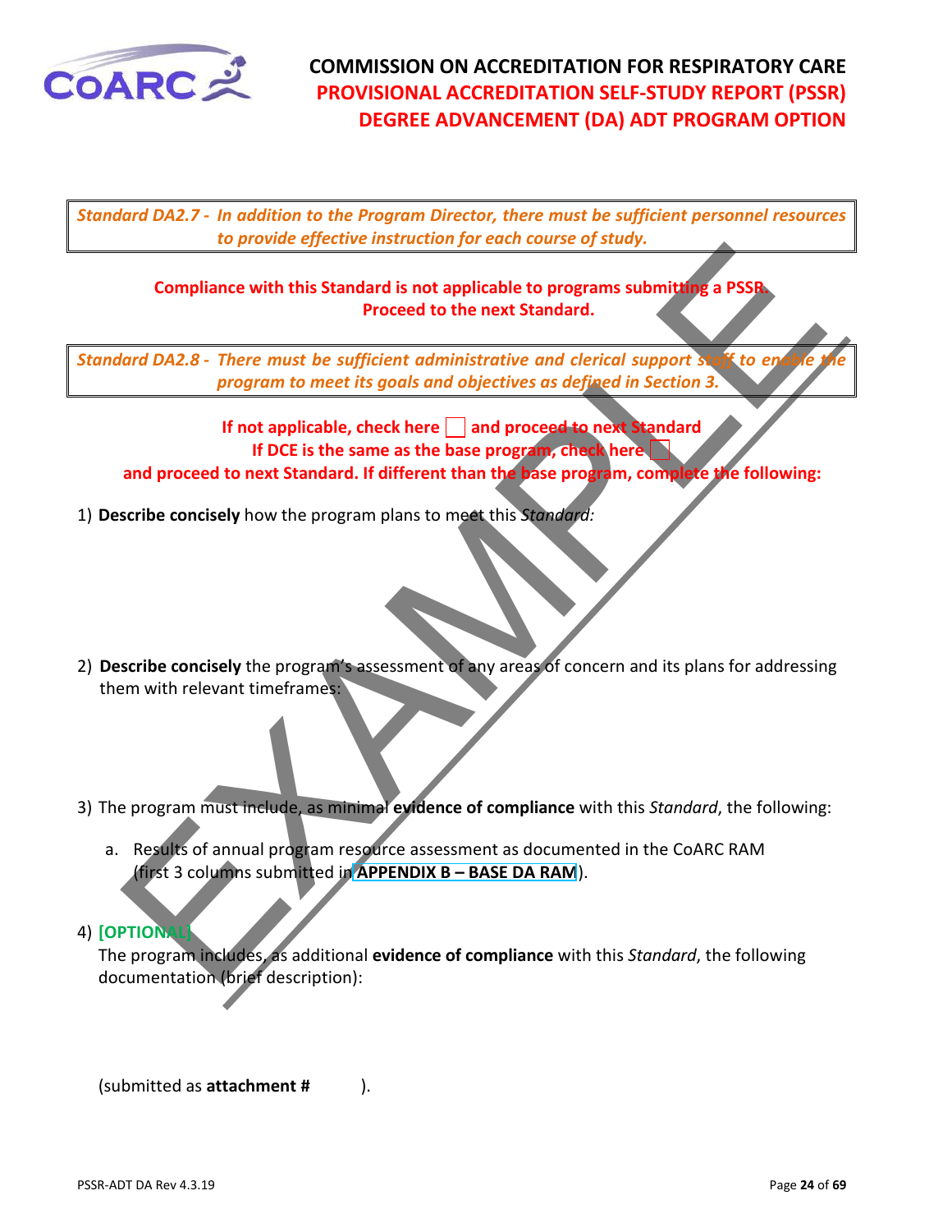*Standard DA2.7 - In addition to the Program Director, there must be sufficient personnel resources to provide effective instruction for each course of study.*

**Compliance with this Standard is not applicable to programs submitting a PSSR. Proceed to the next Standard.**

*Standard DA2.8 - There must be sufficient administrative and clerical support staff to enable the program to meet its goals and objectives as defined in Section 3.*

**If not applicable, check here ☐ and proceed to next Standard**
**If DCE is the same as the base program, check here ☐**
**and proceed to next Standard. If different than the base program, complete the following:**

1) **Describe concisely** how the program plans to meet this *Standard:*

2) **Describe concisely** the program's assessment of any areas of concern and its plans for addressing them with relevant timeframes:

3) The program must include, as minimal **evidence of compliance** with this *Standard*, the following:

   a. Results of annual program resource assessment as documented in the CoARC RAM (first 3 columns submitted in **APPENDIX B – BASE DA RAM**).

4) **[OPTIONAL]**
   The program includes, as additional **evidence of compliance** with this *Standard*, the following documentation (brief description):

   (submitted as **attachment #** ).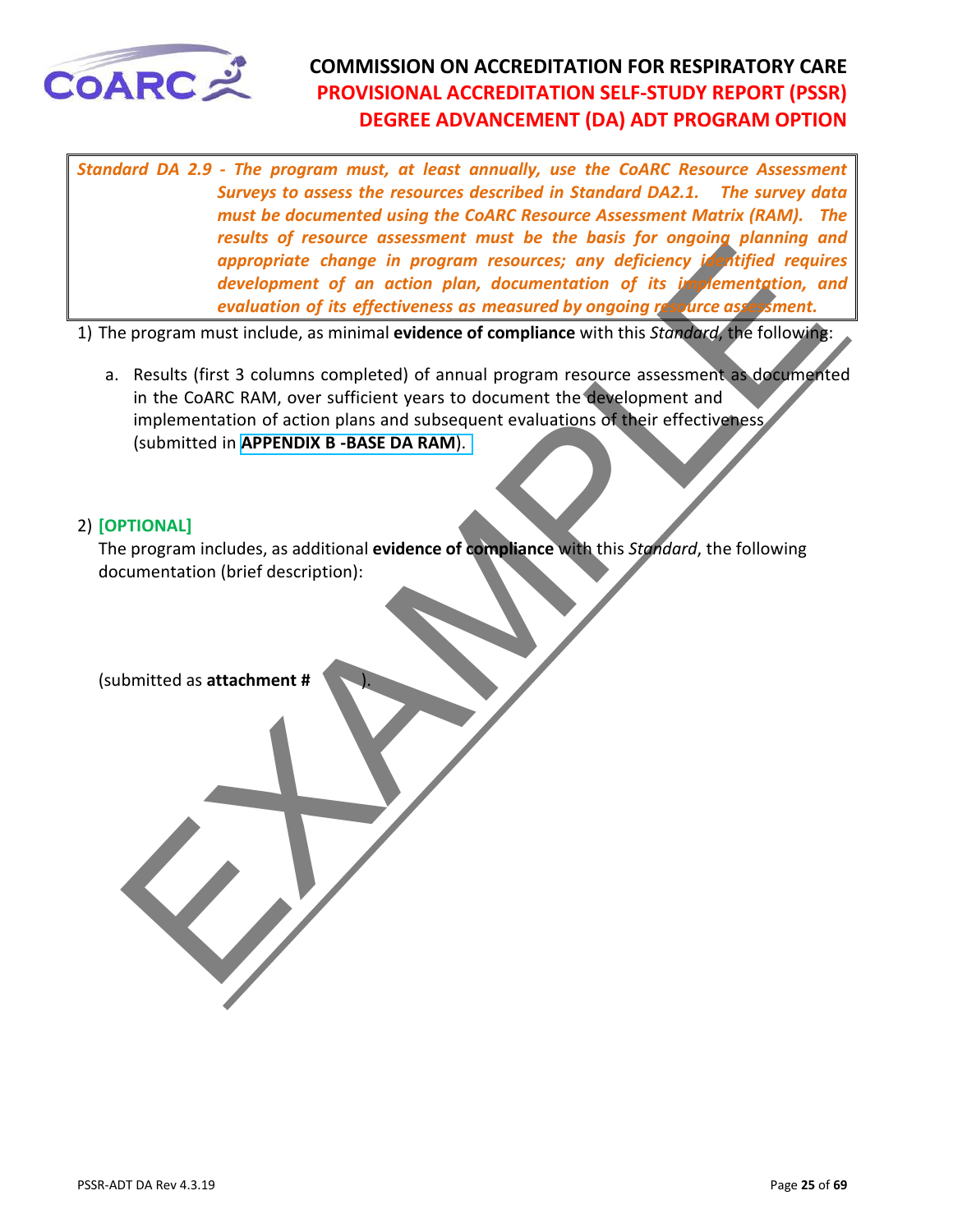***Standard DA 2.9 - The program must, at least annually, use the CoARC Resource Assessment Surveys to assess the resources described in Standard DA2.1. The survey data must be documented using the CoARC Resource Assessment Matrix (RAM). The results of resource assessment must be the basis for ongoing planning and appropriate change in program resources; any deficiency identified requires development of an action plan, documentation of its implementation, and evaluation of its effectiveness as measured by ongoing resource assessment.***

1) The program must include, as minimal **evidence of compliance** with this *Standard*, the following:

   a. Results (first 3 columns completed) of annual program resource assessment as documented in the CoARC RAM, over sufficient years to document the development and implementation of action plans and subsequent evaluations of their effectiveness (submitted in **APPENDIX B -BASE DA RAM**).

2) **[OPTIONAL]**
   The program includes, as additional **evidence of compliance** with this *Standard*, the following documentation (brief description):

   (submitted as **attachment #** ).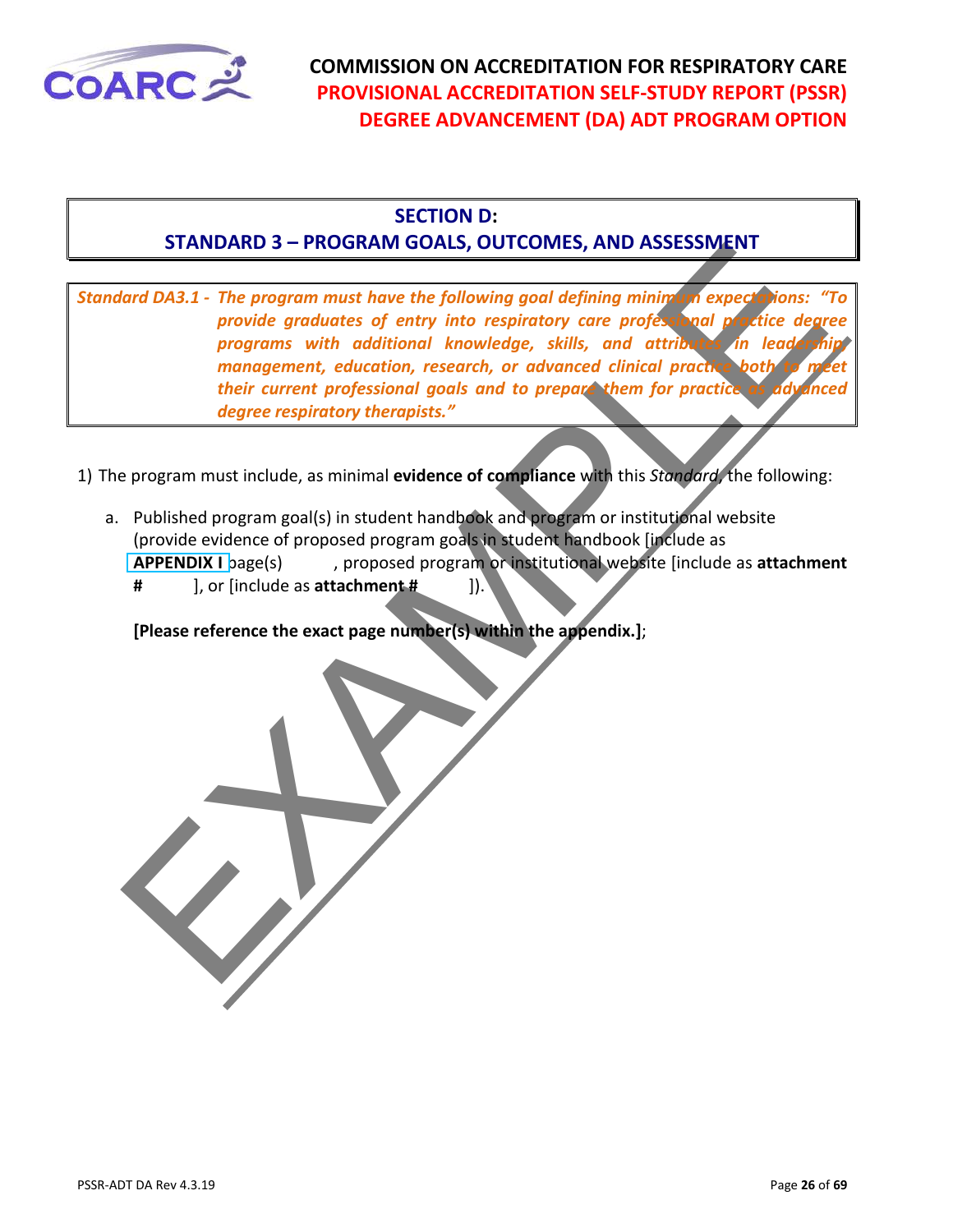## SECTION D:
## STANDARD 3 – PROGRAM GOALS, OUTCOMES, AND ASSESSMENT

***Standard DA3.1 - The program must have the following goal defining minimum expectations: "To provide graduates of entry into respiratory care professional practice degree programs with additional knowledge, skills, and attributes in leadership, management, education, research, or advanced clinical practice both to meet their current professional goals and to prepare them for practice as advanced degree respiratory therapists."***

1) The program must include, as minimal **evidence of compliance** with this *Standard*, the following:

   a. Published program goal(s) in student handbook and program or institutional website (provide evidence of proposed program goals in student handbook [include as **APPENDIX I** page(s) , proposed program or institutional website [include as **attachment #** ], or [include as **attachment #** ]).

   **[Please reference the exact page number(s) within the appendix.]**;

EXAMPLE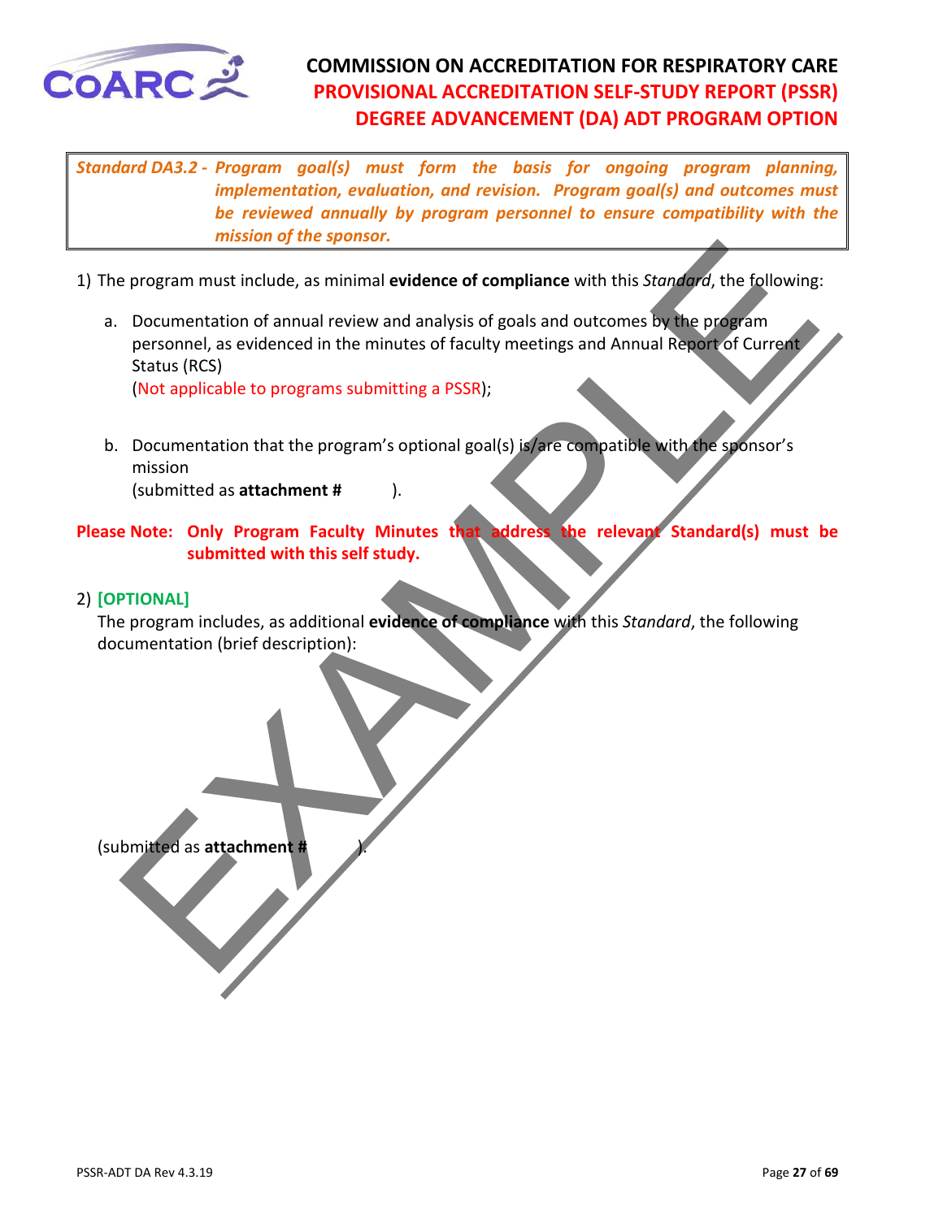***Standard DA3.2 -** Program goal(s) must form the basis for ongoing program planning, implementation, evaluation, and revision. Program goal(s) and outcomes must be reviewed annually by program personnel to ensure compatibility with the mission of the sponsor.*

1) The program must include, as minimal **evidence of compliance** with this *Standard*, the following:

   a. Documentation of annual review and analysis of goals and outcomes by the program personnel, as evidenced in the minutes of faculty meetings and Annual Report of Current Status (RCS)
   (Not applicable to programs submitting a PSSR);

   b. Documentation that the program's optional goal(s) is/are compatible with the sponsor's mission
   (submitted as **attachment #** ).

**Please Note: Only Program Faculty Minutes that address the relevant Standard(s) must be submitted with this self study.**

2) **[OPTIONAL]**
The program includes, as additional **evidence of compliance** with this *Standard*, the following documentation (brief description):

(submitted as **attachment #** ).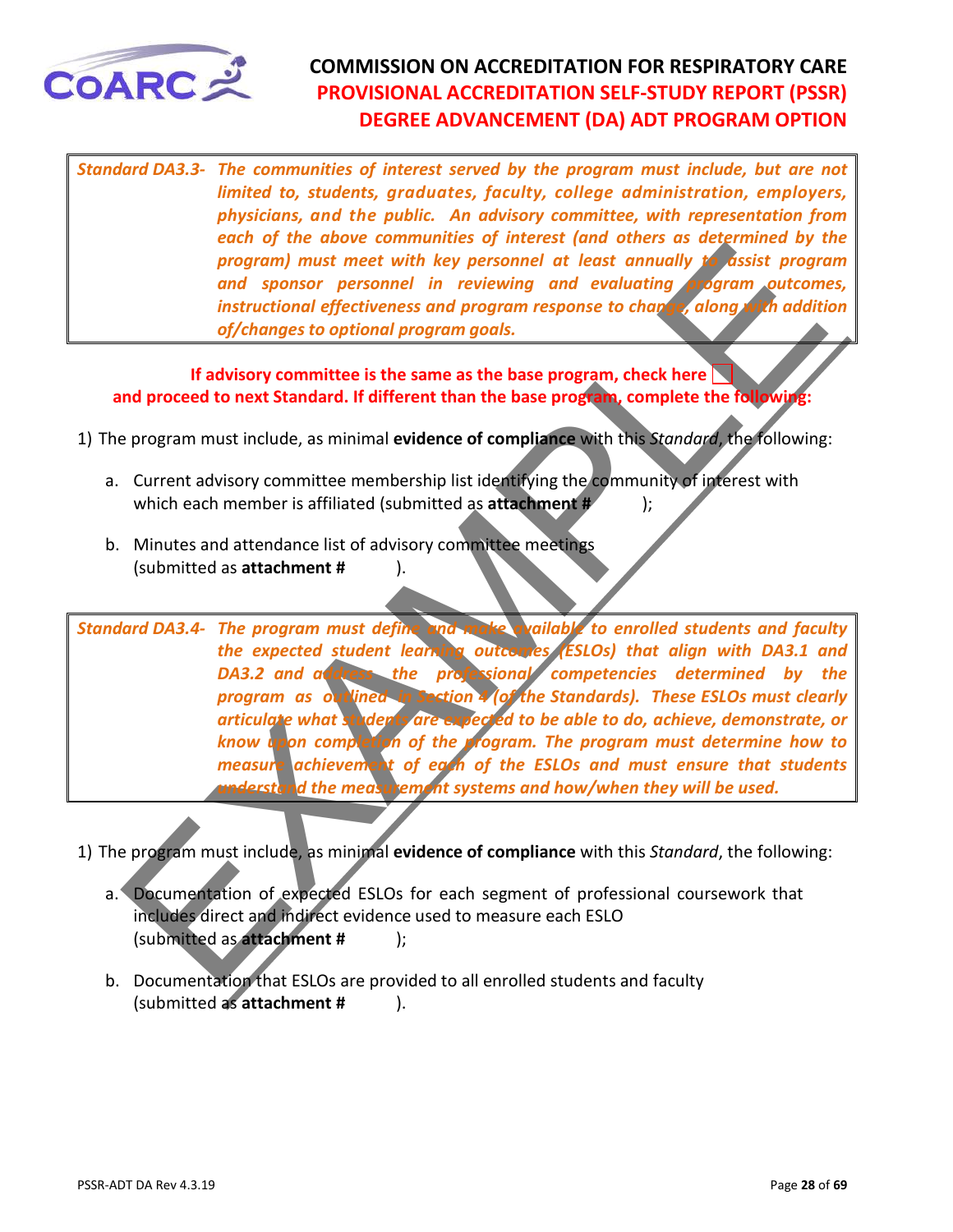**Standard DA3.3-** ***The communities of interest served by the program must include, but are not limited to, students, graduates, faculty, college administration, employers, physicians, and the public. An advisory committee, with representation from each of the above communities of interest (and others as determined by the program) must meet with key personnel at least annually to assist program and sponsor personnel in reviewing and evaluating program outcomes, instructional effectiveness and program response to change, along with addition of/changes to optional program goals.***

**If advisory committee is the same as the base program, check here ☐ and proceed to next Standard. If different than the base program, complete the following:**

1) The program must include, as minimal **evidence of compliance** with this *Standard*, the following:

   a. Current advisory committee membership list identifying the community of interest with which each member is affiliated (submitted as **attachment #** );

   b. Minutes and attendance list of advisory committee meetings (submitted as **attachment #** ).

**Standard DA3.4-** ***The program must define and make available to enrolled students and faculty the expected student learning outcomes (ESLOs) that align with DA3.1 and DA3.2 and address the professional competencies determined by the program as outlined in Section 4 (of the Standards). These ESLOs must clearly articulate what students are expected to be able to do, achieve, demonstrate, or know upon completion of the program. The program must determine how to measure achievement of each of the ESLOs and must ensure that students understand the measurement systems and how/when they will be used.***

1) The program must include, as minimal **evidence of compliance** with this *Standard*, the following:

   a. Documentation of expected ESLOs for each segment of professional coursework that includes direct and indirect evidence used to measure each ESLO (submitted as **attachment #** );

   b. Documentation that ESLOs are provided to all enrolled students and faculty (submitted as **attachment #** ).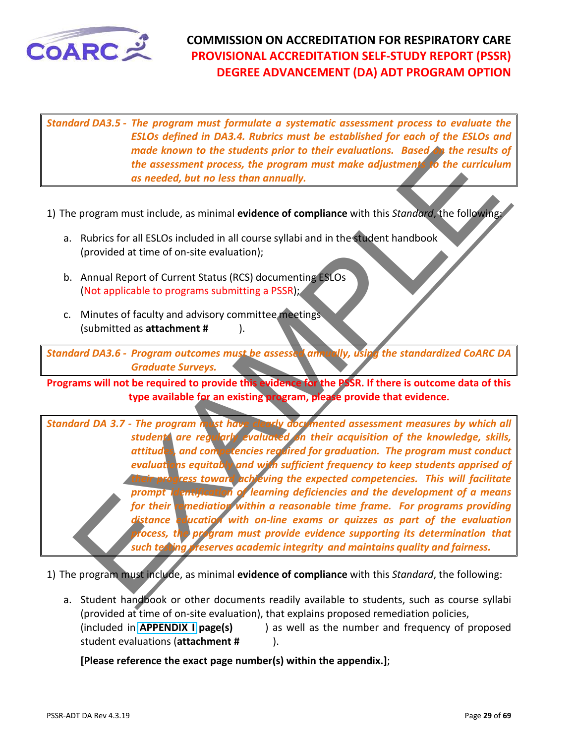***Standard DA3.5 - The program must formulate a systematic assessment process to evaluate the ESLOs defined in DA3.4. Rubrics must be established for each of the ESLOs and made known to the students prior to their evaluations. Based on the results of the assessment process, the program must make adjustments to the curriculum as needed, but no less than annually.***

1) The program must include, as minimal **evidence of compliance** with this *Standard*, the following:

   a. Rubrics for all ESLOs included in all course syllabi and in the student handbook (provided at time of on-site evaluation);

   b. Annual Report of Current Status (RCS) documenting ESLOs (Not applicable to programs submitting a PSSR);

   c. Minutes of faculty and advisory committee meetings (submitted as **attachment #** ).

***Standard DA3.6 - Program outcomes must be assessed annually, using the standardized CoARC DA Graduate Surveys.***

**Programs will not be required to provide this evidence for the PSSR. If there is outcome data of this type available for an existing program, please provide that evidence.**

***Standard DA 3.7 - The program must have clearly documented assessment measures by which all students are regularly evaluated on their acquisition of the knowledge, skills, attitudes, and competencies required for graduation. The program must conduct evaluations equitably and with sufficient frequency to keep students apprised of their progress toward achieving the expected competencies. This will facilitate prompt identification of learning deficiencies and the development of a means for their remediation within a reasonable time frame. For programs providing distance education with on-line exams or quizzes as part of the evaluation process, the program must provide evidence supporting its determination that such testing preserves academic integrity and maintains quality and fairness.***

1) The program must include, as minimal **evidence of compliance** with this *Standard*, the following:

   a. Student handbook or other documents readily available to students, such as course syllabi (provided at time of on-site evaluation), that explains proposed remediation policies, (included in **APPENDIX I page(s)** ) as well as the number and frequency of proposed student evaluations (**attachment #** ).

   **[Please reference the exact page number(s) within the appendix.]**;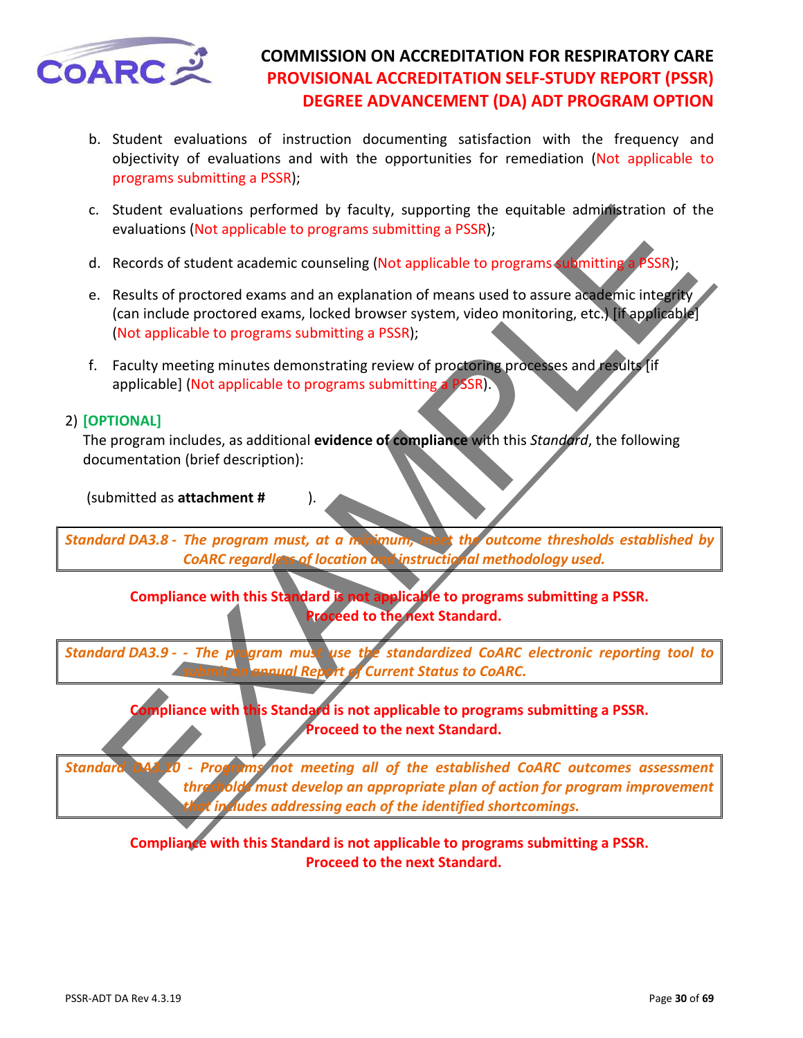b. Student evaluations of instruction documenting satisfaction with the frequency and objectivity of evaluations and with the opportunities for remediation (Not applicable to programs submitting a PSSR);

c. Student evaluations performed by faculty, supporting the equitable administration of the evaluations (Not applicable to programs submitting a PSSR);

d. Records of student academic counseling (Not applicable to programs submitting a PSSR);

e. Results of proctored exams and an explanation of means used to assure academic integrity (can include proctored exams, locked browser system, video monitoring, etc.) [if applicable] (Not applicable to programs submitting a PSSR);

f. Faculty meeting minutes demonstrating review of proctoring processes and results [if applicable] (Not applicable to programs submitting a PSSR).

2) **[OPTIONAL]**
The program includes, as additional **evidence of compliance** with this *Standard*, the following documentation (brief description):

(submitted as **attachment #** ).

| *Standard DA3.8 - The program must, at a minimum, meet the outcome thresholds established by CoARC regardless of location and instructional methodology used.* |
|---|

**Compliance with this Standard is not applicable to programs submitting a PSSR. Proceed to the next Standard.**

| *Standard DA3.9 - - The program must use the standardized CoARC electronic reporting tool to submit an annual Report of Current Status to CoARC.* |
|---|

**Compliance with this Standard is not applicable to programs submitting a PSSR. Proceed to the next Standard.**

| *Standard DA3.10 - Programs not meeting all of the established CoARC outcomes assessment thresholds must develop an appropriate plan of action for program improvement that includes addressing each of the identified shortcomings.* |
|---|

**Compliance with this Standard is not applicable to programs submitting a PSSR. Proceed to the next Standard.**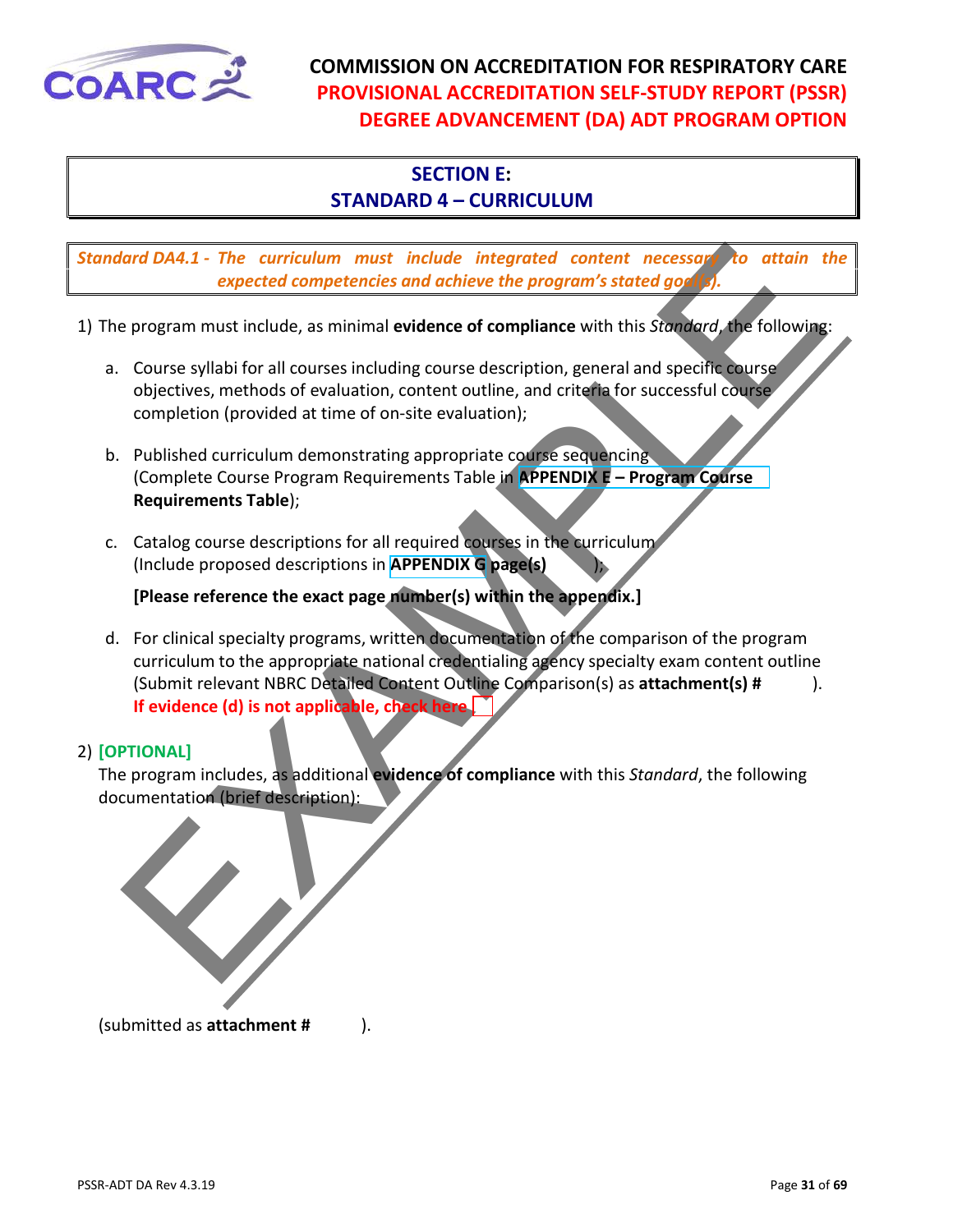# COMMISSION ON ACCREDITATION FOR RESPIRATORY CARE
## PROVISIONAL ACCREDITATION SELF-STUDY REPORT (PSSR)
## DEGREE ADVANCEMENT (DA) ADT PROGRAM OPTION

## SECTION E:
## STANDARD 4 – CURRICULUM

*Standard DA4.1 - The curriculum must include integrated content necessary to attain the expected competencies and achieve the program's stated goal(s).*

1) The program must include, as minimal **evidence of compliance** with this *Standard*, the following:

   a. Course syllabi for all courses including course description, general and specific course objectives, methods of evaluation, content outline, and criteria for successful course completion (provided at time of on-site evaluation);

   b. Published curriculum demonstrating appropriate course sequencing (Complete Course Program Requirements Table in **APPENDIX E – Program Course Requirements Table**);

   c. Catalog course descriptions for all required courses in the curriculum (Include proposed descriptions in **APPENDIX G page(s)** );

      **[Please reference the exact page number(s) within the appendix.]**

   d. For clinical specialty programs, written documentation of the comparison of the program curriculum to the appropriate national credentialing agency specialty exam content outline (Submit relevant NBRC Detailed Content Outline Comparison(s) as **attachment(s) #** ).
      **If evidence (d) is not applicable, check here** ☐

2) **[OPTIONAL]**
   The program includes, as additional **evidence of compliance** with this *Standard*, the following documentation (brief description):

   (submitted as **attachment #** ).

EXAMPLE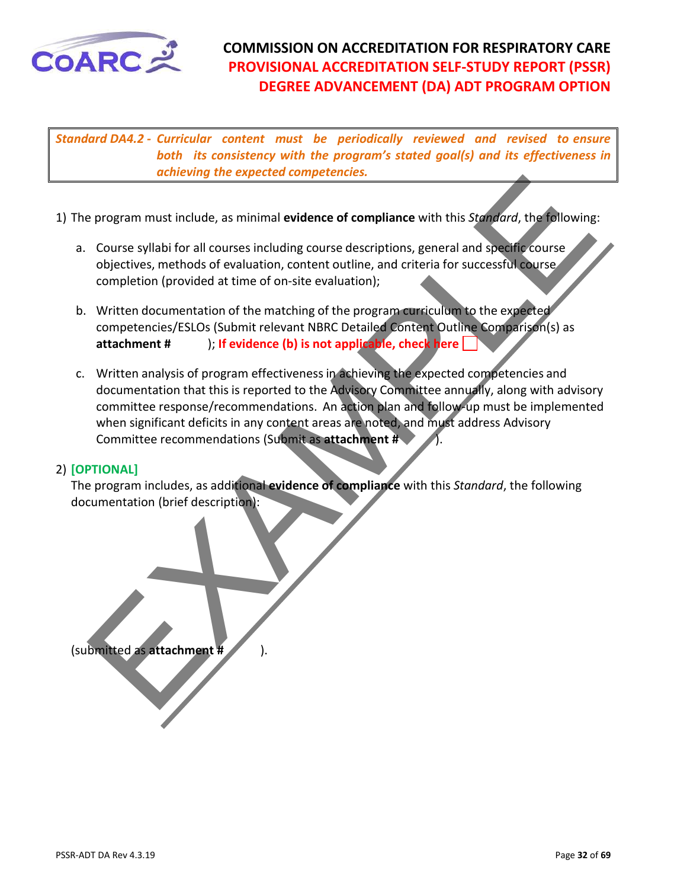*Standard DA4.2 - Curricular content must be periodically reviewed and revised to ensure both its consistency with the program's stated goal(s) and its effectiveness in achieving the expected competencies.*

1) The program must include, as minimal **evidence of compliance** with this *Standard*, the following:

   a. Course syllabi for all courses including course descriptions, general and specific course objectives, methods of evaluation, content outline, and criteria for successful course completion (provided at time of on-site evaluation);

   b. Written documentation of the matching of the program curriculum to the expected competencies/ESLOs (Submit relevant NBRC Detailed Content Outline Comparison(s) as **attachment #** ); **If evidence (b) is not applicable, check here** ☐

   c. Written analysis of program effectiveness in achieving the expected competencies and documentation that this is reported to the Advisory Committee annually, along with advisory committee response/recommendations. An action plan and follow-up must be implemented when significant deficits in any content areas are noted, and must address Advisory Committee recommendations (Submit as **attachment #** ).

2) **[OPTIONAL]**
   The program includes, as additional **evidence of compliance** with this *Standard*, the following documentation (brief description):

   (submitted as **attachment #** ).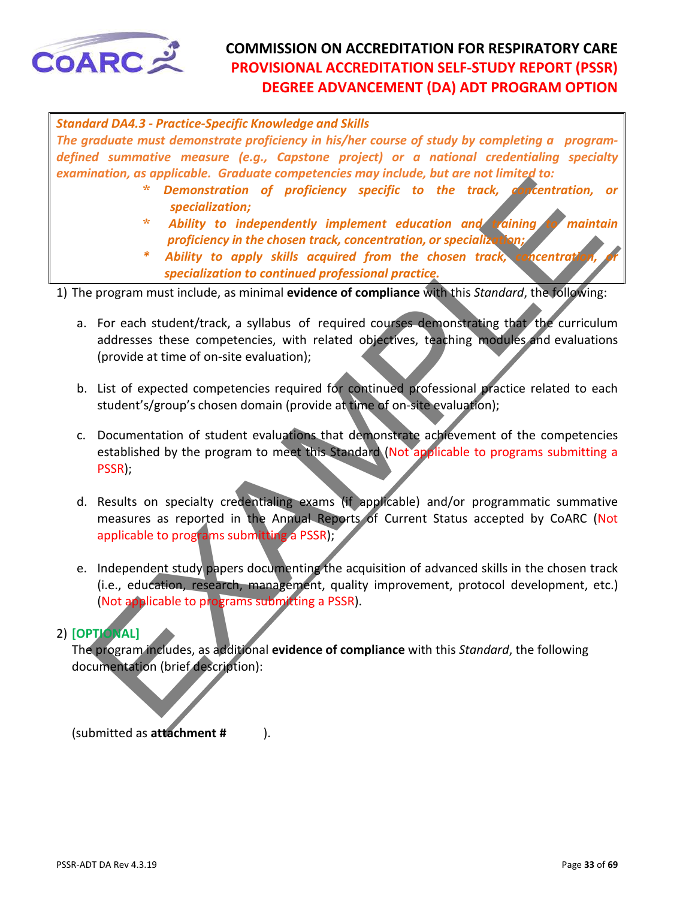**Standard DA4.3 - Practice-Specific Knowledge and Skills**

*The graduate must demonstrate proficiency in his/her course of study by completing a program-defined summative measure (e.g., Capstone project) or a national credentialing specialty examination, as applicable. Graduate competencies may include, but are not limited to:*

- *Demonstration of proficiency specific to the track, concentration, or specialization;*
- *Ability to independently implement education and training to maintain proficiency in the chosen track, concentration, or specialization;*
- *Ability to apply skills acquired from the chosen track, concentration, or specialization to continued professional practice.*

1) The program must include, as minimal **evidence of compliance** with this *Standard*, the following:

   a. For each student/track, a syllabus of required courses demonstrating that the curriculum addresses these competencies, with related objectives, teaching modules and evaluations (provide at time of on-site evaluation);

   b. List of expected competencies required for continued professional practice related to each student's/group's chosen domain (provide at time of on-site evaluation);

   c. Documentation of student evaluations that demonstrate achievement of the competencies established by the program to meet this Standard (Not applicable to programs submitting a PSSR);

   d. Results on specialty credentialing exams (if applicable) and/or programmatic summative measures as reported in the Annual Reports of Current Status accepted by CoARC (Not applicable to programs submitting a PSSR);

   e. Independent study papers documenting the acquisition of advanced skills in the chosen track (i.e., education, research, management, quality improvement, protocol development, etc.) (Not applicable to programs submitting a PSSR).

2) **[OPTIONAL]**

   The program includes, as additional **evidence of compliance** with this *Standard*, the following documentation (brief description):

   (submitted as **attachment #** ).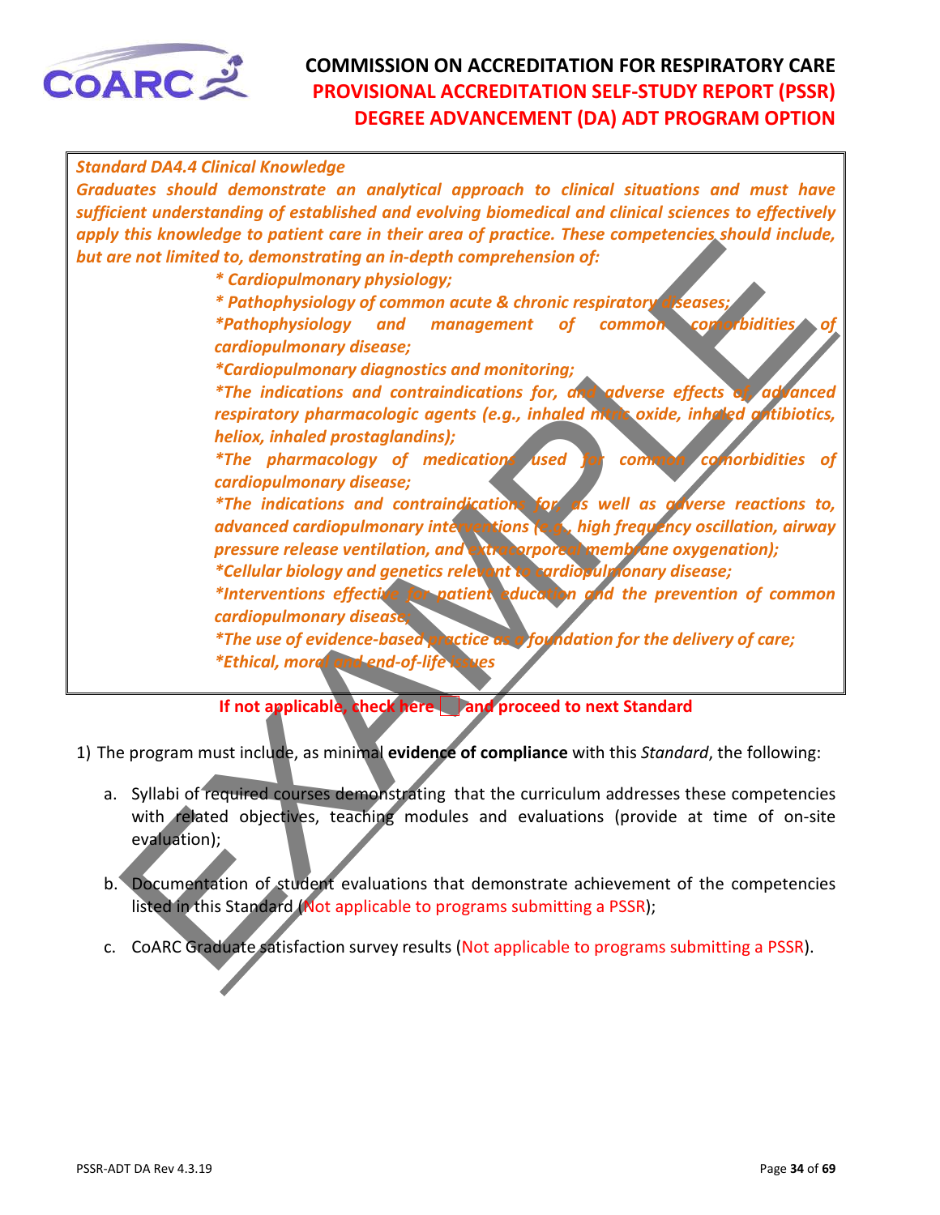*Standard DA4.4 Clinical Knowledge*

***Graduates should demonstrate an analytical approach to clinical situations and must have sufficient understanding of established and evolving biomedical and clinical sciences to effectively apply this knowledge to patient care in their area of practice. These competencies should include, but are not limited to, demonstrating an in-depth comprehension of:***

- ***Cardiopulmonary physiology;***
- ***Pathophysiology of common acute & chronic respiratory diseases;***
- ***Pathophysiology and management of common comorbidities of cardiopulmonary disease;***
- ***Cardiopulmonary diagnostics and monitoring;***
- ***The indications and contraindications for, and adverse effects of, advanced respiratory pharmacologic agents (e.g., inhaled nitric oxide, inhaled antibiotics, heliox, inhaled prostaglandins);***
- ***The pharmacology of medications used for common comorbidities of cardiopulmonary disease;***
- ***The indications and contraindications for, as well as adverse reactions to, advanced cardiopulmonary interventions (e.g., high frequency oscillation, airway pressure release ventilation, and extracorporeal membrane oxygenation);***
- ***Cellular biology and genetics relevant to cardiopulmonary disease;***
- ***Interventions effective for patient education and the prevention of common cardiopulmonary disease;***
- ***The use of evidence-based practice as a foundation for the delivery of care;***
- ***Ethical, moral and end-of-life issues***

**If not applicable, check here ☐ and proceed to next Standard**

1) The program must include, as minimal **evidence of compliance** with this *Standard*, the following:

   a. Syllabi of required courses demonstrating that the curriculum addresses these competencies with related objectives, teaching modules and evaluations (provide at time of on-site evaluation);

   b. Documentation of student evaluations that demonstrate achievement of the competencies listed in this Standard (Not applicable to programs submitting a PSSR);

   c. CoARC Graduate satisfaction survey results (Not applicable to programs submitting a PSSR).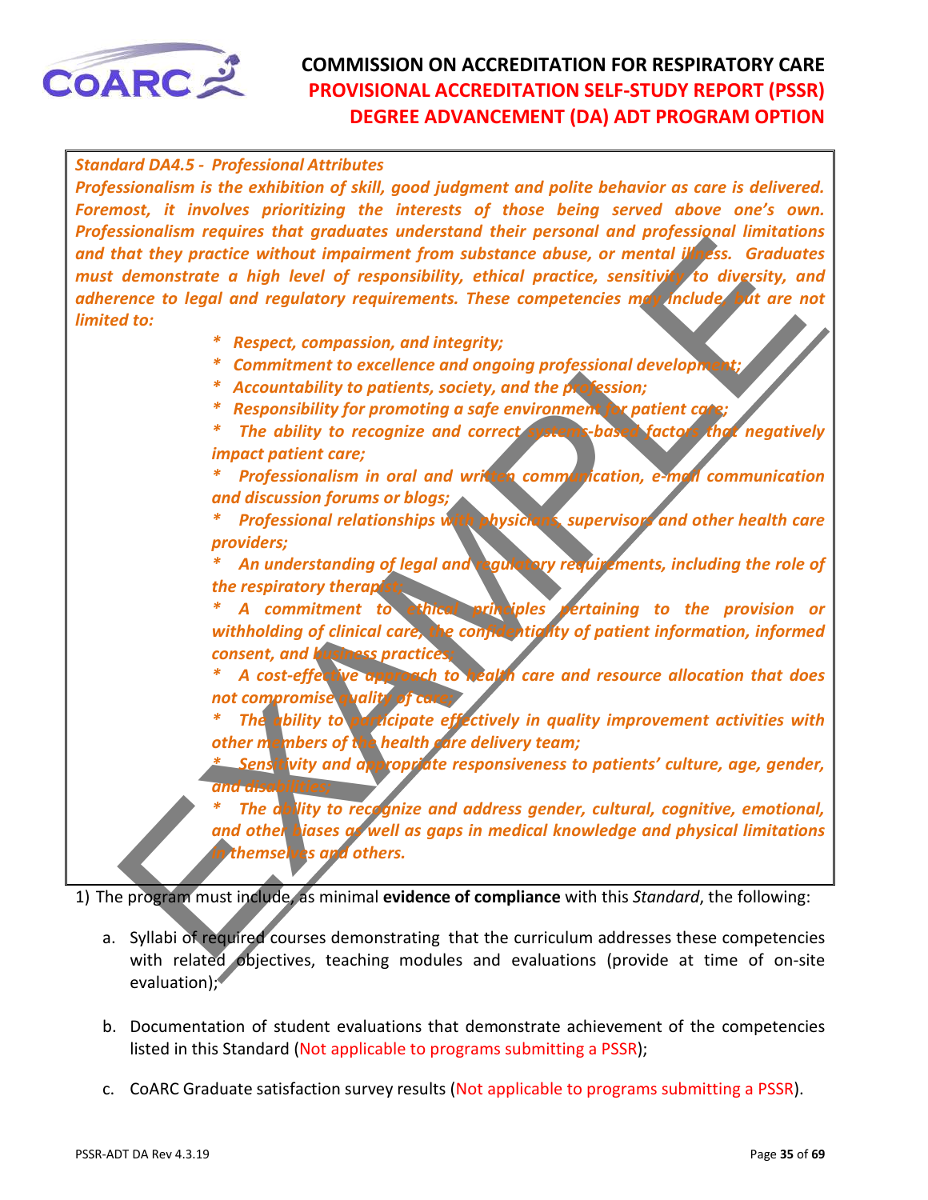***Standard DA4.5 - Professional Attributes***

***Professionalism is the exhibition of skill, good judgment and polite behavior as care is delivered. Foremost, it involves prioritizing the interests of those being served above one's own. Professionalism requires that graduates understand their personal and professional limitations and that they practice without impairment from substance abuse, or mental illness. Graduates must demonstrate a high level of responsibility, ethical practice, sensitivity to diversity, and adherence to legal and regulatory requirements. These competencies may include, but are not limited to:***

- ***Respect, compassion, and integrity;***
- ***Commitment to excellence and ongoing professional development;***
- ***Accountability to patients, society, and the profession;***
- ***Responsibility for promoting a safe environment for patient care;***
- ***The ability to recognize and correct systems-based factors that negatively impact patient care;***
- ***Professionalism in oral and written communication, e-mail communication and discussion forums or blogs;***
- ***Professional relationships with physicians, supervisors and other health care providers;***
- ***An understanding of legal and regulatory requirements, including the role of the respiratory therapist;***
- ***A commitment to ethical principles pertaining to the provision or withholding of clinical care, the confidentiality of patient information, informed consent, and business practices;***
- ***A cost-effective approach to health care and resource allocation that does not compromise quality of care;***
- ***The ability to participate effectively in quality improvement activities with other members of the health care delivery team;***
- ***Sensitivity and appropriate responsiveness to patients' culture, age, gender, and disabilities;***
- ***The ability to recognize and address gender, cultural, cognitive, emotional, and other biases as well as gaps in medical knowledge and physical limitations in themselves and others.***

1) The program must include, as minimal **evidence of compliance** with this *Standard*, the following:

   a. Syllabi of required courses demonstrating that the curriculum addresses these competencies with related objectives, teaching modules and evaluations (provide at time of on-site evaluation);

   b. Documentation of student evaluations that demonstrate achievement of the competencies listed in this Standard (Not applicable to programs submitting a PSSR);

   c. CoARC Graduate satisfaction survey results (Not applicable to programs submitting a PSSR).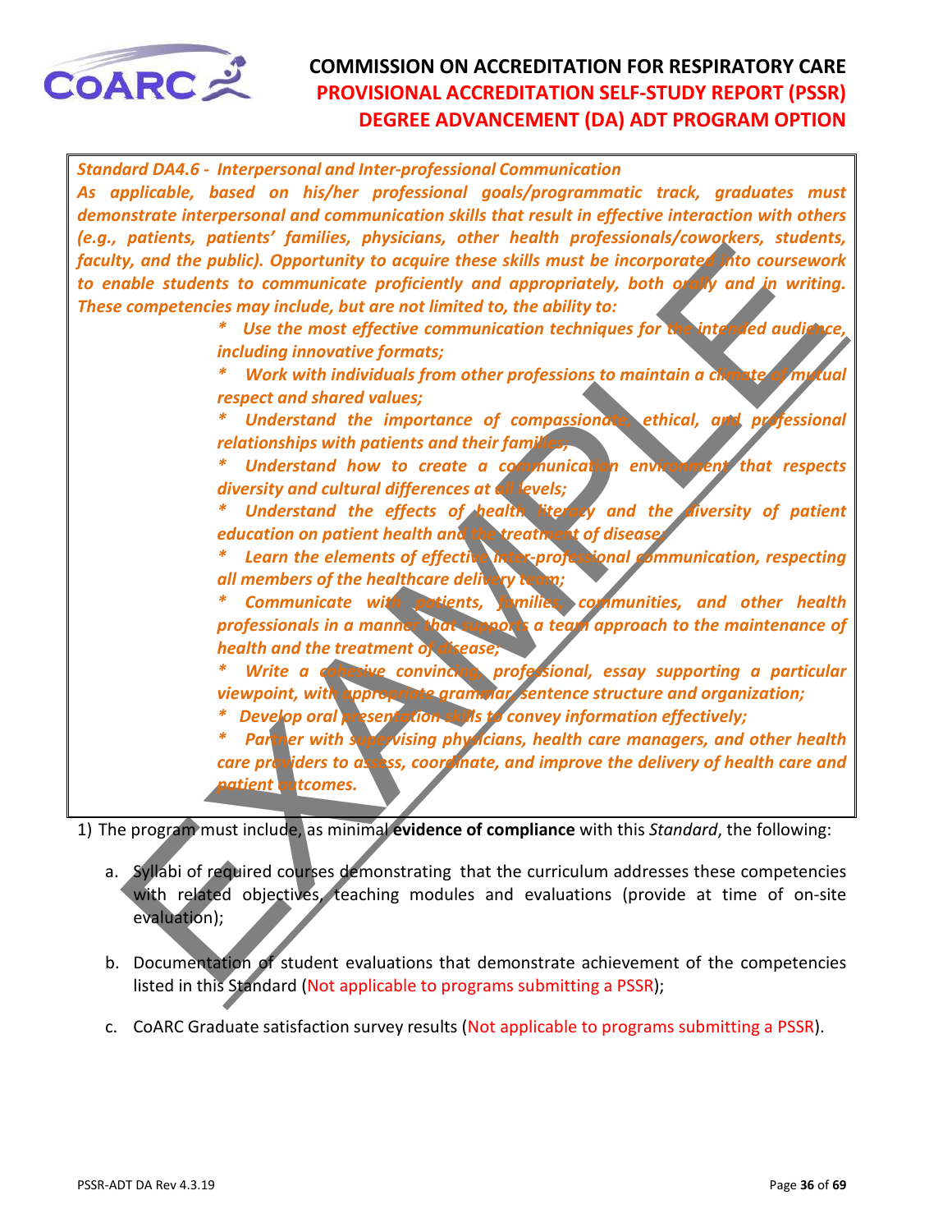*Standard DA4.6 - Interpersonal and Inter-professional Communication*

*As applicable, based on his/her professional goals/programmatic track, graduates must demonstrate interpersonal and communication skills that result in effective interaction with others (e.g., patients, patients' families, physicians, other health professionals/coworkers, students, faculty, and the public). Opportunity to acquire these skills must be incorporated into coursework to enable students to communicate proficiently and appropriately, both orally and in writing. These competencies may include, but are not limited to, the ability to:*

- *Use the most effective communication techniques for the intended audience, including innovative formats;*
- *Work with individuals from other professions to maintain a climate of mutual respect and shared values;*
- *Understand the importance of compassionate, ethical, and professional relationships with patients and their families;*
- *Understand how to create a communication environment that respects diversity and cultural differences at all levels;*
- *Understand the effects of health literacy and the diversity of patient education on patient health and the treatment of disease;*
- *Learn the elements of effective inter-professional communication, respecting all members of the healthcare delivery team;*
- *Communicate with patients, families, communities, and other health professionals in a manner that supports a team approach to the maintenance of health and the treatment of disease;*
- *Write a cohesive convincing, professional, essay supporting a particular viewpoint, with appropriate grammar, sentence structure and organization;*
- *Develop oral presentation skills to convey information effectively;*
- *Partner with supervising physicians, health care managers, and other health care providers to assess, coordinate, and improve the delivery of health care and patient outcomes.*

1) The program must include, as minimal **evidence of compliance** with this *Standard*, the following:

   a. Syllabi of required courses demonstrating that the curriculum addresses these competencies with related objectives, teaching modules and evaluations (provide at time of on-site evaluation);

   b. Documentation of student evaluations that demonstrate achievement of the competencies listed in this Standard (Not applicable to programs submitting a PSSR);

   c. CoARC Graduate satisfaction survey results (Not applicable to programs submitting a PSSR).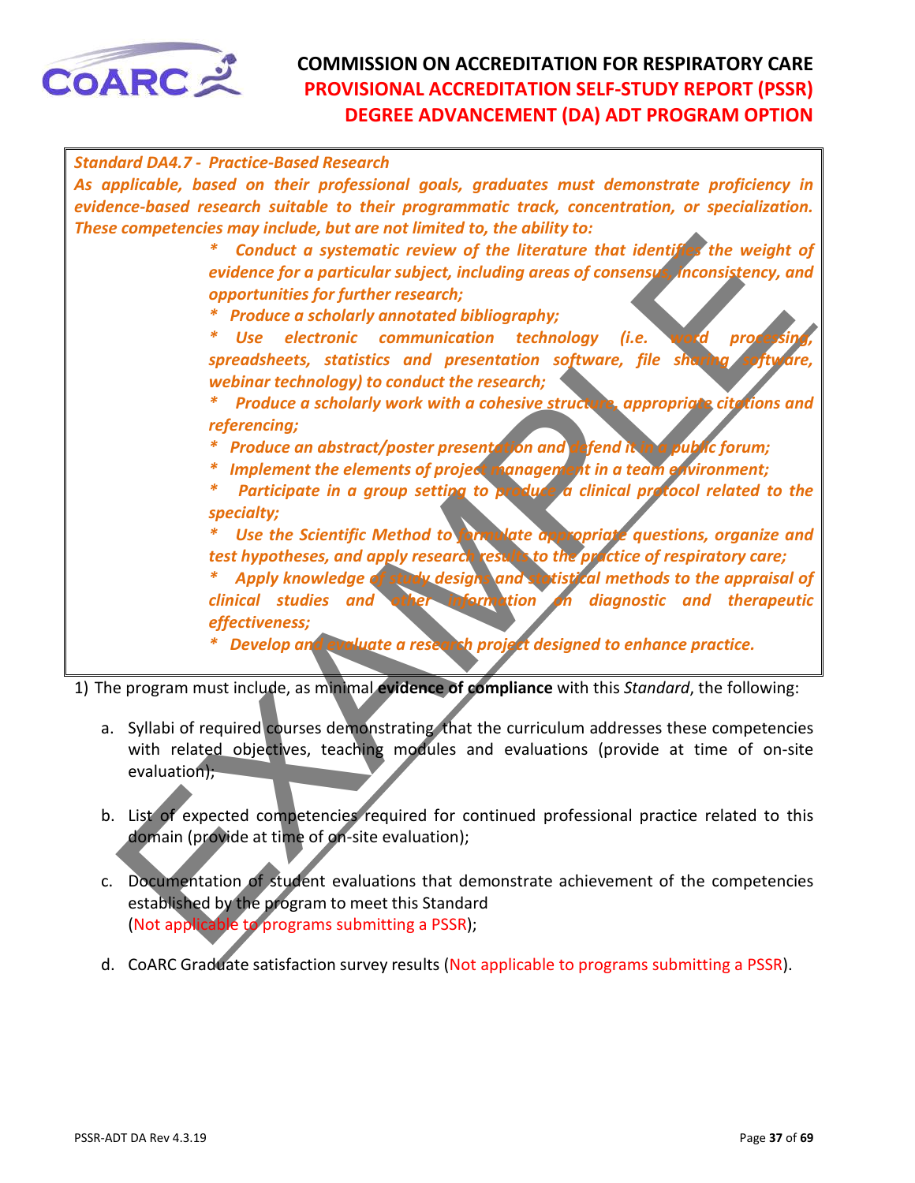*Standard DA4.7 - Practice-Based Research*

***As applicable, based on their professional goals, graduates must demonstrate proficiency in evidence-based research suitable to their programmatic track, concentration, or specialization. These competencies may include, but are not limited to, the ability to:***

- ***Conduct a systematic review of the literature that identifies the weight of evidence for a particular subject, including areas of consensus, inconsistency, and opportunities for further research;***
- ***Produce a scholarly annotated bibliography;***
- ***Use electronic communication technology (i.e. word processing, spreadsheets, statistics and presentation software, file sharing software, webinar technology) to conduct the research;***
- ***Produce a scholarly work with a cohesive structure, appropriate citations and referencing;***
- ***Produce an abstract/poster presentation and defend it in a public forum;***
- ***Implement the elements of project management in a team environment;***
- ***Participate in a group setting to produce a clinical protocol related to the specialty;***
- ***Use the Scientific Method to formulate appropriate questions, organize and test hypotheses, and apply research results to the practice of respiratory care;***
- ***Apply knowledge of study designs and statistical methods to the appraisal of clinical studies and other information on diagnostic and therapeutic effectiveness;***
- ***Develop and evaluate a research project designed to enhance practice.***

1) The program must include, as minimal **evidence of compliance** with this *Standard*, the following:

   a. Syllabi of required courses demonstrating that the curriculum addresses these competencies with related objectives, teaching modules and evaluations (provide at time of on-site evaluation);

   b. List of expected competencies required for continued professional practice related to this domain (provide at time of on-site evaluation);

   c. Documentation of student evaluations that demonstrate achievement of the competencies established by the program to meet this Standard (Not applicable to programs submitting a PSSR);

   d. CoARC Graduate satisfaction survey results (Not applicable to programs submitting a PSSR).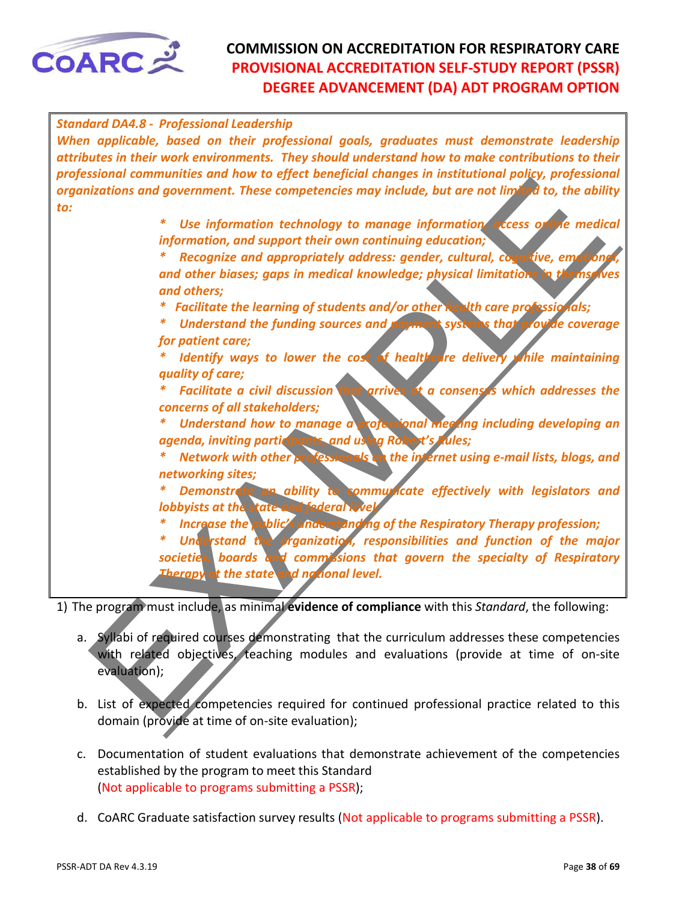***Standard DA4.8 - Professional Leadership***

***When applicable, based on their professional goals, graduates must demonstrate leadership attributes in their work environments. They should understand how to make contributions to their professional communities and how to effect beneficial changes in institutional policy, professional organizations and government. These competencies may include, but are not limited to, the ability to:***

- ***Use information technology to manage information, access online medical information, and support their own continuing education;***
- ***Recognize and appropriately address: gender, cultural, cognitive, emotional, and other biases; gaps in medical knowledge; physical limitations in themselves and others;***
- ***Facilitate the learning of students and/or other health care professionals;***
- ***Understand the funding sources and payment systems that provide coverage for patient care;***
- ***Identify ways to lower the cost of healthcare delivery while maintaining quality of care;***
- ***Facilitate a civil discussion that arrives at a consensus which addresses the concerns of all stakeholders;***
- ***Understand how to manage a professional meeting including developing an agenda, inviting participants, and using Robert's Rules;***
- ***Network with other professionals on the internet using e-mail lists, blogs, and networking sites;***
- ***Demonstrate an ability to communicate effectively with legislators and lobbyists at the state and federal level;***
- ***Increase the public's understanding of the Respiratory Therapy profession;***
- ***Understand the organization, responsibilities and function of the major societies, boards and commissions that govern the specialty of Respiratory Therapy at the state and national level.***

1) The program must include, as minimal **evidence of compliance** with this *Standard*, the following:

   a. Syllabi of required courses demonstrating that the curriculum addresses these competencies with related objectives, teaching modules and evaluations (provide at time of on-site evaluation);

   b. List of expected competencies required for continued professional practice related to this domain (provide at time of on-site evaluation);

   c. Documentation of student evaluations that demonstrate achievement of the competencies established by the program to meet this Standard (Not applicable to programs submitting a PSSR);

   d. CoARC Graduate satisfaction survey results (Not applicable to programs submitting a PSSR).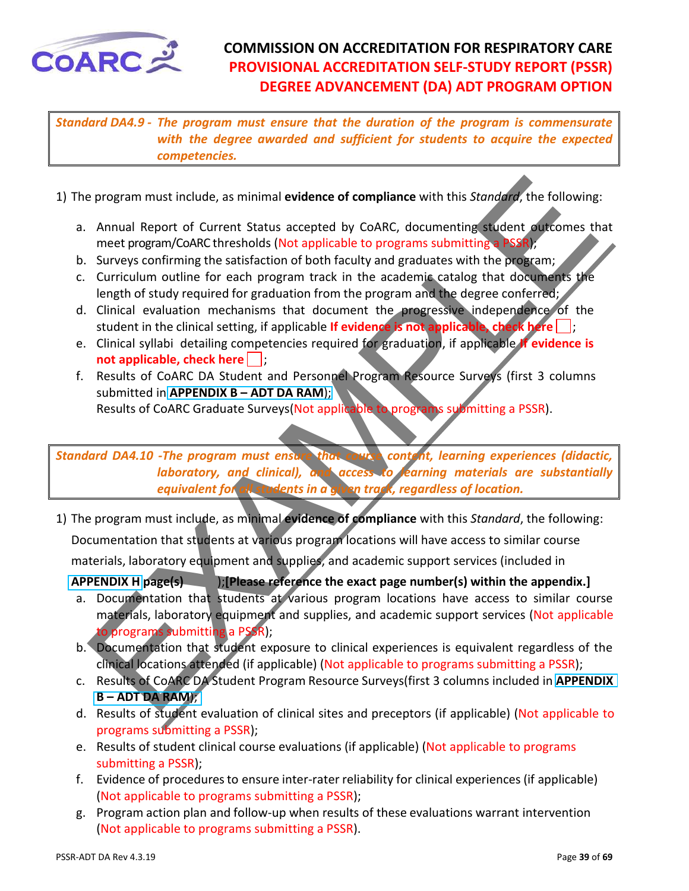**Standard DA4.9 -** ***The program must ensure that the duration of the program is commensurate with the degree awarded and sufficient for students to acquire the expected competencies.***

1) The program must include, as minimal **evidence of compliance** with this *Standard*, the following:

   a. Annual Report of Current Status accepted by CoARC, documenting student outcomes that meet program/CoARC thresholds (Not applicable to programs submitting a PSSR);
   b. Surveys confirming the satisfaction of both faculty and graduates with the program;
   c. Curriculum outline for each program track in the academic catalog that documents the length of study required for graduation from the program and the degree conferred;
   d. Clinical evaluation mechanisms that document the progressive independence of the student in the clinical setting, if applicable **If evidence is not applicable, check here** ☐;
   e. Clinical syllabi detailing competencies required for graduation, if applicable **If evidence is not applicable, check here** ☐;
   f. Results of CoARC DA Student and Personnel Program Resource Surveys (first 3 columns submitted in **APPENDIX B – ADT DA RAM**);
      Results of CoARC Graduate Surveys(Not applicable to programs submitting a PSSR).

**Standard DA4.10 -** ***The program must ensure that course content, learning experiences (didactic, laboratory, and clinical), and access to learning materials are substantially equivalent for all students in a given track, regardless of location.***

1) The program must include, as minimal **evidence of compliance** with this *Standard*, the following:
   Documentation that students at various program locations will have access to similar course materials, laboratory equipment and supplies, and academic support services (included in **APPENDIX H page(s)** );**[Please reference the exact page number(s) within the appendix.]**

   a. Documentation that students at various program locations have access to similar course materials, laboratory equipment and supplies, and academic support services (Not applicable to programs submitting a PSSR);
   b. Documentation that student exposure to clinical experiences is equivalent regardless of the clinical locations attended (if applicable) (Not applicable to programs submitting a PSSR);
   c. Results of CoARC DA Student Program Resource Surveys(first 3 columns included in **APPENDIX B – ADT DA RAM**);
   d. Results of student evaluation of clinical sites and preceptors (if applicable) (Not applicable to programs submitting a PSSR);
   e. Results of student clinical course evaluations (if applicable) (Not applicable to programs submitting a PSSR);
   f. Evidence of procedures to ensure inter-rater reliability for clinical experiences (if applicable) (Not applicable to programs submitting a PSSR);
   g. Program action plan and follow-up when results of these evaluations warrant intervention (Not applicable to programs submitting a PSSR).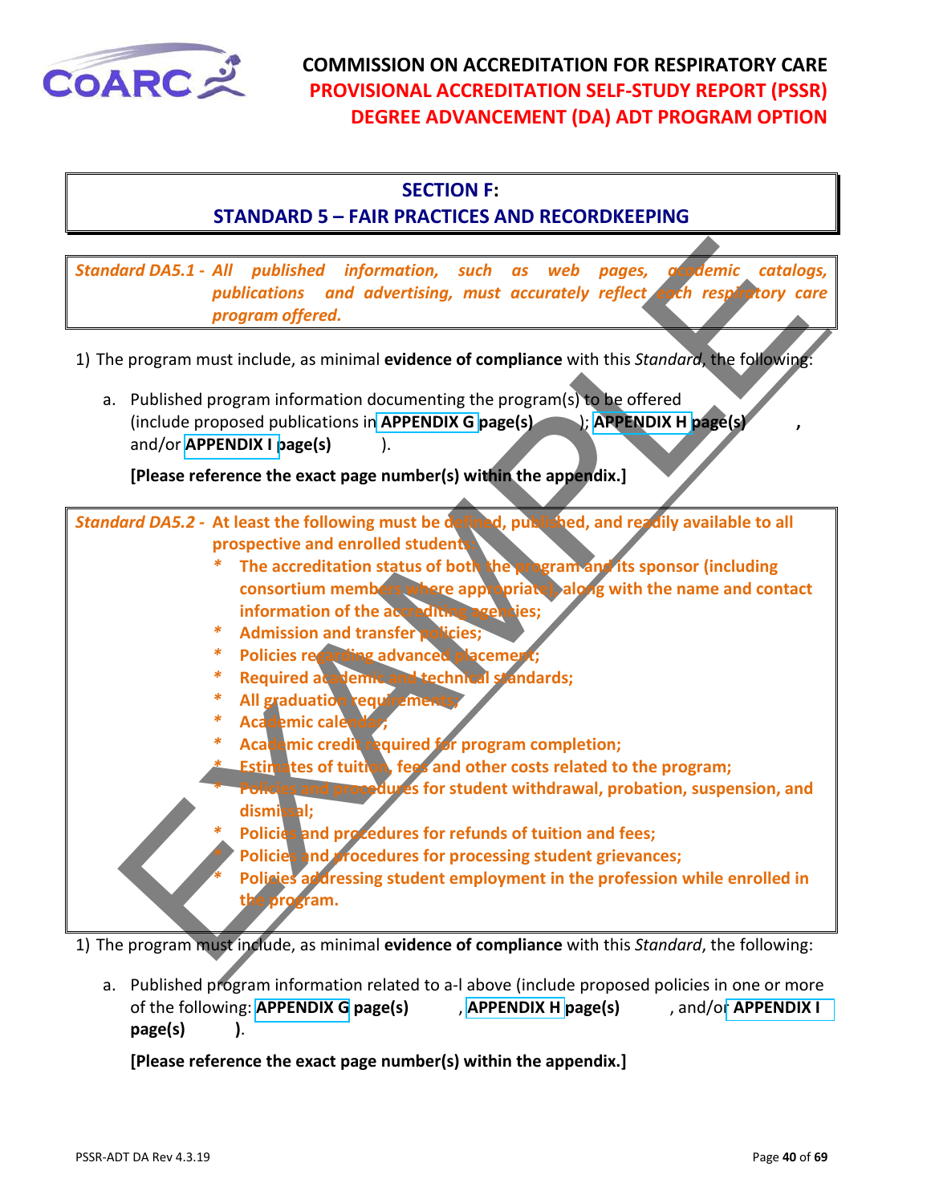# SECTION F:
## STANDARD 5 – FAIR PRACTICES AND RECORDKEEPING

*Standard DA5.1 - All published information, such as web pages, academic catalogs, publications and advertising, must accurately reflect each respiratory care program offered.*

1) The program must include, as minimal **evidence of compliance** with this *Standard*, the following:

   a. Published program information documenting the program(s) to be offered (include proposed publications in **APPENDIX G page(s)** ); **APPENDIX H page(s)** , and/or **APPENDIX I page(s)** ).

   **[Please reference the exact page number(s) within the appendix.]**

**Standard DA5.2 - At least the following must be defined, published, and readily available to all prospective and enrolled students:**

- **The accreditation status of both the program and its sponsor (including consortium members where appropriate), along with the name and contact information of the accrediting agencies;**
- **Admission and transfer policies;**
- **Policies regarding advanced placement;**
- **Required academic and technical standards;**
- **All graduation requirements;**
- **Academic calendar;**
- **Academic credit required for program completion;**
- **Estimates of tuition, fees and other costs related to the program;**
- **Policies and procedures for student withdrawal, probation, suspension, and dismissal;**
- **Policies and procedures for refunds of tuition and fees;**
- **Policies and procedures for processing student grievances;**
- **Policies addressing student employment in the profession while enrolled in the program.**

1) The program must include, as minimal **evidence of compliance** with this *Standard*, the following:

   a. Published program information related to a-l above (include proposed policies in one or more of the following: **APPENDIX G page(s)** , **APPENDIX H page(s)** , and/or **APPENDIX I page(s)** ).

   **[Please reference the exact page number(s) within the appendix.]**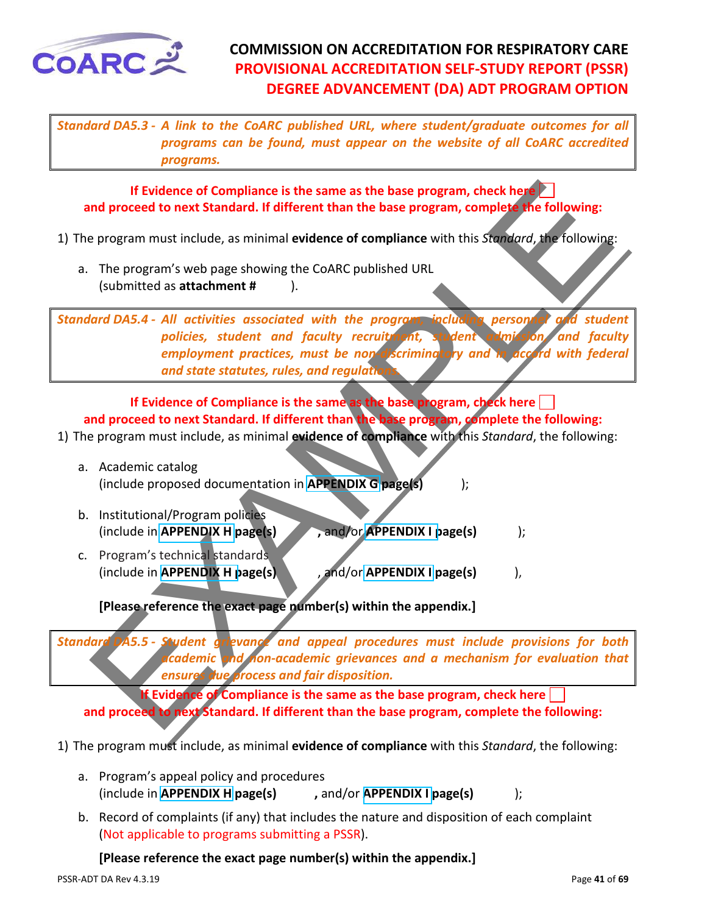# COMMISSION ON ACCREDITATION FOR RESPIRATORY CARE
## PROVISIONAL ACCREDITATION SELF-STUDY REPORT (PSSR)
## DEGREE ADVANCEMENT (DA) ADT PROGRAM OPTION

*Standard DA5.3 - A link to the CoARC published URL, where student/graduate outcomes for all programs can be found, must appear on the website of all CoARC accredited programs.*

**If Evidence of Compliance is the same as the base program, check here ☐ and proceed to next Standard. If different than the base program, complete the following:**

1) The program must include, as minimal **evidence of compliance** with this *Standard*, the following:

   a. The program's web page showing the CoARC published URL (submitted as **attachment #** ).

*Standard DA5.4 - All activities associated with the program, including personnel and student policies, student and faculty recruitment, student admission, and faculty employment practices, must be non-discriminatory and in accord with federal and state statutes, rules, and regulations.*

**If Evidence of Compliance is the same as the base program, check here ☐ and proceed to next Standard. If different than the base program, complete the following:**

1) The program must include, as minimal **evidence of compliance** with this *Standard*, the following:

   a. Academic catalog (include proposed documentation in **APPENDIX G page(s)** );

   b. Institutional/Program policies (include in **APPENDIX H page(s)** **,** and/or **APPENDIX I page(s)** );

   c. Program's technical standards (include in **APPENDIX H page(s)** , and/or **APPENDIX I page(s)** ),

   **[Please reference the exact page number(s) within the appendix.]**

*Standard DA5.5 - Student grievance and appeal procedures must include provisions for both academic and non-academic grievances and a mechanism for evaluation that ensures due process and fair disposition.*

**If Evidence of Compliance is the same as the base program, check here ☐ and proceed to next Standard. If different than the base program, complete the following:**

1) The program must include, as minimal **evidence of compliance** with this *Standard*, the following:

   a. Program's appeal policy and procedures (include in **APPENDIX H page(s)** **,** and/or **APPENDIX I page(s)** );

   b. Record of complaints (if any) that includes the nature and disposition of each complaint (Not applicable to programs submitting a PSSR).

   **[Please reference the exact page number(s) within the appendix.]**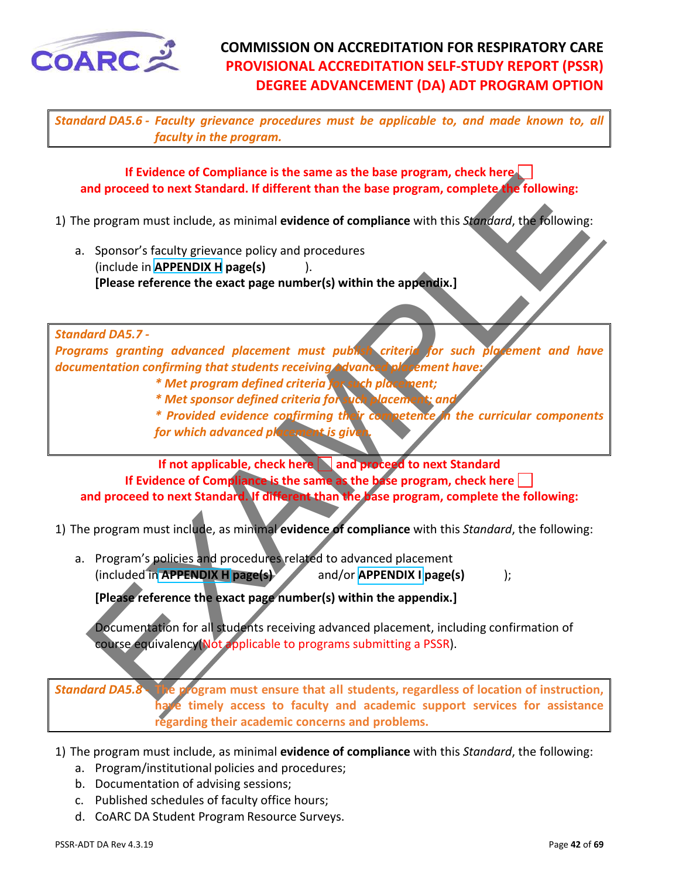# COMMISSION ON ACCREDITATION FOR RESPIRATORY CARE
## PROVISIONAL ACCREDITATION SELF-STUDY REPORT (PSSR)
## DEGREE ADVANCEMENT (DA) ADT PROGRAM OPTION

*Standard DA5.6 - Faculty grievance procedures must be applicable to, and made known to, all faculty in the program.*

**If Evidence of Compliance is the same as the base program, check here ☐ and proceed to next Standard. If different than the base program, complete the following:**

1) The program must include, as minimal **evidence of compliance** with this *Standard*, the following:

   a. Sponsor's faculty grievance policy and procedures (include in **APPENDIX H page(s)** ).
   **[Please reference the exact page number(s) within the appendix.]**

*Standard DA5.7 -*
*Programs granting advanced placement must publish criteria for such placement and have documentation confirming that students receiving advanced placement have:*
*\* Met program defined criteria for such placement;*
*\* Met sponsor defined criteria for such placement; and*
*\* Provided evidence confirming their competence in the curricular components for which advanced placement is given.*

**If not applicable, check here ☐ and proceed to next Standard**
**If Evidence of Compliance is the same as the base program, check here ☐ and proceed to next Standard. If different than the base program, complete the following:**

1) The program must include, as minimal **evidence of compliance** with this *Standard*, the following:

   a. Program's policies and procedures related to advanced placement (included in **APPENDIX H page(s)** and/or **APPENDIX I page(s)** );
   **[Please reference the exact page number(s) within the appendix.]**

   Documentation for all students receiving advanced placement, including confirmation of course equivalency (Not applicable to programs submitting a PSSR).

***Standard DA5.8 - The program must ensure that all students, regardless of location of instruction, have timely access to faculty and academic support services for assistance regarding their academic concerns and problems.***

1) The program must include, as minimal **evidence of compliance** with this *Standard*, the following:
   a. Program/institutional policies and procedures;
   b. Documentation of advising sessions;
   c. Published schedules of faculty office hours;
   d. CoARC DA Student Program Resource Surveys.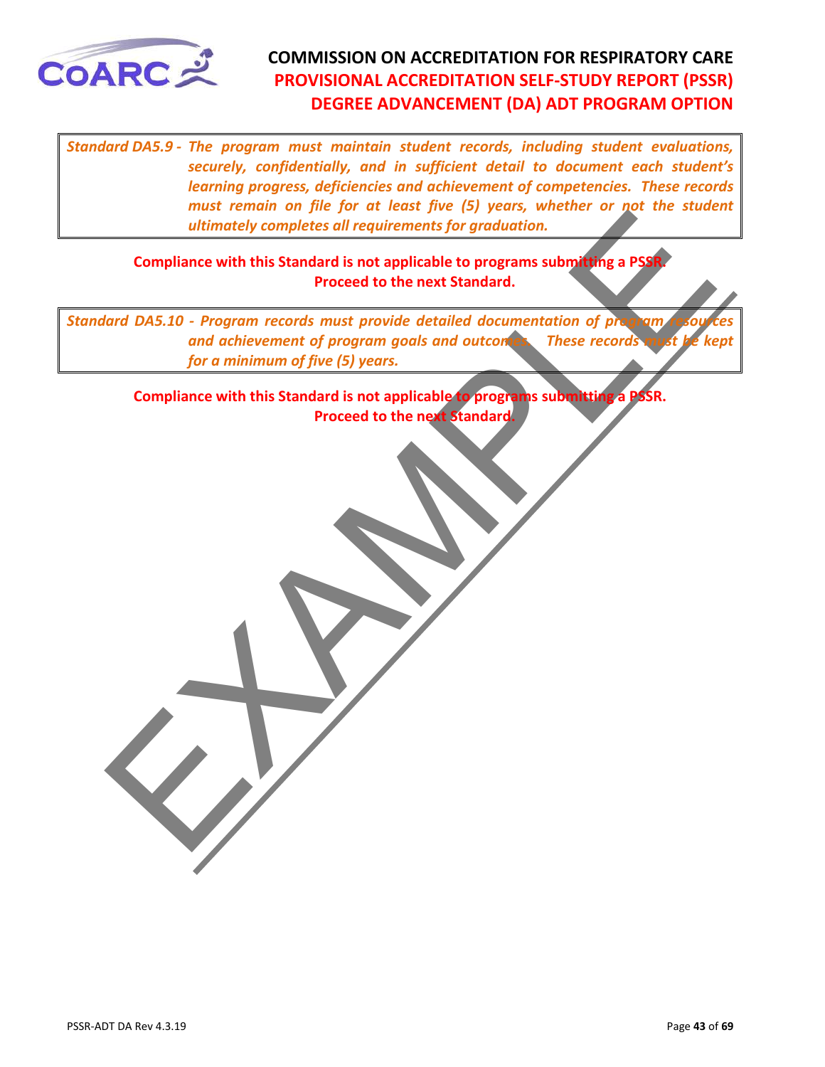*Standard DA5.9 - The program must maintain student records, including student evaluations, securely, confidentially, and in sufficient detail to document each student's learning progress, deficiencies and achievement of competencies. These records must remain on file for at least five (5) years, whether or not the student ultimately completes all requirements for graduation.*

**Compliance with this Standard is not applicable to programs submitting a PSSR. Proceed to the next Standard.**

*Standard DA5.10 - Program records must provide detailed documentation of program resources and achievement of program goals and outcomes. These records must be kept for a minimum of five (5) years.*

**Compliance with this Standard is not applicable to programs submitting a PSSR. Proceed to the next Standard.**

EXAMPLE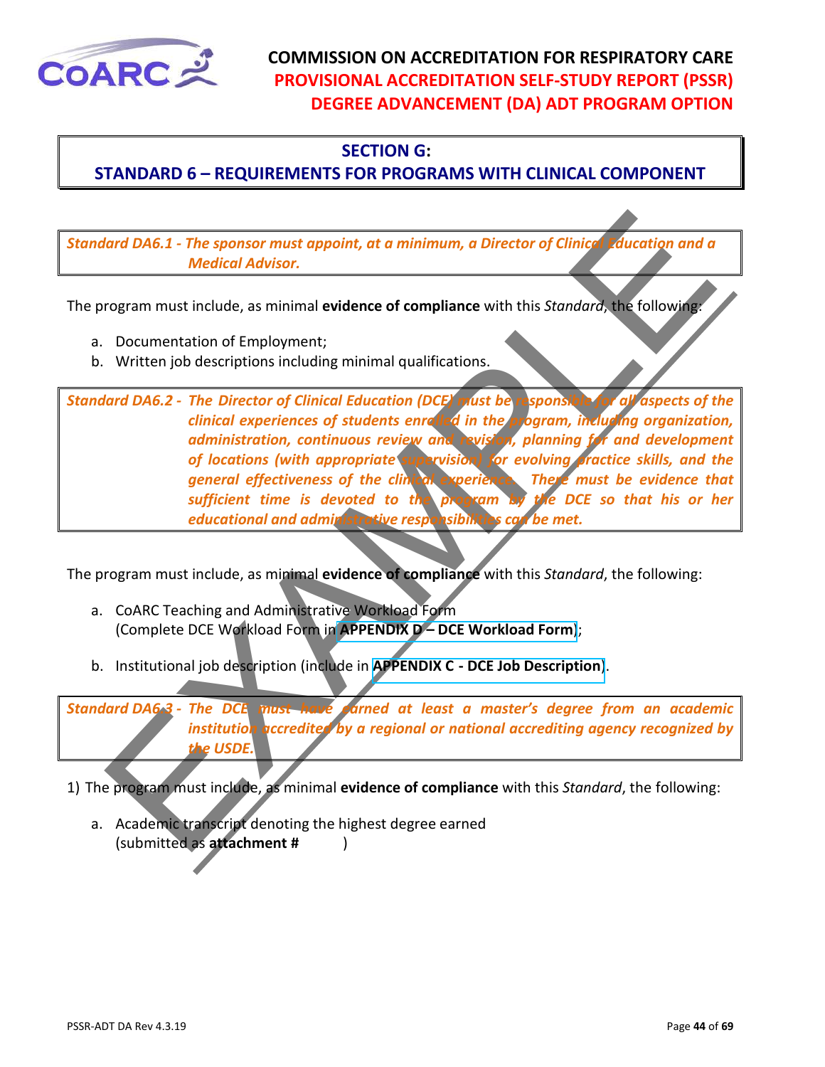# COMMISSION ON ACCREDITATION FOR RESPIRATORY CARE
## PROVISIONAL ACCREDITATION SELF-STUDY REPORT (PSSR)
## DEGREE ADVANCEMENT (DA) ADT PROGRAM OPTION

## SECTION G:
## STANDARD 6 – REQUIREMENTS FOR PROGRAMS WITH CLINICAL COMPONENT

*Standard DA6.1 - The sponsor must appoint, at a minimum, a Director of Clinical Education and a Medical Advisor.*

The program must include, as minimal **evidence of compliance** with this *Standard*, the following:

a. Documentation of Employment;
b. Written job descriptions including minimal qualifications.

*Standard DA6.2 - The Director of Clinical Education (DCE) must be responsible for all aspects of the clinical experiences of students enrolled in the program, including organization, administration, continuous review and revision, planning for and development of locations (with appropriate supervision) for evolving practice skills, and the general effectiveness of the clinical experience. There must be evidence that sufficient time is devoted to the program by the DCE so that his or her educational and administrative responsibilities can be met.*

The program must include, as minimal **evidence of compliance** with this *Standard*, the following:

a. CoARC Teaching and Administrative Workload Form
   (Complete DCE Workload Form in **APPENDIX D – DCE Workload Form**);

b. Institutional job description (include in **APPENDIX C - DCE Job Description**).

*Standard DA6.3 - The DCE must have earned at least a master's degree from an academic institution accredited by a regional or national accrediting agency recognized by the USDE.*

1) The program must include, as minimal **evidence of compliance** with this *Standard*, the following:

   a. Academic transcript denoting the highest degree earned
      (submitted as **attachment #** )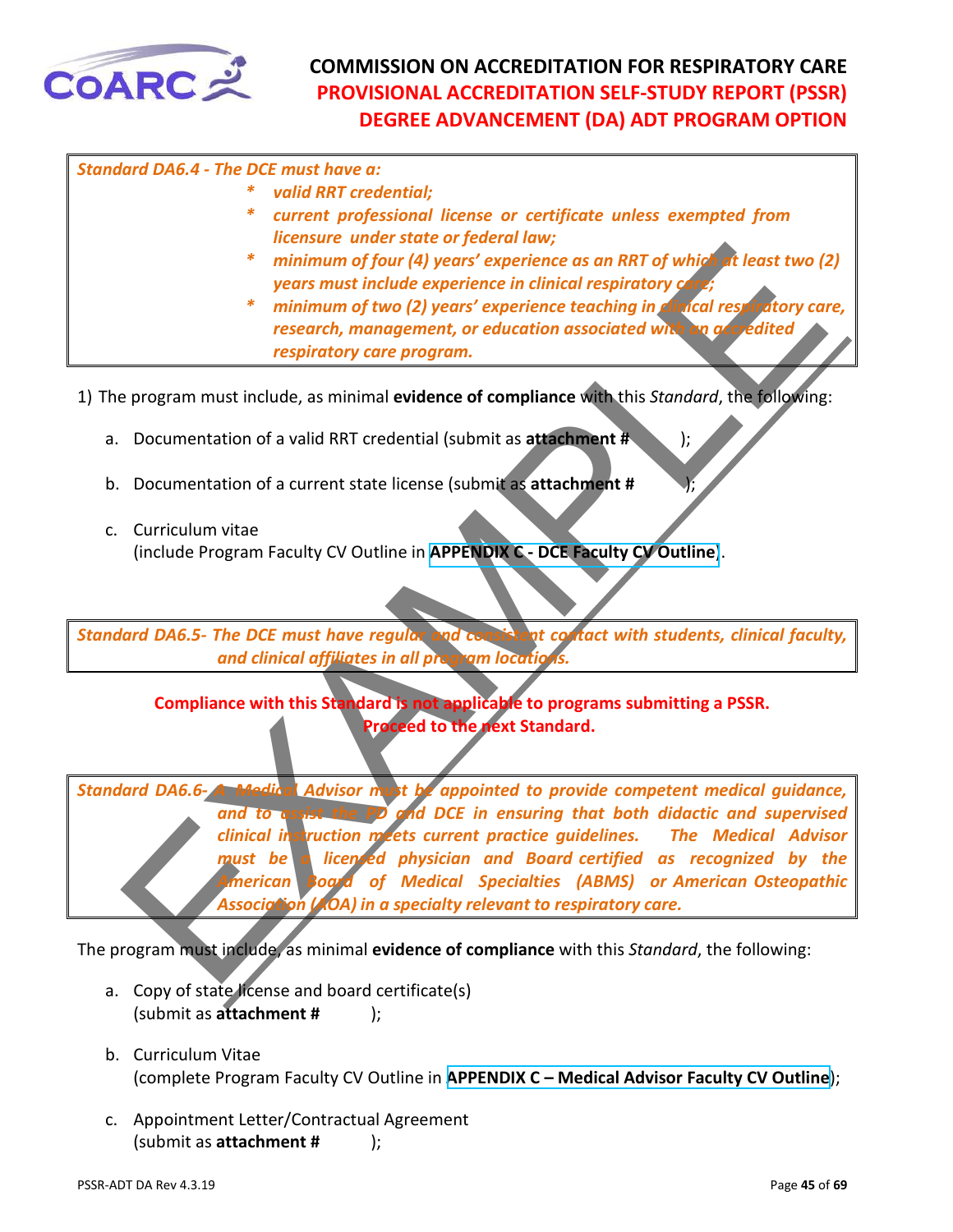*Standard DA6.4 - The DCE must have a:*

- *valid RRT credential;*
- *current professional license or certificate unless exempted from licensure under state or federal law;*
- *minimum of four (4) years' experience as an RRT of which at least two (2) years must include experience in clinical respiratory care;*
- *minimum of two (2) years' experience teaching in clinical respiratory care, research, management, or education associated with an accredited respiratory care program.*

1) The program must include, as minimal **evidence of compliance** with this *Standard*, the following:

   a. Documentation of a valid RRT credential (submit as **attachment #** );

   b. Documentation of a current state license (submit as **attachment #** );

   c. Curriculum vitae (include Program Faculty CV Outline in **APPENDIX C - DCE Faculty CV Outline**).

*Standard DA6.5- The DCE must have regular and consistent contact with students, clinical faculty, and clinical affiliates in all program locations.*

**Compliance with this Standard is not applicable to programs submitting a PSSR. Proceed to the next Standard.**

*Standard DA6.6- A Medical Advisor must be appointed to provide competent medical guidance, and to assist the PD and DCE in ensuring that both didactic and supervised clinical instruction meets current practice guidelines. The Medical Advisor must be a licensed physician and Board certified as recognized by the American Board of Medical Specialties (ABMS) or American Osteopathic Association (AOA) in a specialty relevant to respiratory care.*

The program must include, as minimal **evidence of compliance** with this *Standard*, the following:

a. Copy of state license and board certificate(s) (submit as **attachment #** );

b. Curriculum Vitae (complete Program Faculty CV Outline in **APPENDIX C – Medical Advisor Faculty CV Outline**);

c. Appointment Letter/Contractual Agreement (submit as **attachment #** );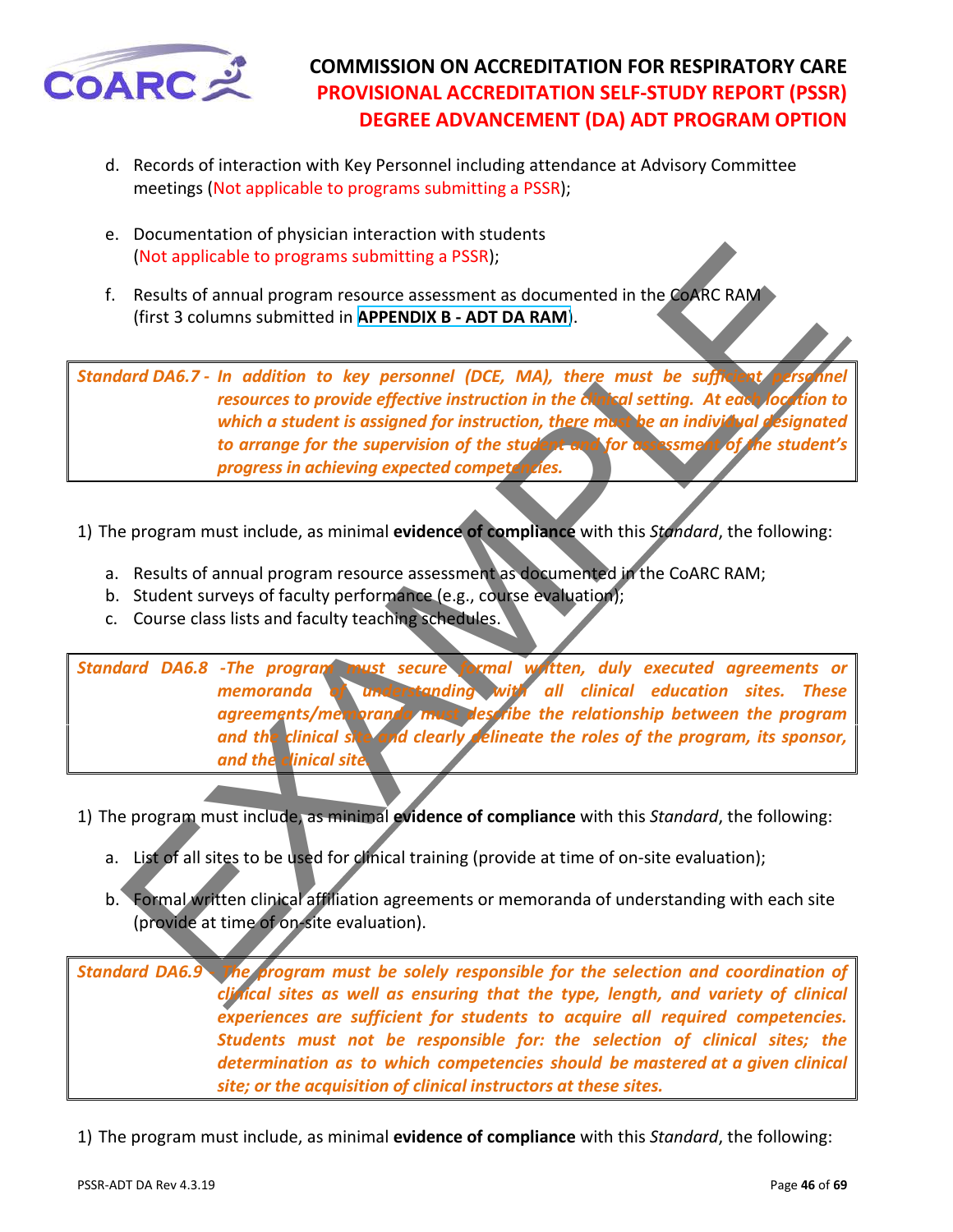d. Records of interaction with Key Personnel including attendance at Advisory Committee meetings (Not applicable to programs submitting a PSSR);

e. Documentation of physician interaction with students (Not applicable to programs submitting a PSSR);

f. Results of annual program resource assessment as documented in the CoARC RAM (first 3 columns submitted in **APPENDIX B - ADT DA RAM**).

***Standard DA6.7 - In addition to key personnel (DCE, MA), there must be sufficient personnel resources to provide effective instruction in the clinical setting. At each location to which a student is assigned for instruction, there must be an individual designated to arrange for the supervision of the student and for assessment of the student's progress in achieving expected competencies.***

1) The program must include, as minimal **evidence of compliance** with this *Standard*, the following:

a. Results of annual program resource assessment as documented in the CoARC RAM;
b. Student surveys of faculty performance (e.g., course evaluation);
c. Course class lists and faculty teaching schedules.

***Standard DA6.8 -The program must secure formal written, duly executed agreements or memoranda of understanding with all clinical education sites. These agreements/memoranda must describe the relationship between the program and the clinical site and clearly delineate the roles of the program, its sponsor, and the clinical site.***

1) The program must include, as minimal **evidence of compliance** with this *Standard*, the following:

a. List of all sites to be used for clinical training (provide at time of on-site evaluation);

b. Formal written clinical affiliation agreements or memoranda of understanding with each site (provide at time of on-site evaluation).

***Standard DA6.9 - The program must be solely responsible for the selection and coordination of clinical sites as well as ensuring that the type, length, and variety of clinical experiences are sufficient for students to acquire all required competencies. Students must not be responsible for: the selection of clinical sites; the determination as to which competencies should be mastered at a given clinical site; or the acquisition of clinical instructors at these sites.***

1) The program must include, as minimal **evidence of compliance** with this *Standard*, the following: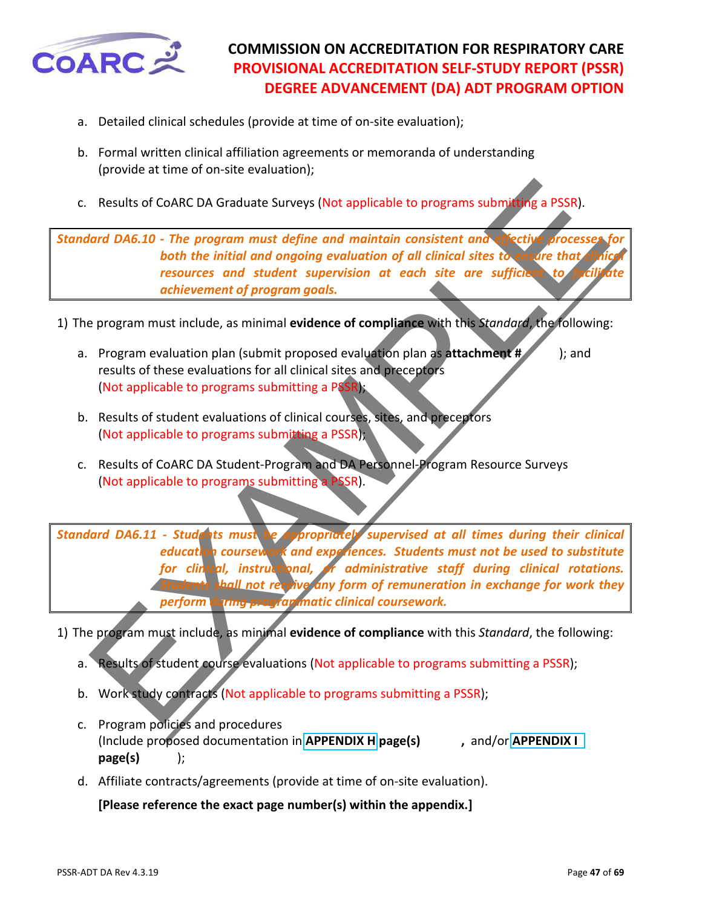a. Detailed clinical schedules (provide at time of on-site evaluation);

b. Formal written clinical affiliation agreements or memoranda of understanding (provide at time of on-site evaluation);

c. Results of CoARC DA Graduate Surveys (Not applicable to programs submitting a PSSR).

> ***Standard DA6.10 - The program must define and maintain consistent and effective processes for both the initial and ongoing evaluation of all clinical sites to ensure that clinical resources and student supervision at each site are sufficient to facilitate achievement of program goals.***

1) The program must include, as minimal **evidence of compliance** with this *Standard*, the following:

   a. Program evaluation plan (submit proposed evaluation plan as **attachment #** ); and results of these evaluations for all clinical sites and preceptors (Not applicable to programs submitting a PSSR);

   b. Results of student evaluations of clinical courses, sites, and preceptors (Not applicable to programs submitting a PSSR);

   c. Results of CoARC DA Student-Program and DA Personnel-Program Resource Surveys (Not applicable to programs submitting a PSSR).

> ***Standard DA6.11 - Students must be appropriately supervised at all times during their clinical education coursework and experiences. Students must not be used to substitute for clinical, instructional, or administrative staff during clinical rotations. Students shall not receive any form of remuneration in exchange for work they perform during programmatic clinical coursework.***

1) The program must include, as minimal **evidence of compliance** with this *Standard*, the following:

   a. Results of student course evaluations (Not applicable to programs submitting a PSSR);

   b. Work study contracts (Not applicable to programs submitting a PSSR);

   c. Program policies and procedures (Include proposed documentation in **APPENDIX H page(s)** **,** and/or **APPENDIX I page(s)** );

   d. Affiliate contracts/agreements (provide at time of on-site evaluation).

   **[Please reference the exact page number(s) within the appendix.]**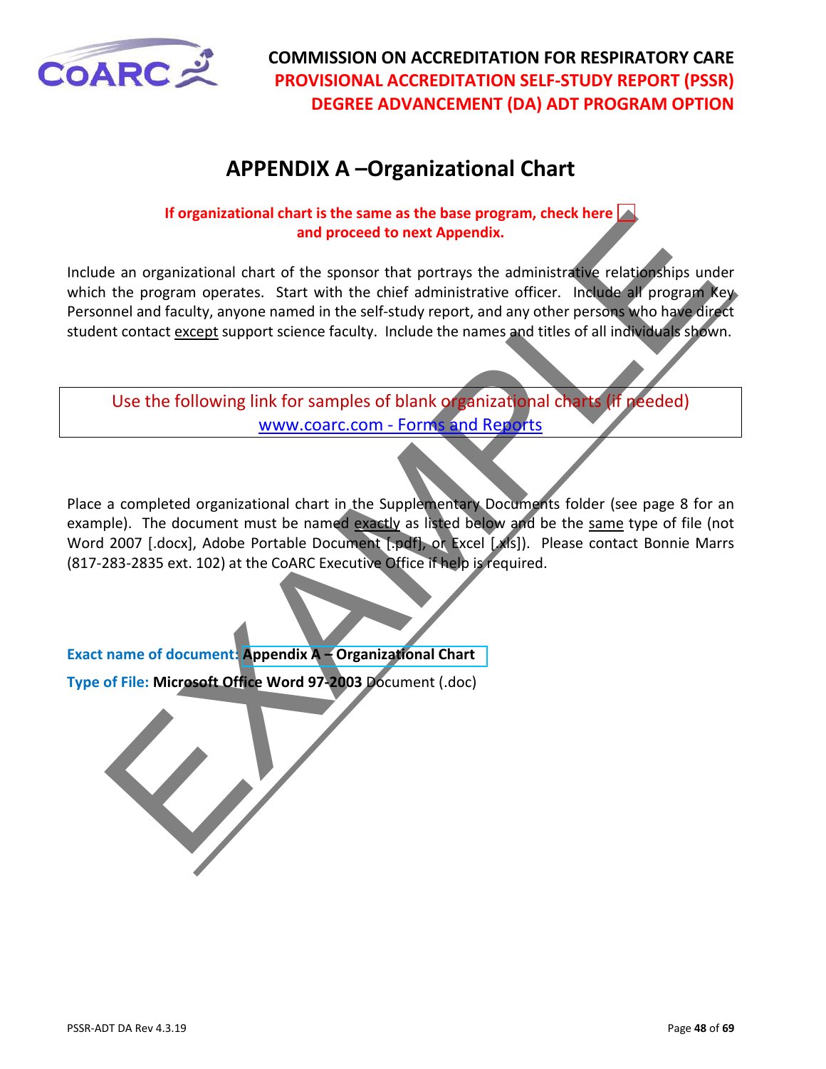# APPENDIX A –Organizational Chart

**If organizational chart is the same as the base program, check here ☐ and proceed to next Appendix.**

Include an organizational chart of the sponsor that portrays the administrative relationships under which the program operates. Start with the chief administrative officer. Include all program Key Personnel and faculty, anyone named in the self-study report, and any other persons who have direct student contact except support science faculty. Include the names and titles of all individuals shown.

| Use the following link for samples of blank organizational charts (if needed) [www.coarc.com - Forms and Reports](www.coarc.com) |
|---|

Place a completed organizational chart in the Supplementary Documents folder (see page 8 for an example). The document must be named exactly as listed below and be the same type of file (not Word 2007 [.docx], Adobe Portable Document [.pdf], or Excel [.xls]). Please contact Bonnie Marrs (817-283-2835 ext. 102) at the CoARC Executive Office if help is required.

**Exact name of document: Appendix A – Organizational Chart**

**Type of File: Microsoft Office Word 97-2003** Document (.doc)

EXAMPLE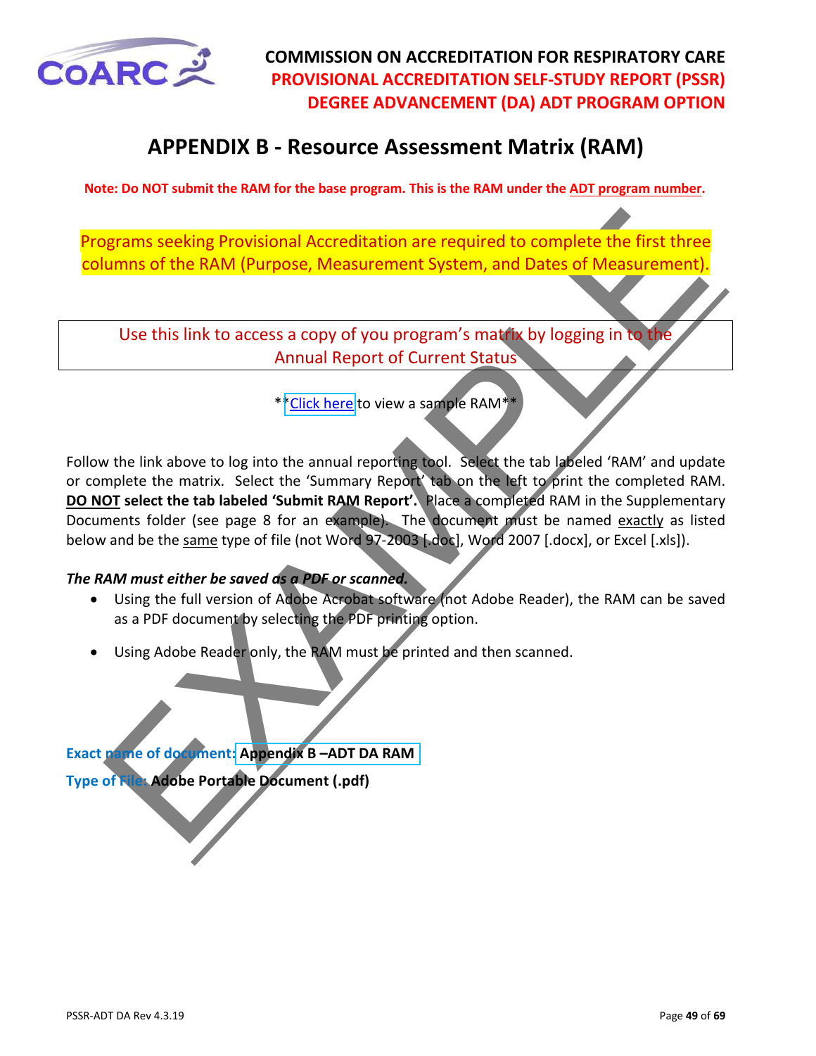# APPENDIX B - Resource Assessment Matrix (RAM)

**Note: Do NOT submit the RAM for the base program. This is the RAM under the ADT program number.**

Programs seeking Provisional Accreditation are required to complete the first three columns of the RAM (Purpose, Measurement System, and Dates of Measurement).

Use this link to access a copy of you program's matrix by logging in to the Annual Report of Current Status

\*\*Click here to view a sample RAM\*\*

Follow the link above to log into the annual reporting tool. Select the tab labeled 'RAM' and update or complete the matrix. Select the 'Summary Report' tab on the left to print the completed RAM. **DO NOT select the tab labeled 'Submit RAM Report'.** Place a completed RAM in the Supplementary Documents folder (see page 8 for an example). The document must be named exactly as listed below and be the same type of file (not Word 97-2003 [.doc], Word 2007 [.docx], or Excel [.xls]).

***The RAM must either be saved as a PDF or scanned.***

- Using the full version of Adobe Acrobat software (not Adobe Reader), the RAM can be saved as a PDF document by selecting the PDF printing option.
- Using Adobe Reader only, the RAM must be printed and then scanned.

**Exact name of document:** **Appendix B –ADT DA RAM**

**Type of File:** **Adobe Portable Document (.pdf)**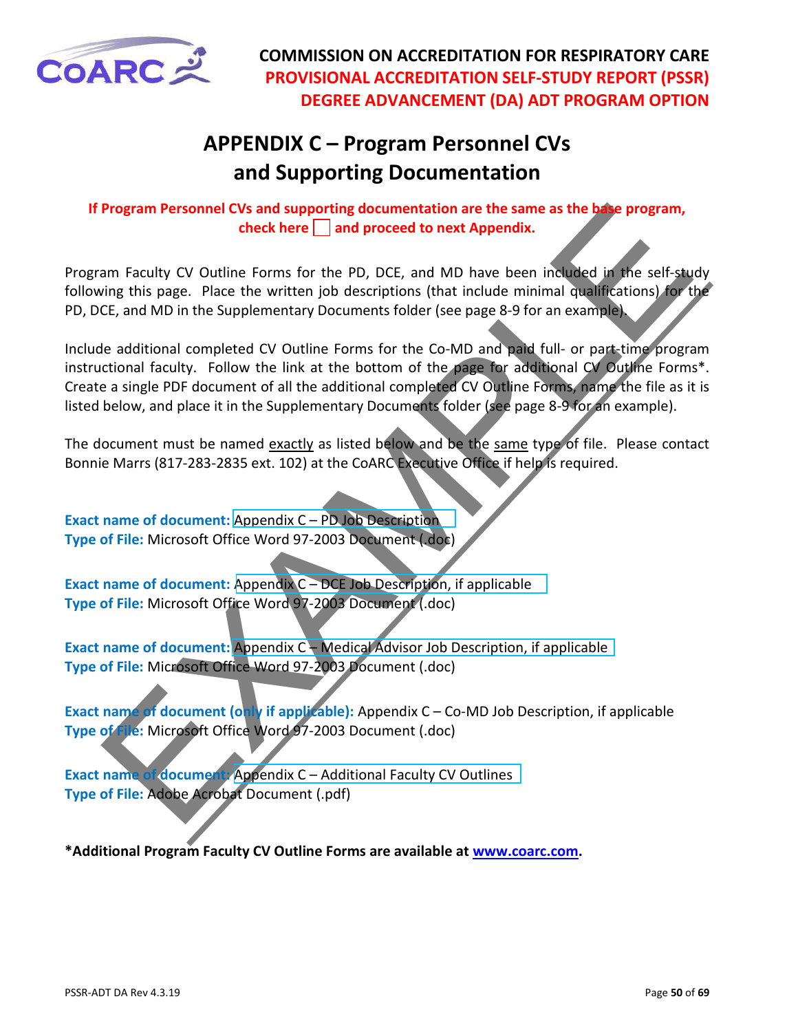COMMISSION ON ACCREDITATION FOR RESPIRATORY CARE
PROVISIONAL ACCREDITATION SELF-STUDY REPORT (PSSR)
DEGREE ADVANCEMENT (DA) ADT PROGRAM OPTION

# APPENDIX C – Program Personnel CVs and Supporting Documentation

**If Program Personnel CVs and supporting documentation are the same as the base program, check here ☐ and proceed to next Appendix.**

Program Faculty CV Outline Forms for the PD, DCE, and MD have been included in the self-study following this page. Place the written job descriptions (that include minimal qualifications) for the PD, DCE, and MD in the Supplementary Documents folder (see page 8-9 for an example).

Include additional completed CV Outline Forms for the Co-MD and paid full- or part-time program instructional faculty. Follow the link at the bottom of the page for additional CV Outline Forms*. Create a single PDF document of all the additional completed CV Outline Forms, name the file as it is listed below, and place it in the Supplementary Documents folder (see page 8-9 for an example).

The document must be named exactly as listed below and be the same type of file. Please contact Bonnie Marrs (817-283-2835 ext. 102) at the CoARC Executive Office if help is required.

**Exact name of document:** Appendix C – PD Job Description
**Type of File:** Microsoft Office Word 97-2003 Document (.doc)

**Exact name of document:** Appendix C – DCE Job Description, if applicable
**Type of File:** Microsoft Office Word 97-2003 Document (.doc)

**Exact name of document:** Appendix C – Medical Advisor Job Description, if applicable
**Type of File:** Microsoft Office Word 97-2003 Document (.doc)

**Exact name of document (only if applicable):** Appendix C – Co-MD Job Description, if applicable
**Type of File:** Microsoft Office Word 97-2003 Document (.doc)

**Exact name of document:** Appendix C – Additional Faculty CV Outlines
**Type of File:** Adobe Acrobat Document (.pdf)

**\*Additional Program Faculty CV Outline Forms are available at [www.coarc.com](http://www.coarc.com).**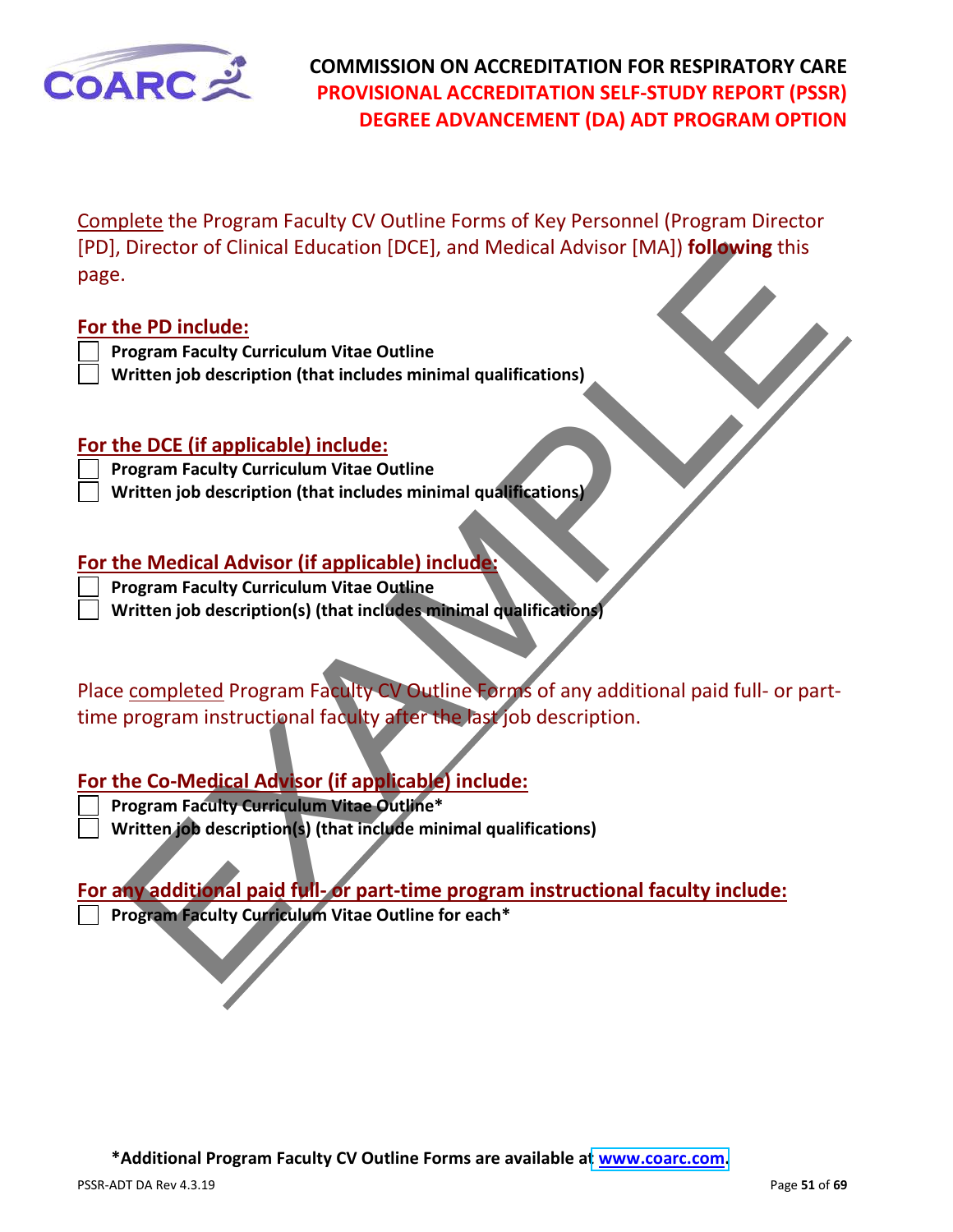Complete the Program Faculty CV Outline Forms of Key Personnel (Program Director [PD], Director of Clinical Education [DCE], and Medical Advisor [MA]) **following** this page.

## For the PD include:

- [ ] **Program Faculty Curriculum Vitae Outline**
- [ ] **Written job description (that includes minimal qualifications)**

## For the DCE (if applicable) include:

- [ ] **Program Faculty Curriculum Vitae Outline**
- [ ] **Written job description (that includes minimal qualifications)**

## For the Medical Advisor (if applicable) include:

- [ ] **Program Faculty Curriculum Vitae Outline**
- [ ] **Written job description(s) (that includes minimal qualifications)**

Place completed Program Faculty CV Outline Forms of any additional paid full- or part-time program instructional faculty after the last job description.

## For the Co-Medical Advisor (if applicable) include:

- [ ] **Program Faculty Curriculum Vitae Outline***
- [ ] **Written job description(s) (that include minimal qualifications)**

## For any additional paid full- or part-time program instructional faculty include:

- [ ] **Program Faculty Curriculum Vitae Outline for each***

EXAMPLE

***Additional Program Faculty CV Outline Forms are available at www.coarc.com.**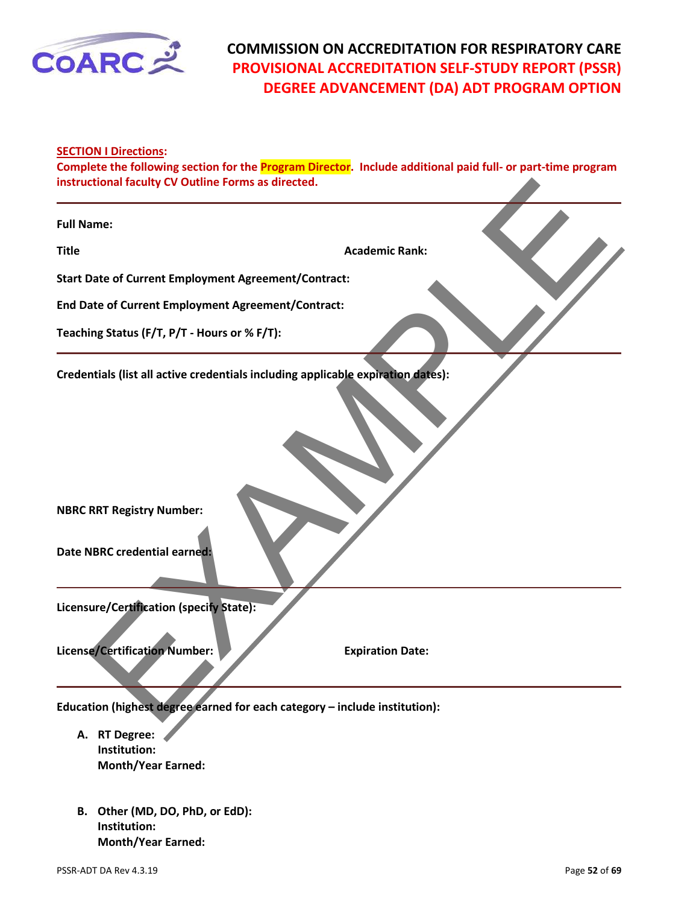# COMMISSION ON ACCREDITATION FOR RESPIRATORY CARE
## PROVISIONAL ACCREDITATION SELF-STUDY REPORT (PSSR)
## DEGREE ADVANCEMENT (DA) ADT PROGRAM OPTION

**SECTION I Directions:**
**Complete the following section for the Program Director. Include additional paid full- or part-time program instructional faculty CV Outline Forms as directed.**

---

**Full Name:**

**Title** **Academic Rank:**

**Start Date of Current Employment Agreement/Contract:**

**End Date of Current Employment Agreement/Contract:**

**Teaching Status (F/T, P/T - Hours or % F/T):**

---

**Credentials (list all active credentials including applicable expiration dates):**

**NBRC RRT Registry Number:**

**Date NBRC credential earned:**

---

**Licensure/Certification (specify State):**

**License/Certification Number:** **Expiration Date:**

---

**Education (highest degree earned for each category – include institution):**

A. **RT Degree:**
   **Institution:**
   **Month/Year Earned:**

B. **Other (MD, DO, PhD, or EdD):**
   **Institution:**
   **Month/Year Earned:**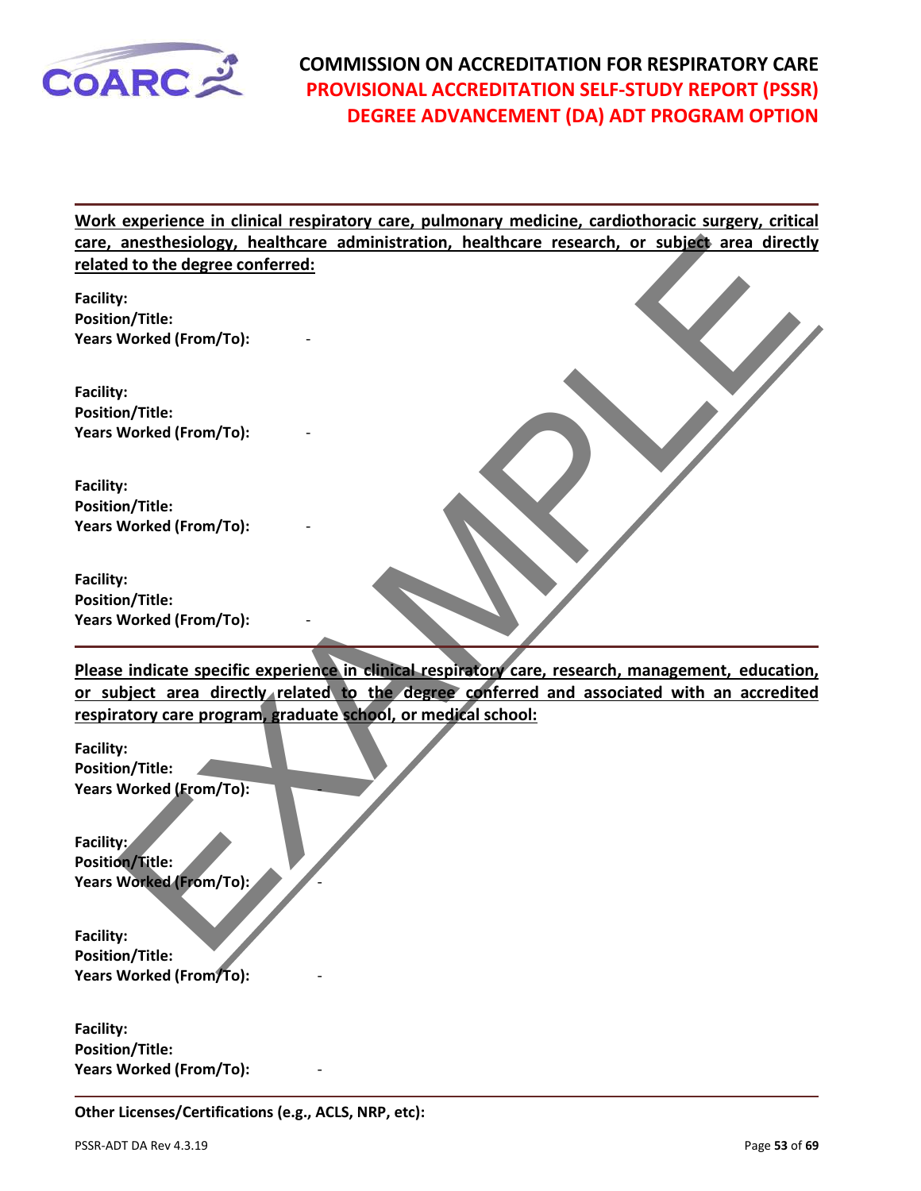**Work experience in clinical respiratory care, pulmonary medicine, cardiothoracic surgery, critical care, anesthesiology, healthcare administration, healthcare research, or subject area directly related to the degree conferred:**

**Facility:**
**Position/Title:**
**Years Worked (From/To):** -

**Facility:**
**Position/Title:**
**Years Worked (From/To):** -

**Facility:**
**Position/Title:**
**Years Worked (From/To):** -

**Facility:**
**Position/Title:**
**Years Worked (From/To):** -

**Please indicate specific experience in clinical respiratory care, research, management, education, or subject area directly related to the degree conferred and associated with an accredited respiratory care program, graduate school, or medical school:**

**Facility:**
**Position/Title:**
**Years Worked (From/To):** -

**Facility:**
**Position/Title:**
**Years Worked (From/To):** -

**Facility:**
**Position/Title:**
**Years Worked (From/To):** -

**Facility:**
**Position/Title:**
**Years Worked (From/To):** -

**Other Licenses/Certifications (e.g., ACLS, NRP, etc):**

EXAMPLE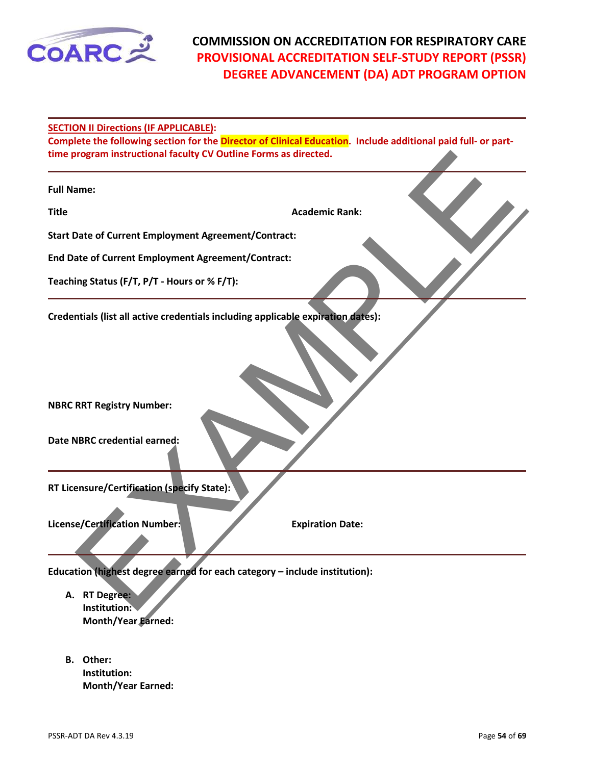**SECTION II Directions (IF APPLICABLE):**

**Complete the following section for the Director of Clinical Education. Include additional paid full- or part-time program instructional faculty CV Outline Forms as directed.**

---

**Full Name:**

**Title** **Academic Rank:**

**Start Date of Current Employment Agreement/Contract:**

**End Date of Current Employment Agreement/Contract:**

**Teaching Status (F/T, P/T - Hours or % F/T):**

---

**Credentials (list all active credentials including applicable expiration dates):**

**NBRC RRT Registry Number:**

**Date NBRC credential earned:**

---

**RT Licensure/Certification (specify State):**

**License/Certification Number:** **Expiration Date:**

---

**Education (highest degree earned for each category – include institution):**

A. **RT Degree:**
   **Institution:**
   **Month/Year Earned:**

B. **Other:**
   **Institution:**
   **Month/Year Earned:**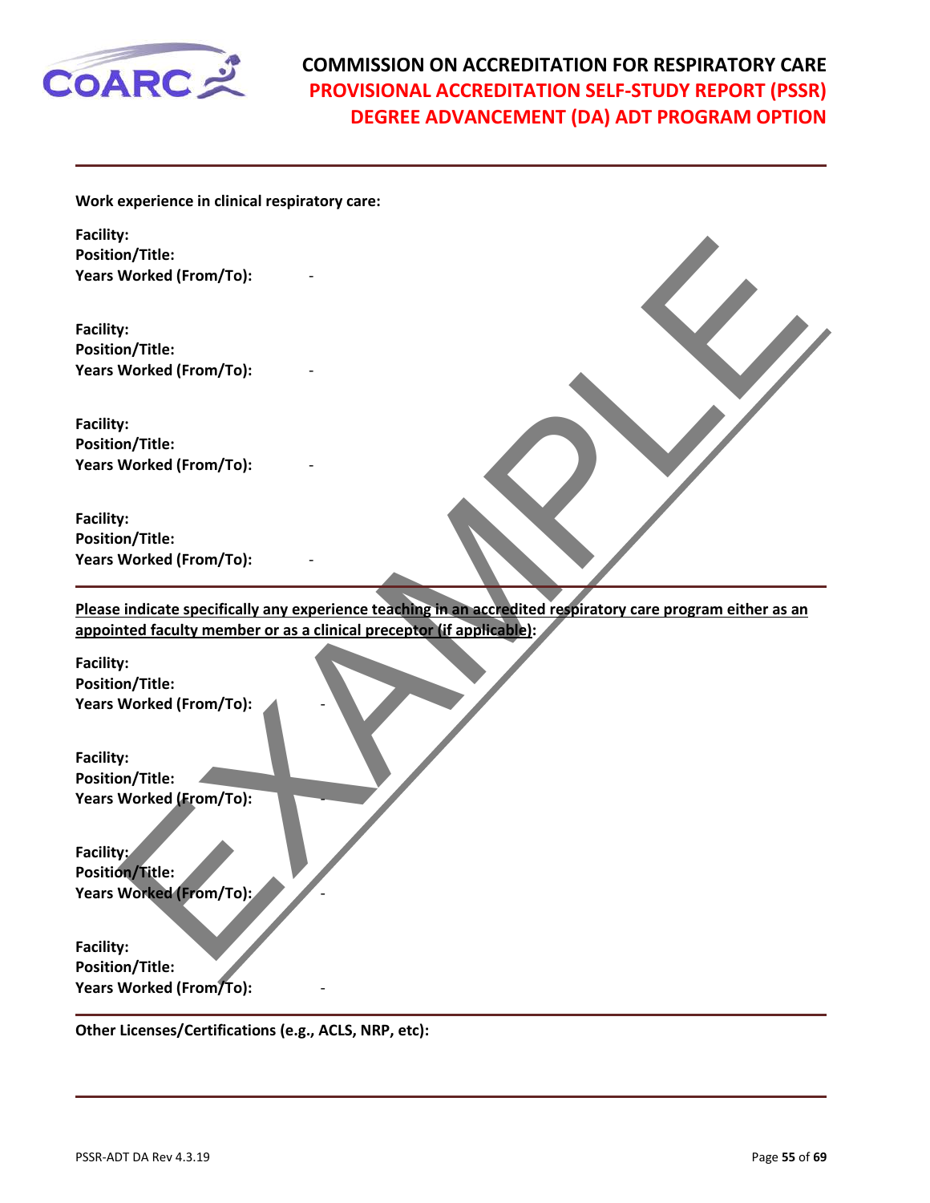**Work experience in clinical respiratory care:**

**Facility:**
**Position/Title:**
**Years Worked (From/To):** -

**Facility:**
**Position/Title:**
**Years Worked (From/To):** -

**Facility:**
**Position/Title:**
**Years Worked (From/To):** -

**Facility:**
**Position/Title:**
**Years Worked (From/To):** -

---

**Please indicate specifically any experience teaching in an accredited respiratory care program either as an appointed faculty member or as a clinical preceptor (if applicable):**

**Facility:**
**Position/Title:**
**Years Worked (From/To):** -

**Facility:**
**Position/Title:**
**Years Worked (From/To):** -

**Facility:**
**Position/Title:**
**Years Worked (From/To):** -

**Facility:**
**Position/Title:**
**Years Worked (From/To):** -

---

**Other Licenses/Certifications (e.g., ACLS, NRP, etc):**

---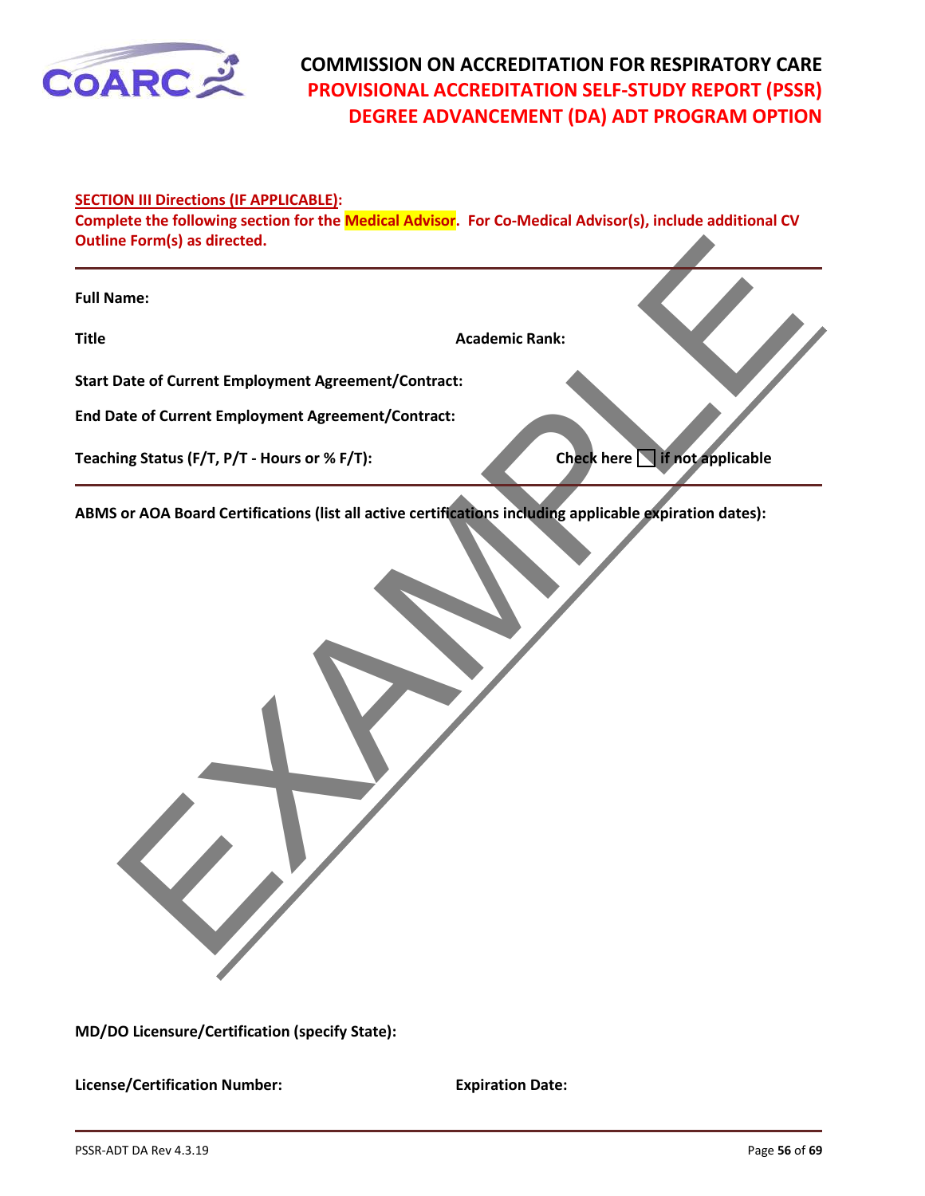**SECTION III Directions (IF APPLICABLE):**

**Complete the following section for the Medical Advisor. For Co-Medical Advisor(s), include additional CV Outline Form(s) as directed.**

---

**Full Name:**

**Title** **Academic Rank:**

**Start Date of Current Employment Agreement/Contract:**

**End Date of Current Employment Agreement/Contract:**

**Teaching Status (F/T, P/T - Hours or % F/T):** **Check here ☐ if not applicable**

---

**ABMS or AOA Board Certifications (list all active certifications including applicable expiration dates):**

EXAMPLE

**MD/DO Licensure/Certification (specify State):**

**License/Certification Number:** **Expiration Date:**

---

PSSR-ADT DA Rev 4.3.19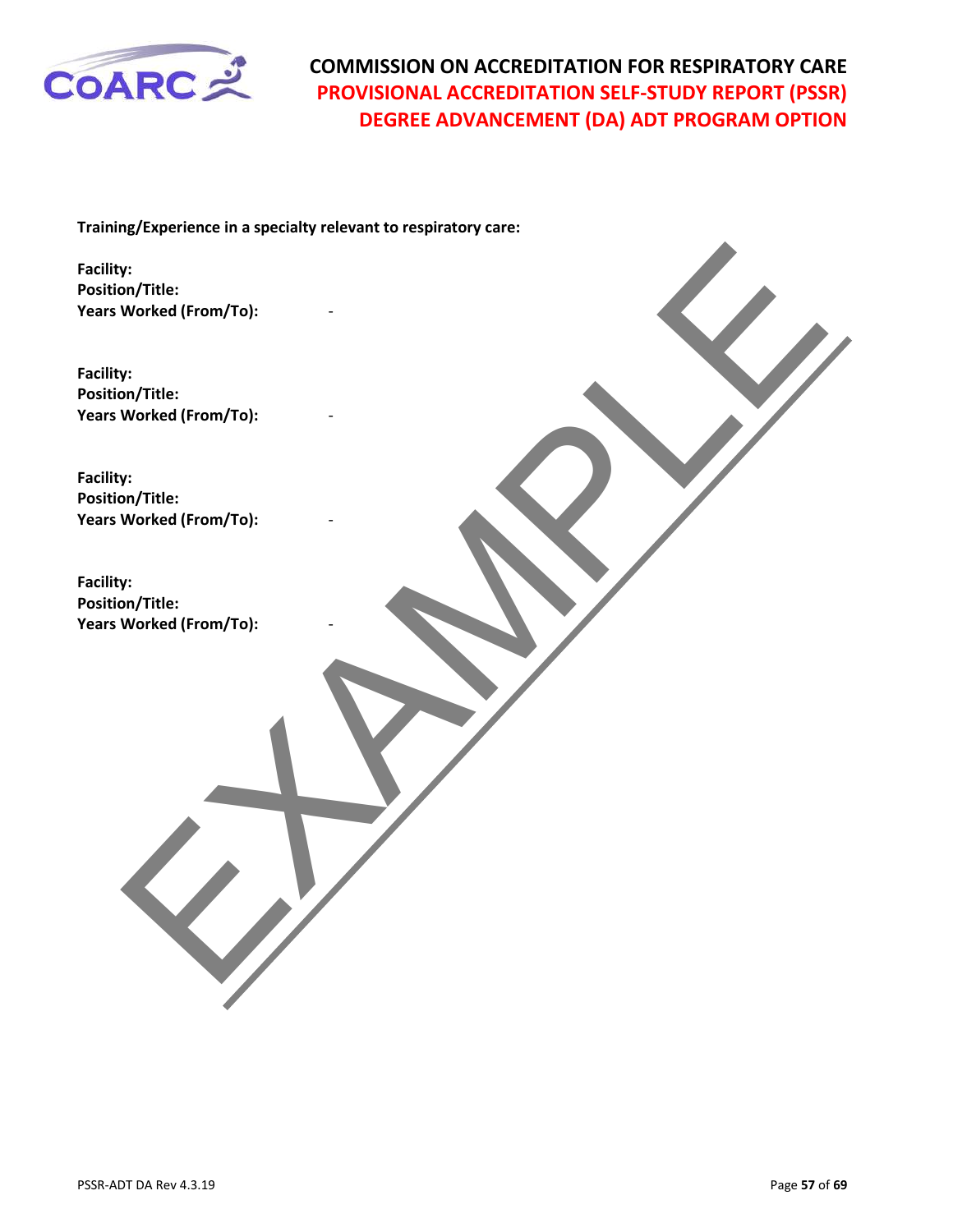**Training/Experience in a specialty relevant to respiratory care:**

**Facility:**
**Position/Title:**
**Years Worked (From/To):** -

**Facility:**
**Position/Title:**
**Years Worked (From/To):** -

**Facility:**
**Position/Title:**
**Years Worked (From/To):** -

**Facility:**
**Position/Title:**
**Years Worked (From/To):** -

EXAMPLE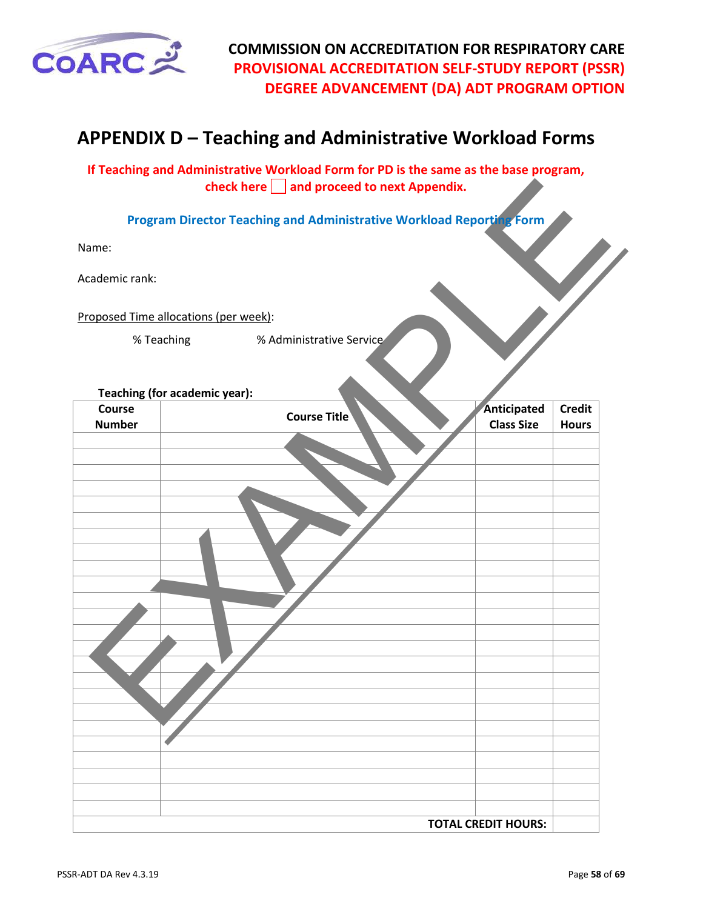# APPENDIX D – Teaching and Administrative Workload Forms

**If Teaching and Administrative Workload Form for PD is the same as the base program, check here ☐ and proceed to next Appendix.**

**Program Director Teaching and Administrative Workload Reporting Form**

Name:

Academic rank:

Proposed Time allocations (per week):

% Teaching    % Administrative Service

**Teaching (for academic year):**

| Course Number | Course Title | Anticipated Class Size | Credit Hours |
|---|---|---|---|
| | | | |
| | | | |
| | | | |
| | | | |
| | | | |
| | | | |
| | | | |
| | | | |
| | | | |
| | | | |
| | | | |
| | | | |
| | | | |
| | | | |
| | | | |
| | | | |
| | | | |
| | | | |
| | | | |
| | | | |
| | | | |
| | | | |
| | | | |
| | | | |
| | | **TOTAL CREDIT HOURS:** | |

EXAMPLE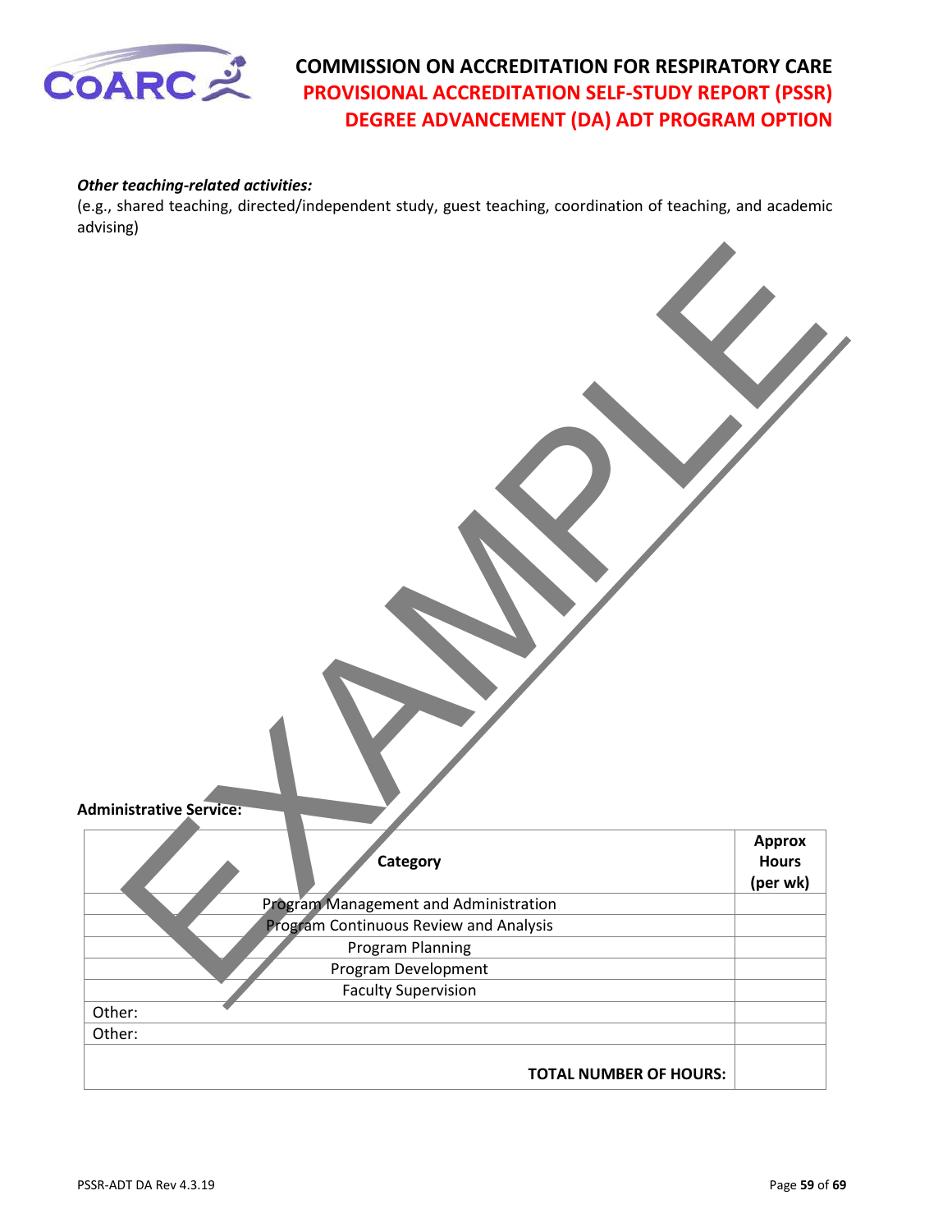***Other teaching-related activities:***

(e.g., shared teaching, directed/independent study, guest teaching, coordination of teaching, and academic advising)

**Administrative Service:**

| **Category** | **Approx Hours (per wk)** |
|---|---|
| Program Management and Administration | |
| Program Continuous Review and Analysis | |
| Program Planning | |
| Program Development | |
| Faculty Supervision | |
| Other: | |
| Other: | |
| **TOTAL NUMBER OF HOURS:** | |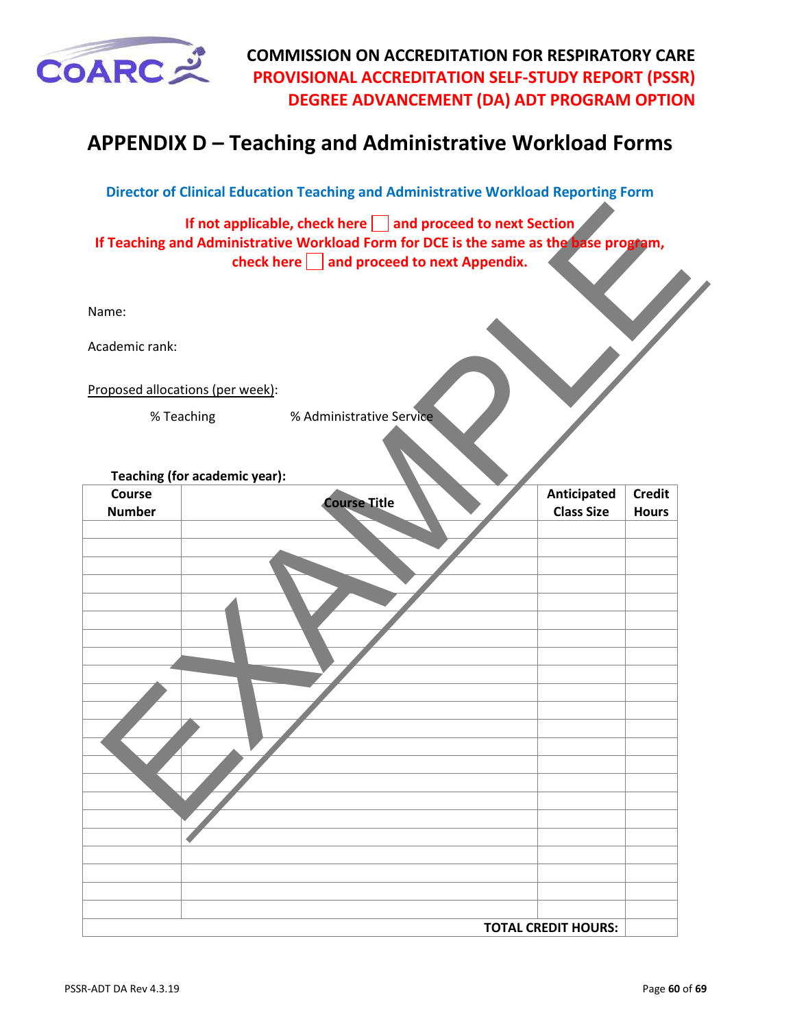## APPENDIX D – Teaching and Administrative Workload Forms

**Director of Clinical Education Teaching and Administrative Workload Reporting Form**

**If not applicable, check here ☐ and proceed to next Section**
**If Teaching and Administrative Workload Form for DCE is the same as the base program, check here ☐ and proceed to next Appendix.**

Name:

Academic rank:

Proposed allocations (per week):

% Teaching        % Administrative Service

**Teaching (for academic year):**

| Course Number | Course Title | Anticipated Class Size | Credit Hours |
|---|---|---|---|
| | | | |
| | | | |
| | | | |
| | | | |
| | | | |
| | | | |
| | | | |
| | | | |
| | | | |
| | | | |
| | | | |
| | | | |
| | | | |
| | | | |
| | | | |
| | | | |
| | | | |
| | | | |
| | | | |
| | | | |
| | | | |
| | | | |
| | | **TOTAL CREDIT HOURS:** | |

EXAMPLE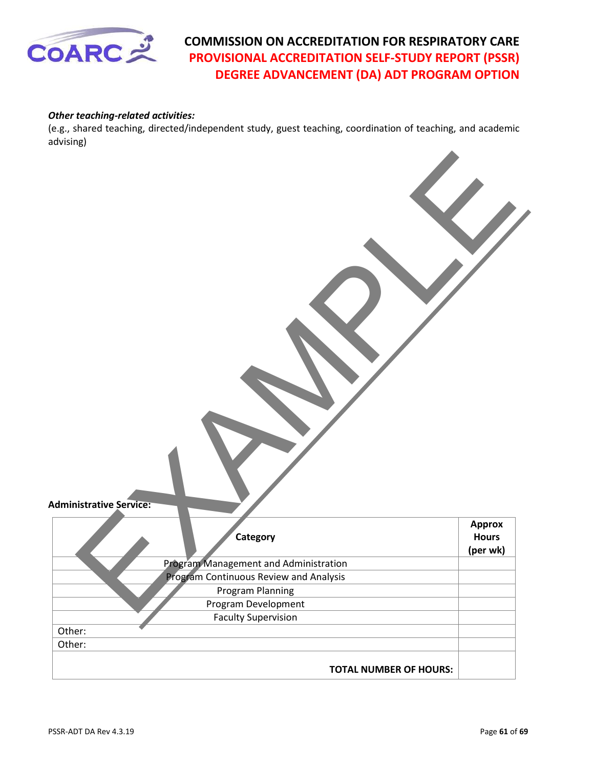***Other teaching-related activities:***
(e.g., shared teaching, directed/independent study, guest teaching, coordination of teaching, and academic advising)

EXAMPLE

**Administrative Service:**

| Category | Approx Hours (per wk) |
|---|---|
| Program Management and Administration | |
| Program Continuous Review and Analysis | |
| Program Planning | |
| Program Development | |
| Faculty Supervision | |
| Other: | |
| Other: | |
| **TOTAL NUMBER OF HOURS:** | |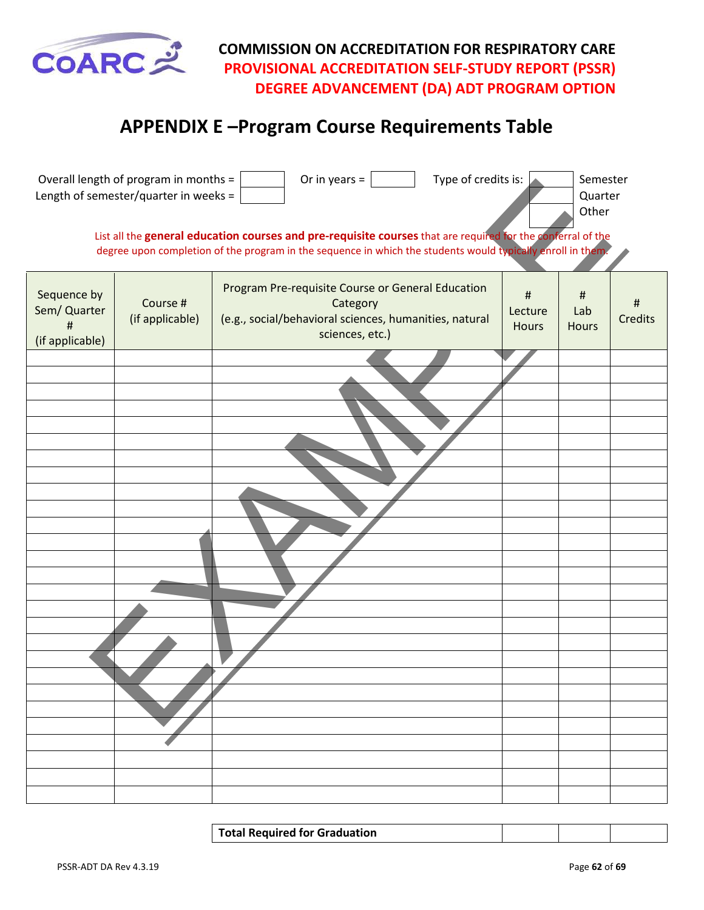# COMMISSION ON ACCREDITATION FOR RESPIRATORY CARE
## PROVISIONAL ACCREDITATION SELF-STUDY REPORT (PSSR)
## DEGREE ADVANCEMENT (DA) ADT PROGRAM OPTION

# APPENDIX E –Program Course Requirements Table

Overall length of program in months = ______ Or in years = ______ Type of credits is: ______ Semester / ______ Quarter / ______ Other

Length of semester/quarter in weeks = ______

List all the **general education courses and pre-requisite courses** that are required for the conferral of the degree upon completion of the program in the sequence in which the students would typically enroll in them.

| Sequence by Sem/ Quarter # (if applicable) | Course # (if applicable) | Program Pre-requisite Course or General Education Category (e.g., social/behavioral sciences, humanities, natural sciences, etc.) | # Lecture Hours | # Lab Hours | # Credits |
|---|---|---|---|---|---|
| | | | | | |
| | | | | | |
| | | | | | |
| | | | | | |
| | | | | | |
| | | | | | |
| | | | | | |
| | | | | | |
| | | | | | |
| | | | | | |
| | | | | | |
| | | | | | |
| | | | | | |
| | | | | | |
| | | | | | |
| | | | | | |
| | | | | | |
| | | | | | |
| | | | | | |
| | | | | | |
| | | | | | |
| | | | | | |
| | | | | | |
| | | | | | |
| | | | | | |
| | | | | | |
| | | | | | |

| **Total Required for Graduation** | | | |
|---|---|---|---|

EXAMPLE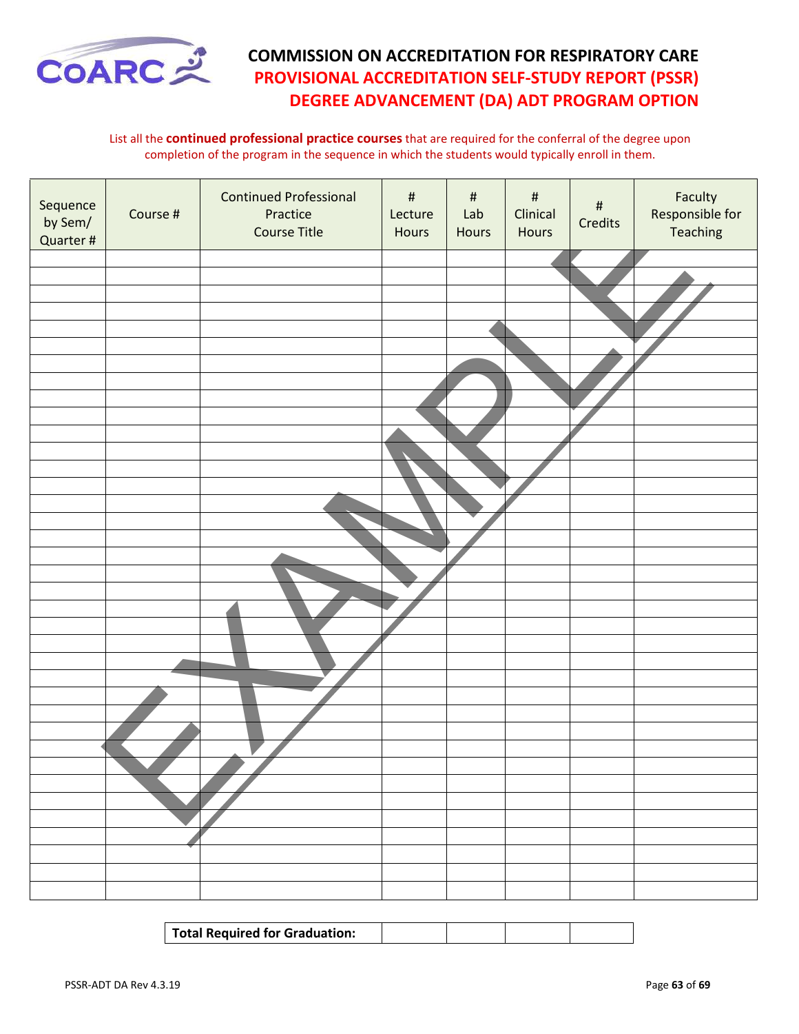# COMMISSION ON ACCREDITATION FOR RESPIRATORY CARE
## PROVISIONAL ACCREDITATION SELF-STUDY REPORT (PSSR)
## DEGREE ADVANCEMENT (DA) ADT PROGRAM OPTION

List all the **continued professional practice courses** that are required for the conferral of the degree upon completion of the program in the sequence in which the students would typically enroll in them.

| Sequence by Sem/ Quarter # | Course # | Continued Professional Practice Course Title | # Lecture Hours | # Lab Hours | # Clinical Hours | # Credits | Faculty Responsible for Teaching |
|---|---|---|---|---|---|---|---|
| | | | | | | | |
| | | | | | | | |
| | | | | | | | |
| | | | | | | | |
| | | | | | | | |
| | | | | | | | |
| | | | | | | | |
| | | | | | | | |
| | | | | | | | |
| | | | | | | | |
| | | | | | | | |
| | | | | | | | |
| | | | | | | | |
| | | | | | | | |
| | | | | | | | |
| | | | | | | | |
| | | | | | | | |
| | | | | | | | |
| | | | | | | | |
| | | | | | | | |
| | | | | | | | |
| | | | | | | | |
| | | | | | | | |
| | | | | | | | |
| | | | | | | | |
| | | | | | | | |
| | | | | | | | |
| | | | | | | | |
| | | | | | | | |
| | | | | | | | |
| | | | | | | | |
| | | | | | | | |
| | | | | | | | |
| | | | | | | | |
| | | | | | | | |
| | | | | | | | |
| | | | | | | | |

| Total Required for Graduation: | | | | |
|---|---|---|---|---|

EXAMPLE

PSSR-ADT DA Rev 4.3.19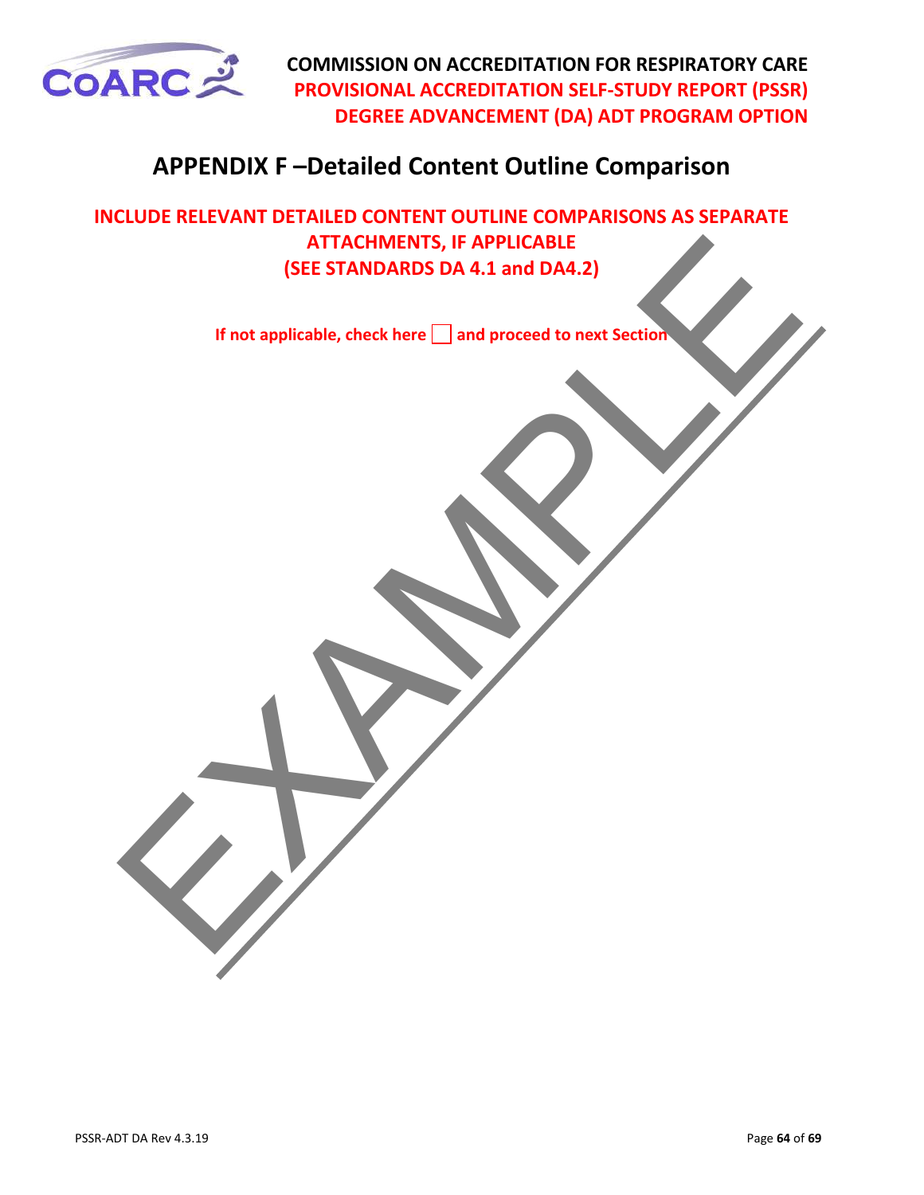# APPENDIX F –Detailed Content Outline Comparison

**INCLUDE RELEVANT DETAILED CONTENT OUTLINE COMPARISONS AS SEPARATE ATTACHMENTS, IF APPLICABLE (SEE STANDARDS DA 4.1 and DA4.2)**

**If not applicable, check here ☐ and proceed to next Section**

EXAMPLE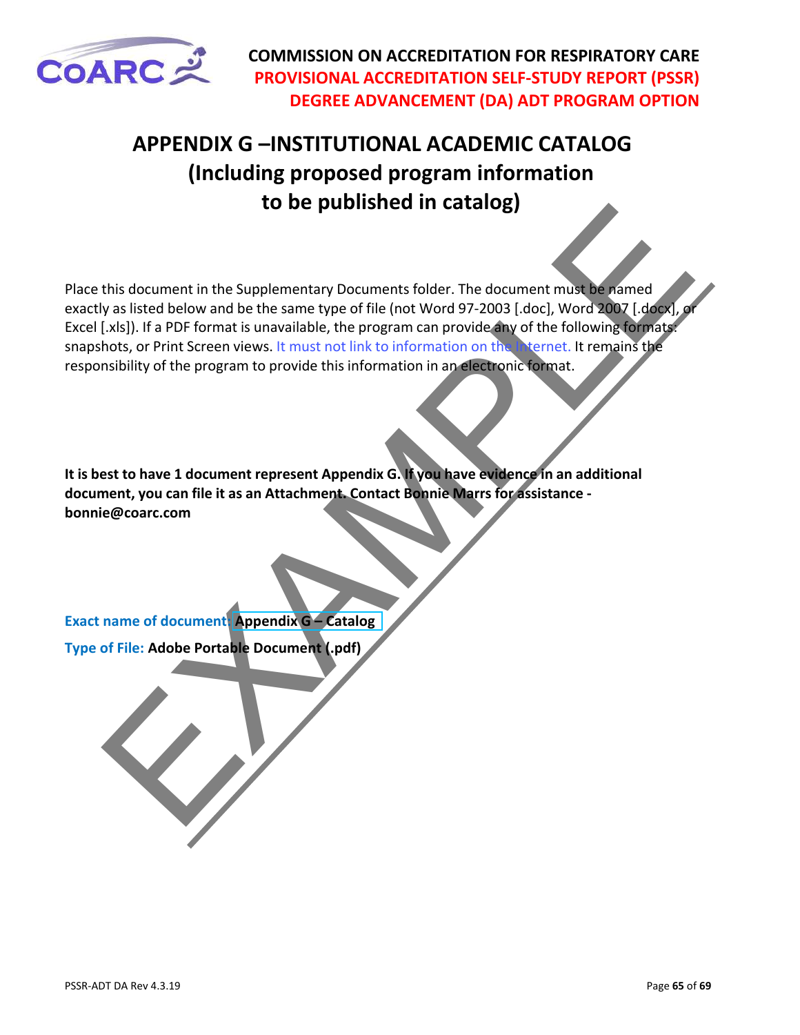# APPENDIX G –INSTITUTIONAL ACADEMIC CATALOG (Including proposed program information to be published in catalog)

Place this document in the Supplementary Documents folder. The document must be named exactly as listed below and be the same type of file (not Word 97-2003 [.doc], Word 2007 [.docx], or Excel [.xls]). If a PDF format is unavailable, the program can provide any of the following formats: snapshots, or Print Screen views. It must not link to information on the Internet. It remains the responsibility of the program to provide this information in an electronic format.

**It is best to have 1 document represent Appendix G. If you have evidence in an additional document, you can file it as an Attachment. Contact Bonnie Marrs for assistance - bonnie@coarc.com**

Exact name of document: **Appendix G – Catalog**

Type of File: **Adobe Portable Document (.pdf)**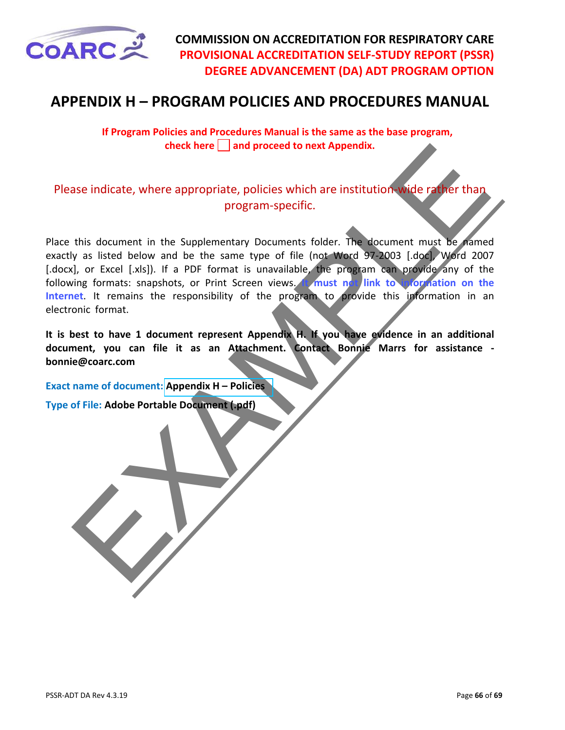# APPENDIX H – PROGRAM POLICIES AND PROCEDURES MANUAL

**If Program Policies and Procedures Manual is the same as the base program, check here ☐ and proceed to next Appendix.**

Please indicate, where appropriate, policies which are institution-wide rather than program-specific.

Place this document in the Supplementary Documents folder. The document must be named exactly as listed below and be the same type of file (not Word 97-2003 [.doc], Word 2007 [.docx], or Excel [.xls]). If a PDF format is unavailable, the program can provide any of the following formats: snapshots, or Print Screen views. **It must not link to information on the Internet**. It remains the responsibility of the program to provide this information in an electronic format.

**It is best to have 1 document represent Appendix H. If you have evidence in an additional document, you can file it as an Attachment. Contact Bonnie Marrs for assistance - bonnie@coarc.com**

**Exact name of document:** **Appendix H – Policies**

**Type of File:** **Adobe Portable Document (.pdf)**

EXAMPLE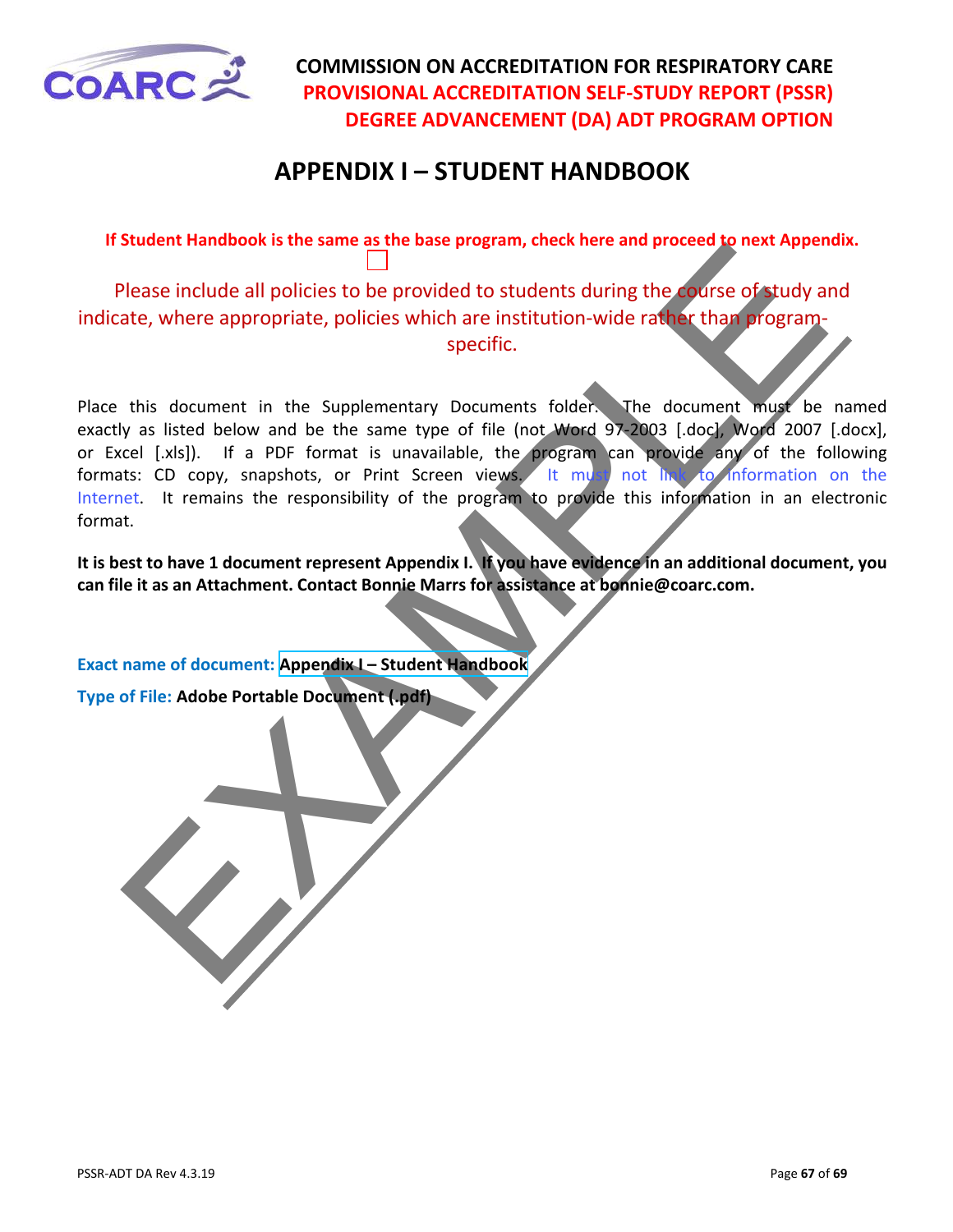**COMMISSION ON ACCREDITATION FOR RESPIRATORY CARE**
**PROVISIONAL ACCREDITATION SELF-STUDY REPORT (PSSR)**
**DEGREE ADVANCEMENT (DA) ADT PROGRAM OPTION**

# APPENDIX I – STUDENT HANDBOOK

**If Student Handbook is the same as the base program, check here and proceed to next Appendix.** ☐

Please include all policies to be provided to students during the course of study and indicate, where appropriate, policies which are institution-wide rather than program-specific.

Place this document in the Supplementary Documents folder. The document must be named exactly as listed below and be the same type of file (not Word 97-2003 [.doc], Word 2007 [.docx], or Excel [.xls]). If a PDF format is unavailable, the program can provide any of the following formats: CD copy, snapshots, or Print Screen views. It must not link to information on the Internet. It remains the responsibility of the program to provide this information in an electronic format.

**It is best to have 1 document represent Appendix I. If you have evidence in an additional document, you can file it as an Attachment. Contact Bonnie Marrs for assistance at bonnie@coarc.com.**

**Exact name of document:** **Appendix I – Student Handbook**

**Type of File:** **Adobe Portable Document (.pdf)**

EXAMPLE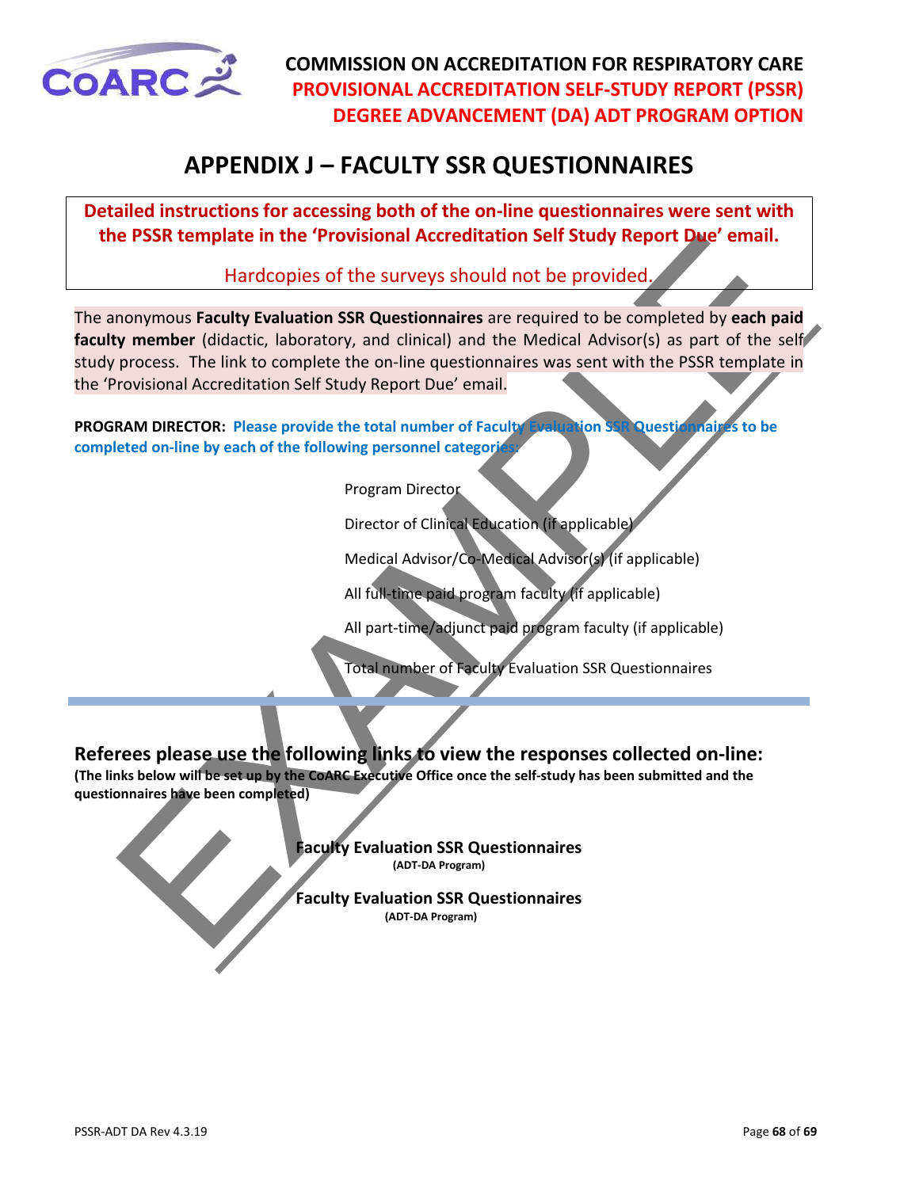# APPENDIX J – FAULTY SSR QUESTIONNAIRES

**Detailed instructions for accessing both of the on-line questionnaires were sent with the PSSR template in the 'Provisional Accreditation Self Study Report Due' email.**

Hardcopies of the surveys should not be provided.

The anonymous **Faculty Evaluation SSR Questionnaires** are required to be completed by **each paid faculty member** (didactic, laboratory, and clinical) and the Medical Advisor(s) as part of the self study process. The link to complete the on-line questionnaires was sent with the PSSR template in the 'Provisional Accreditation Self Study Report Due' email.

**PROGRAM DIRECTOR: Please provide the total number of Faculty Evaluation SSR Questionnaires to be completed on-line by each of the following personnel categories:**

Program Director

Director of Clinical Education (if applicable)

Medical Advisor/Co-Medical Advisor(s) (if applicable)

All full-time paid program faculty (if applicable)

All part-time/adjunct paid program faculty (if applicable)

Total number of Faculty Evaluation SSR Questionnaires

---

## Referees please use the following links to view the responses collected on-line:

**(The links below will be set up by the CoARC Executive Office once the self-study has been submitted and the questionnaires have been completed)**

**Faculty Evaluation SSR Questionnaires**
**(ADT-DA Program)**

**Faculty Evaluation SSR Questionnaires**
**(ADT-DA Program)**

# APPENDIX J – FACULTY SSR QUESTIONNAIRES

**Detailed instructions for accessing both of the on-line questionnaires were sent with the PSSR template in the 'Provisional Accreditation Self Study Report Due' email.**

Hardcopies of the surveys should not be provided.

The anonymous **Faculty Evaluation SSR Questionnaires** are required to be completed by **each paid faculty member** (didactic, laboratory, and clinical) and the Medical Advisor(s) as part of the self study process. The link to complete the on-line questionnaires was sent with the PSSR template in the 'Provisional Accreditation Self Study Report Due' email.

**PROGRAM DIRECTOR: Please provide the total number of Faculty Evaluation SSR Questionnaires to be completed on-line by each of the following personnel categories:**

Program Director

Director of Clinical Education (if applicable)

Medical Advisor/Co-Medical Advisor(s) (if applicable)

All full-time paid program faculty (if applicable)

All part-time/adjunct paid program faculty (if applicable)

Total number of Faculty Evaluation SSR Questionnaires

---

## Referees please use the following links to view the responses collected on-line:

**(The links below will be set up by the CoARC Executive Office once the self-study has been submitted and the questionnaires have been completed)**

**Faculty Evaluation SSR Questionnaires**
**(ADT-DA Program)**

**Faculty Evaluation SSR Questionnaires**
**(ADT-DA Program)**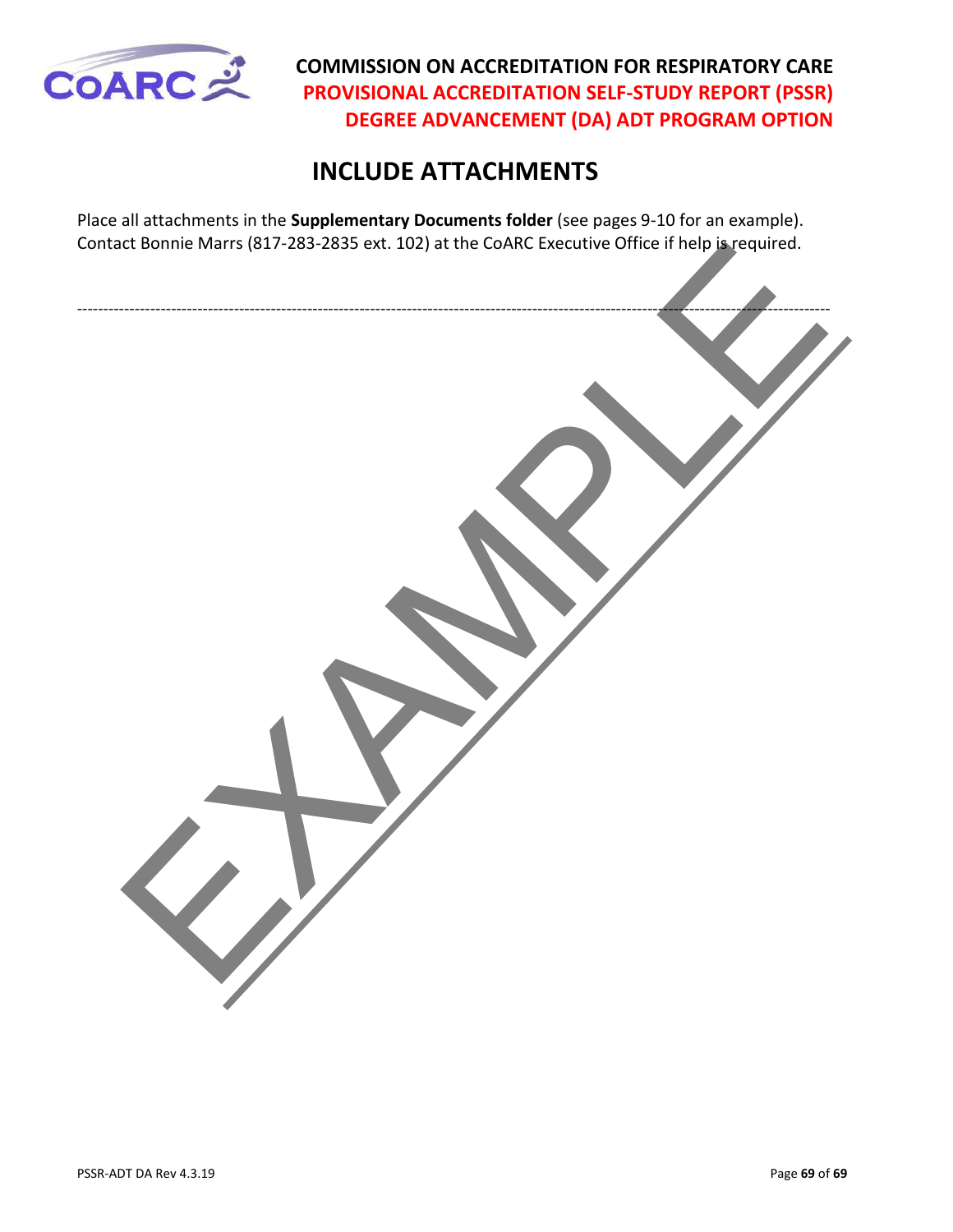# INCLUDE ATTACHMENTS

Place all attachments in the **Supplementary Documents folder** (see pages 9-10 for an example). Contact Bonnie Marrs (817-283-2835 ext. 102) at the CoARC Executive Office if help is required.

---

EXAMPLE